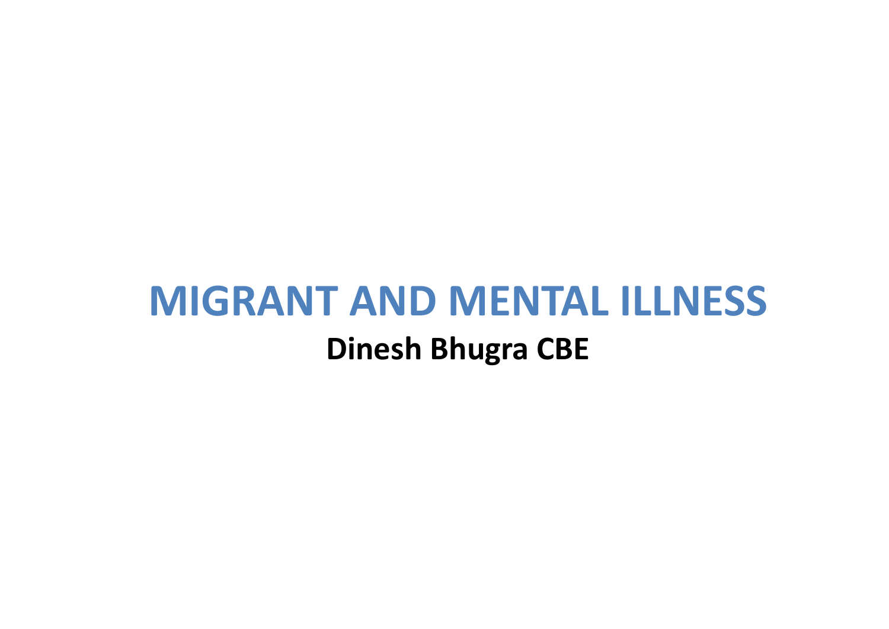# MIGRANT AND MENTAL ILLNESS

**Dinesh Bhugra CBE**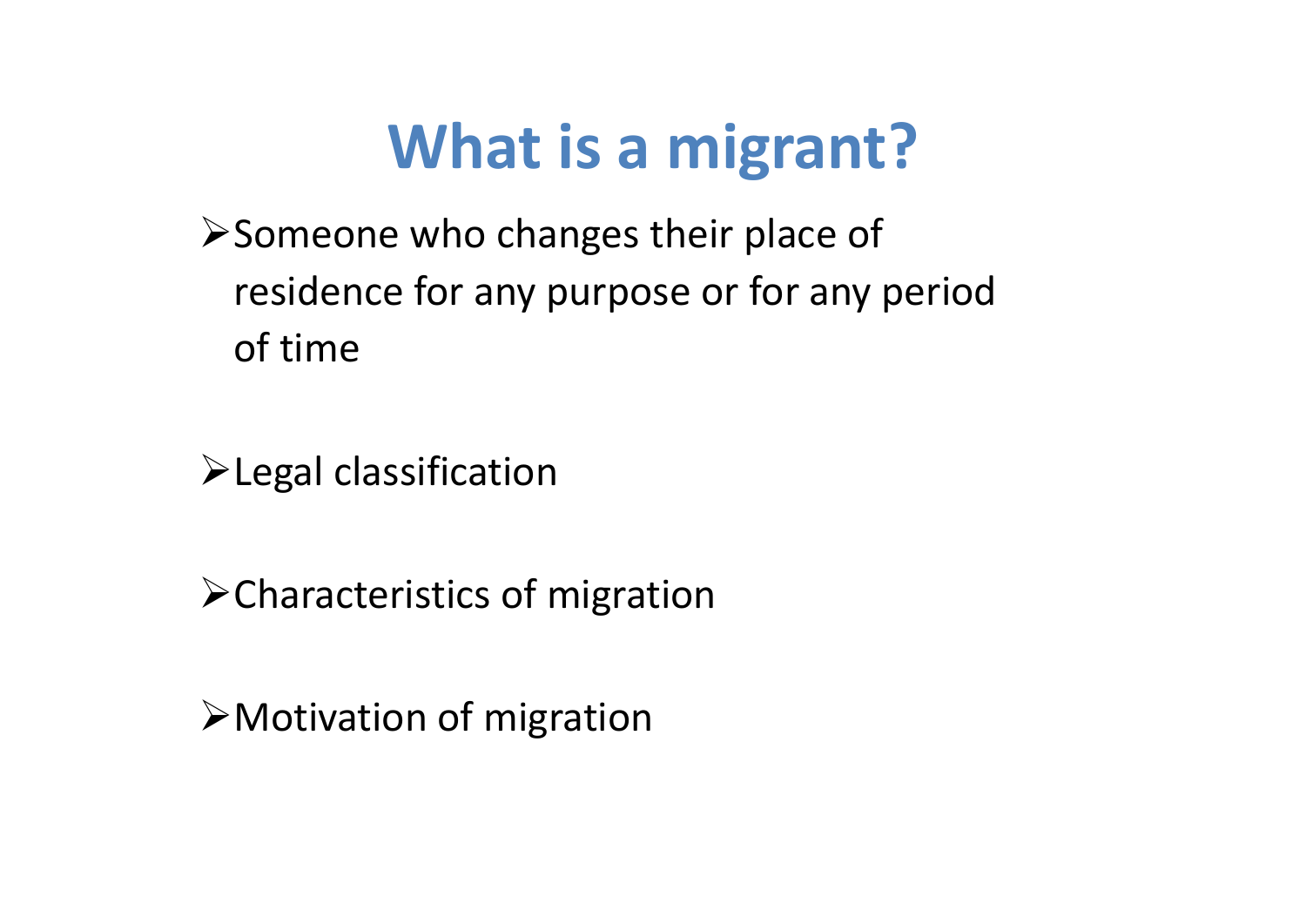# What is a migrant?

- Someone who changes their place of residence for any purpose or for any period of time

- Legal classification

- Characteristics of migration

- Motivation of migration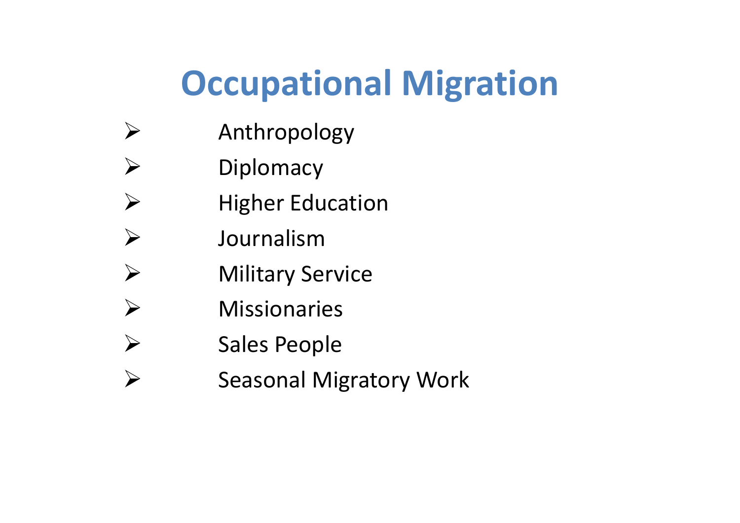# Occupational Migration

- Anthropology
- Diplomacy
- Higher Education
- Journalism
- Military Service
- Missionaries
- Sales People
- Seasonal Migratory Work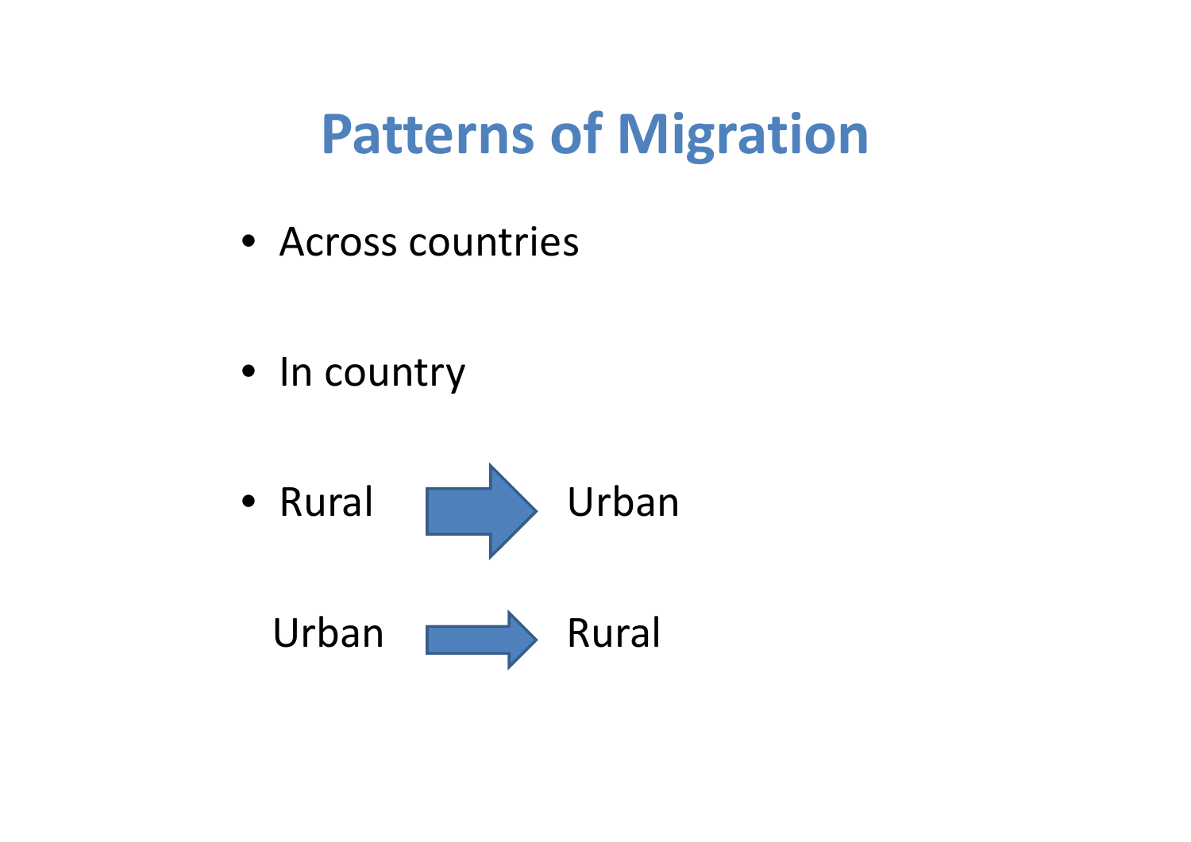# Patterns of Migration

- Across countries
- In country
- Rural → Urban

  Urban → Rural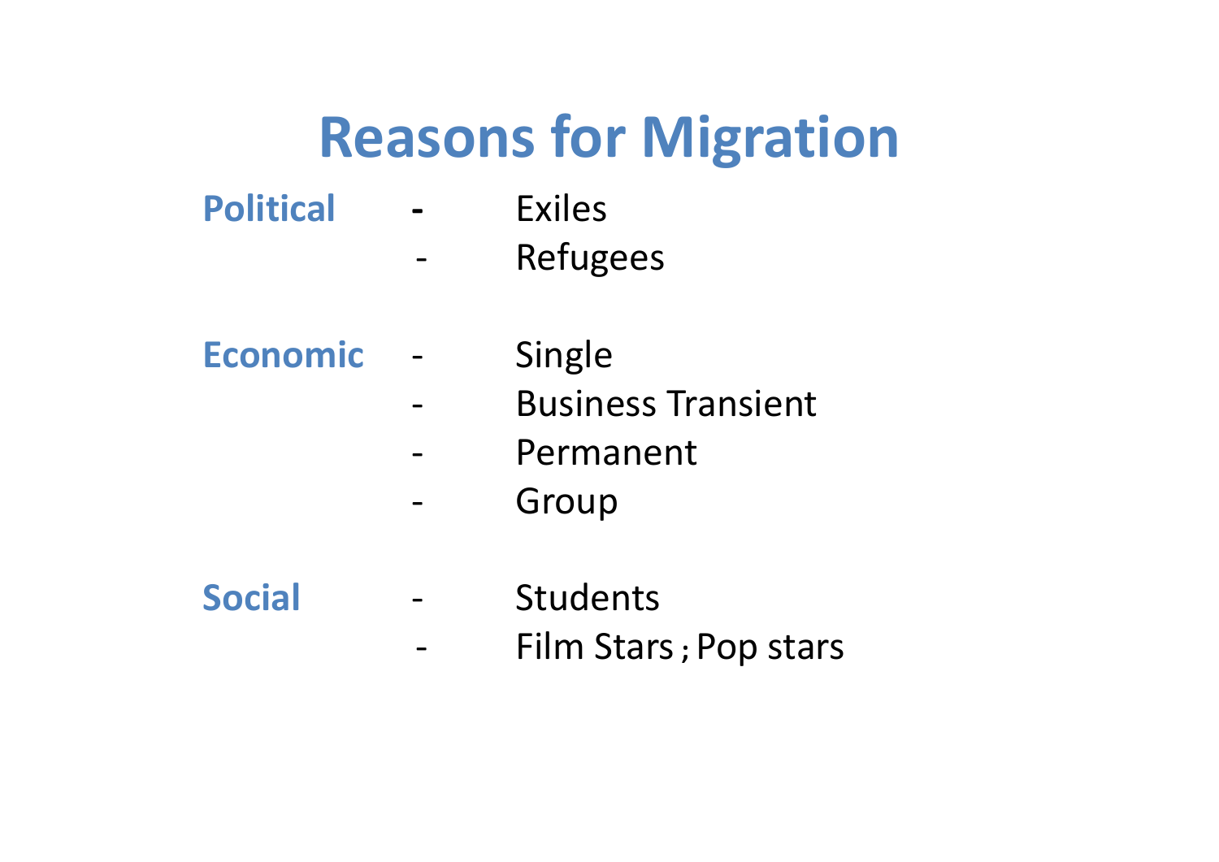# Reasons for Migration

**Political**
- Exiles
- Refugees

**Economic**
- Single
- Business Transient
- Permanent
- Group

**Social**
- Students
- Film Stars ; Pop stars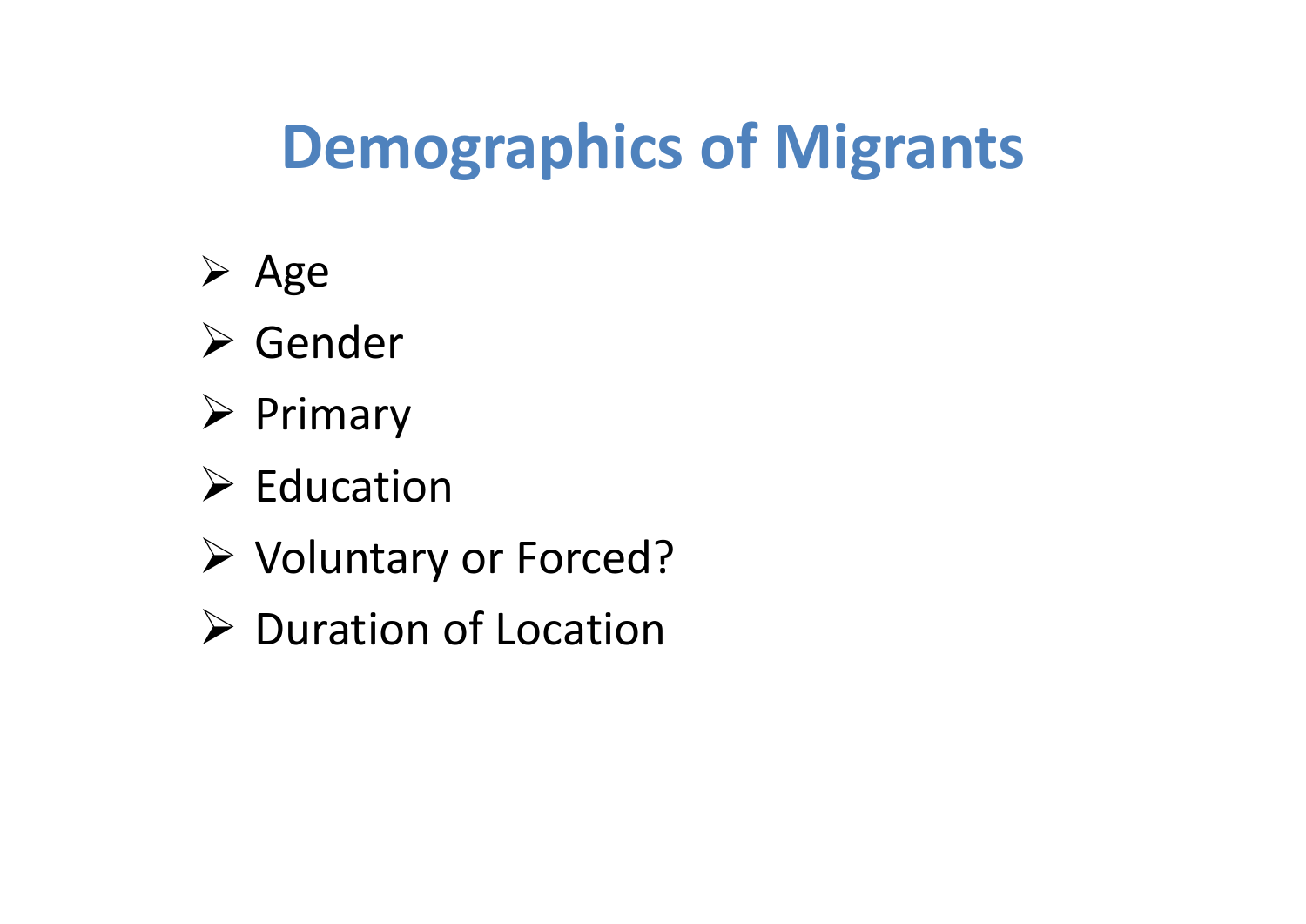# Demographics of Migrants

- Age
- Gender
- Primary
- Education
- Voluntary or Forced?
- Duration of Location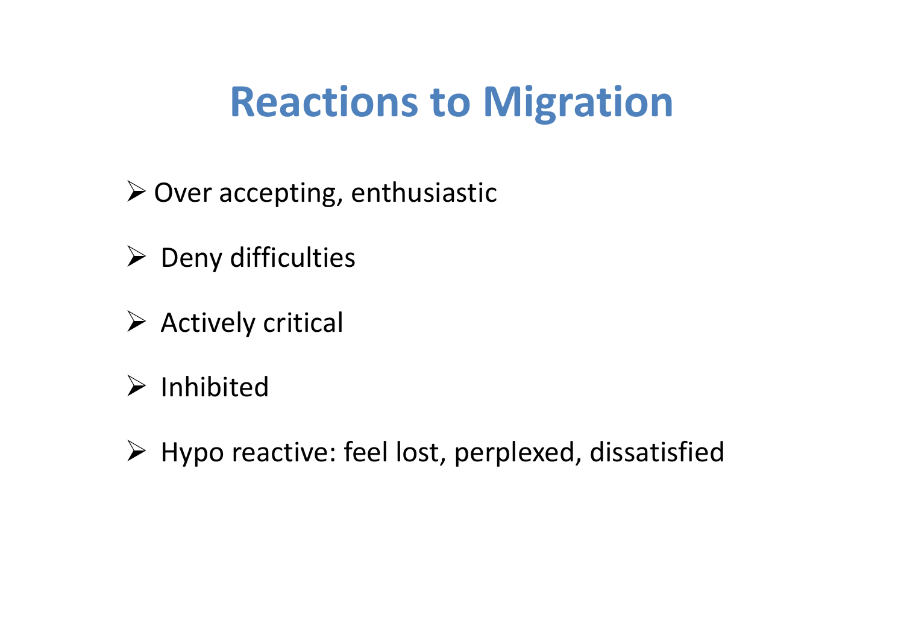# Reactions to Migration

- Over accepting, enthusiastic
- Deny difficulties
- Actively critical
- Inhibited
- Hypo reactive: feel lost, perplexed, dissatisfied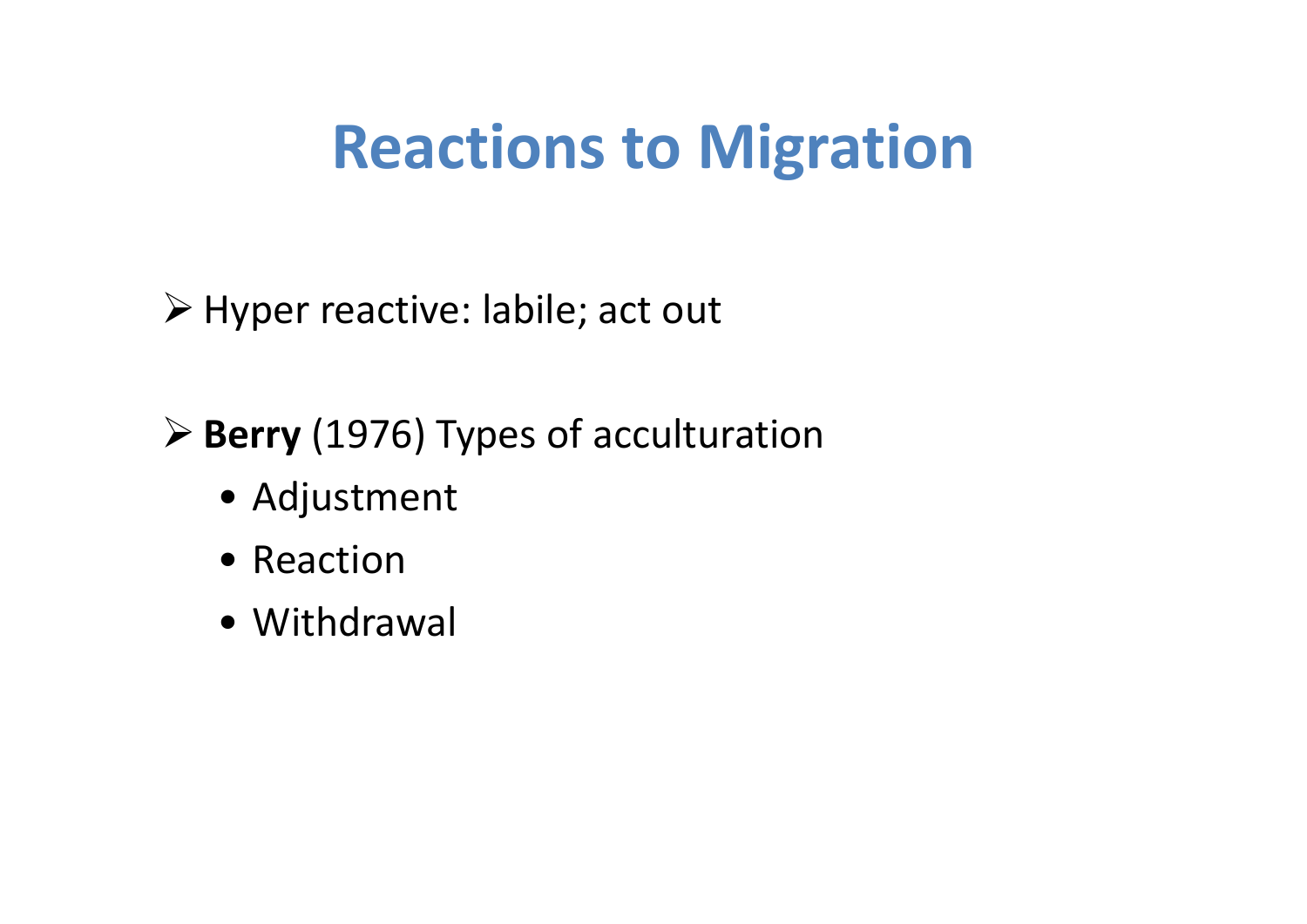# Reactions to Migration

- Hyper reactive: labile; act out
- **Berry** (1976) Types of acculturation
  - Adjustment
  - Reaction
  - Withdrawal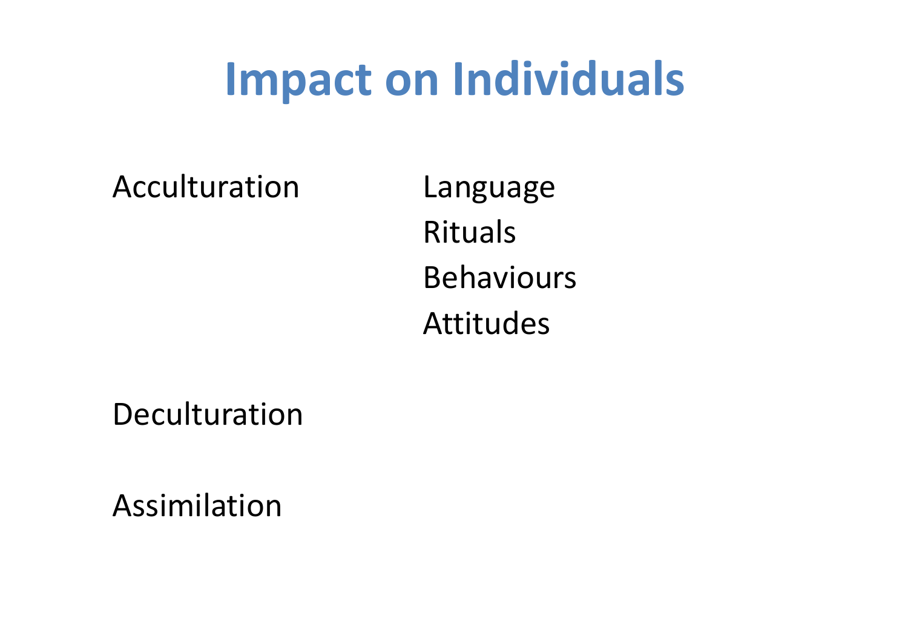# Impact on Individuals

Acculturation

- Language
- Rituals
- Behaviours
- Attitudes

Deculturation

Assimilation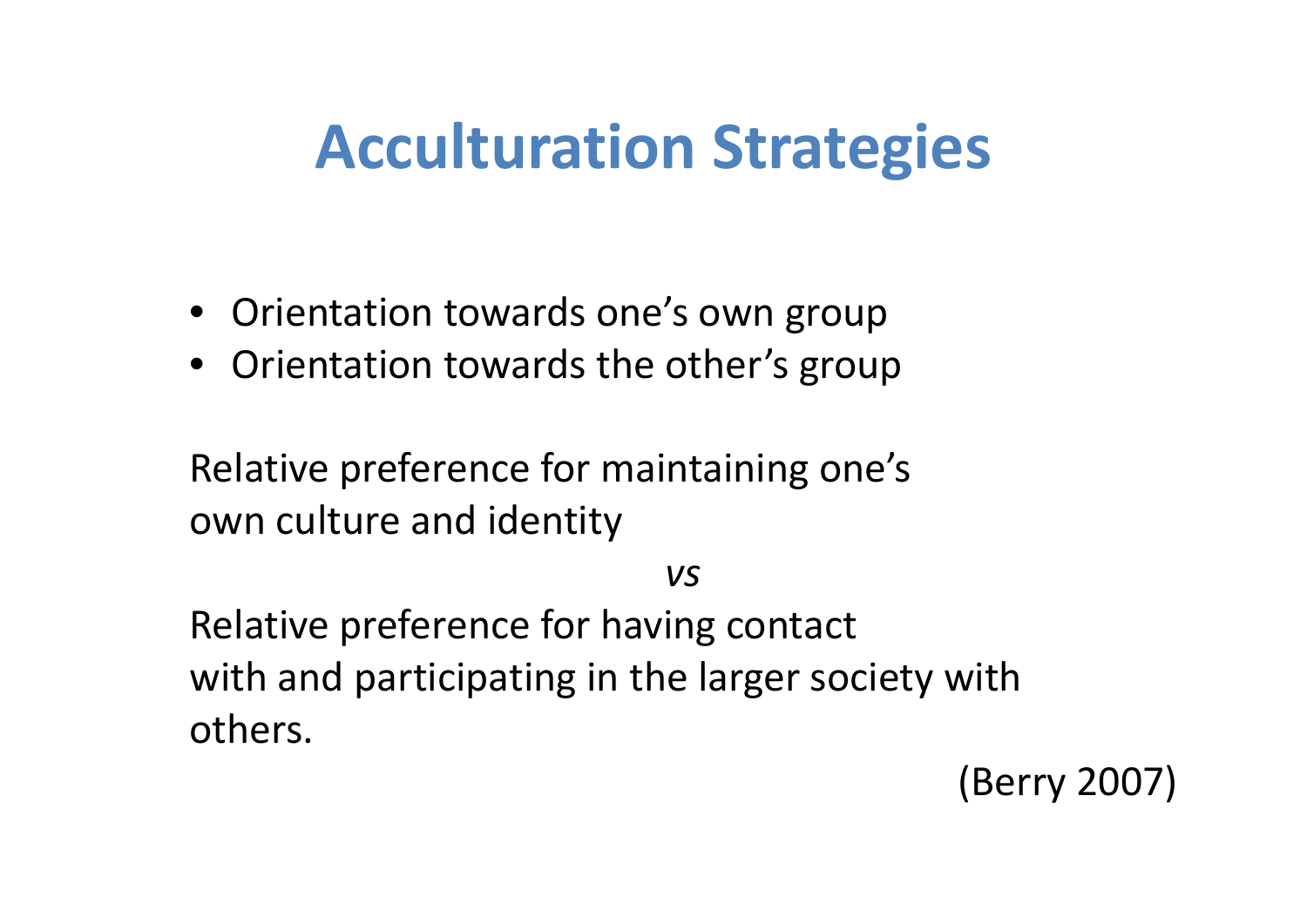# Acculturation Strategies

- Orientation towards one's own group
- Orientation towards the other's group

Relative preference for maintaining one's own culture and identity

*vs*

Relative preference for having contact with and participating in the larger society with others.

(Berry 2007)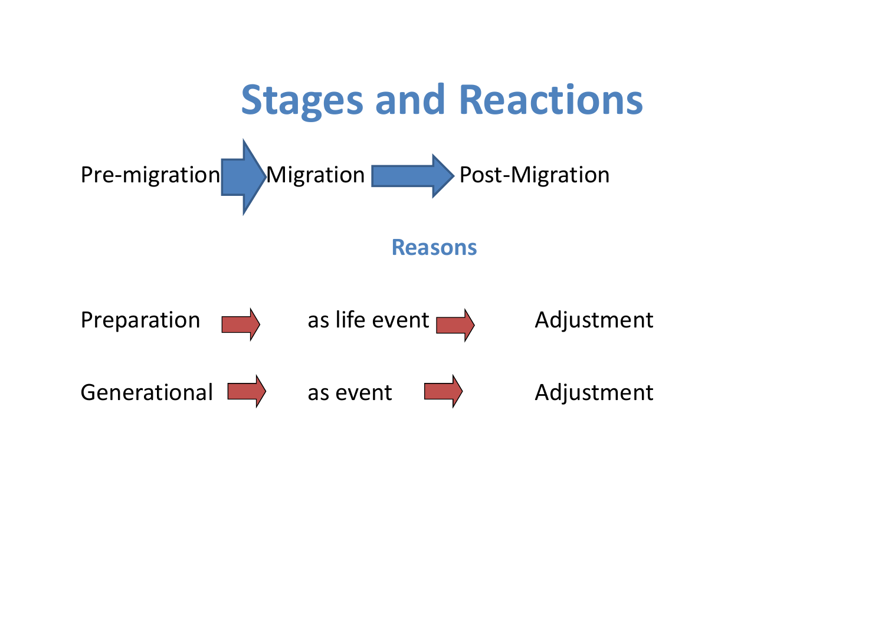# Stages and Reactions

Pre-migration → Migration → Post-Migration

**Reasons**

Preparation → as life event → Adjustment

Generational → as event → Adjustment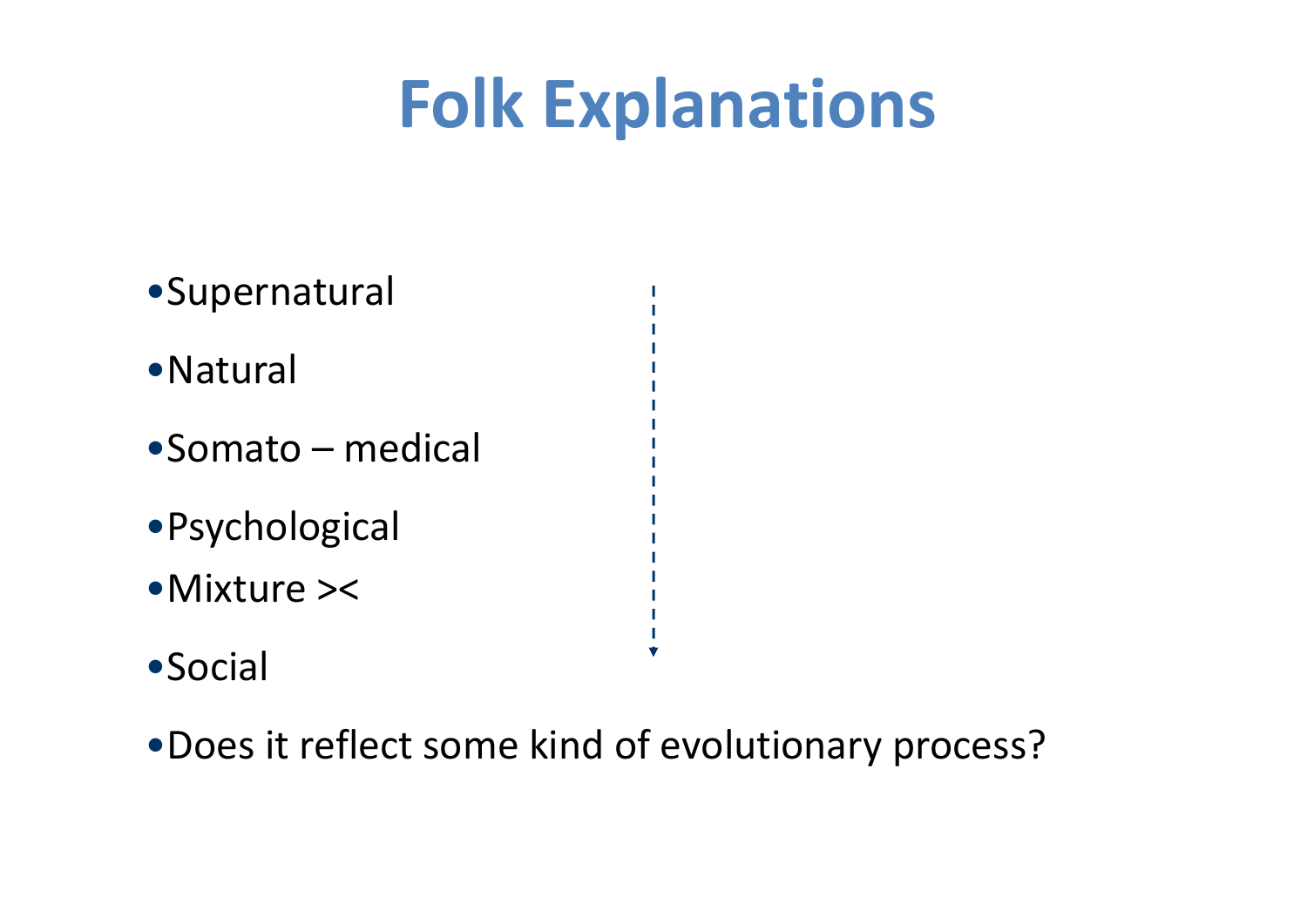# Folk Explanations

- Supernatural
- Natural
- Somato – medical
- Psychological
- Mixture ><
- Social
- Does it reflect some kind of evolutionary process?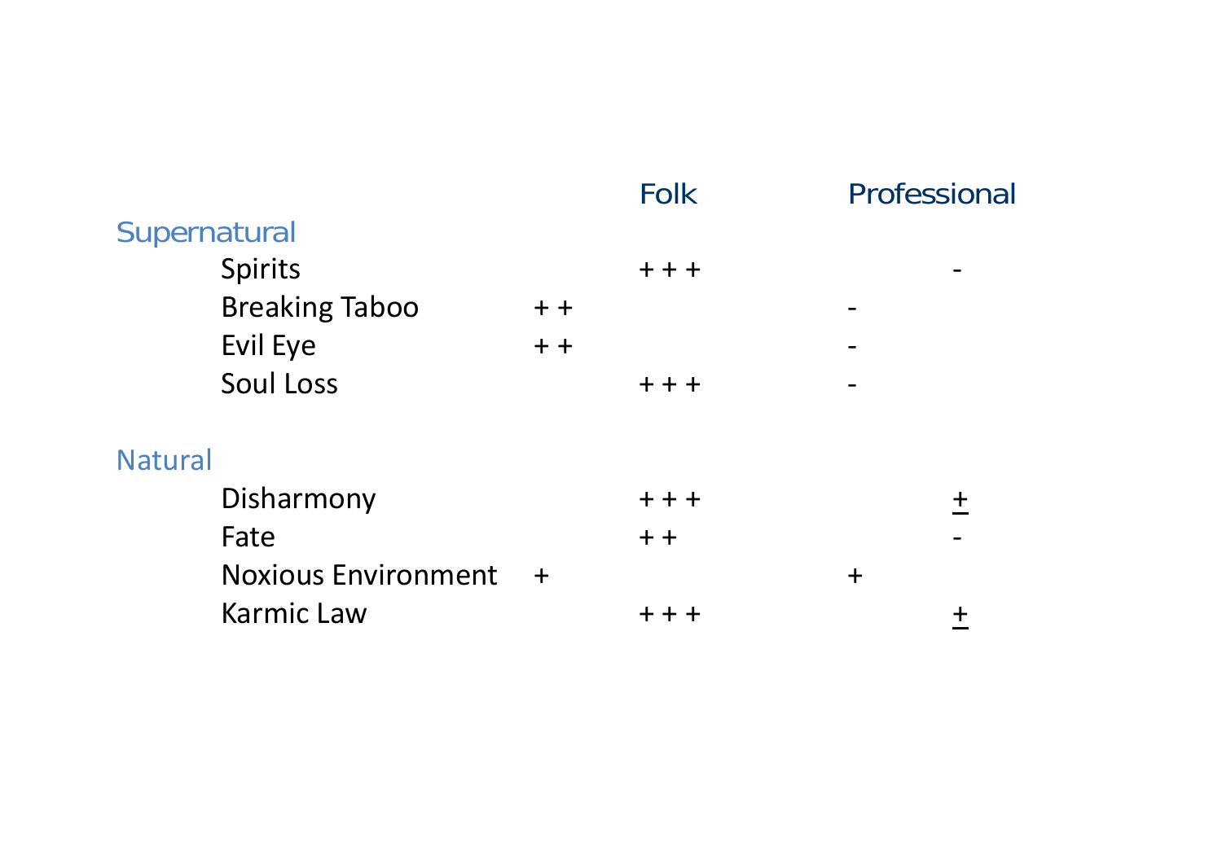| | Folk | Professional |
|---|---|---|
| **Supernatural** | | |
| Spirits | + + + | - |
| Breaking Taboo | + + | - |
| Evil Eye | + + | - |
| Soul Loss | + + + | - |
| **Natural** | | |
| Disharmony | + + + | ± |
| Fate | + + | - |
| Noxious Environment | + | + |
| Karmic Law | + + + | ± |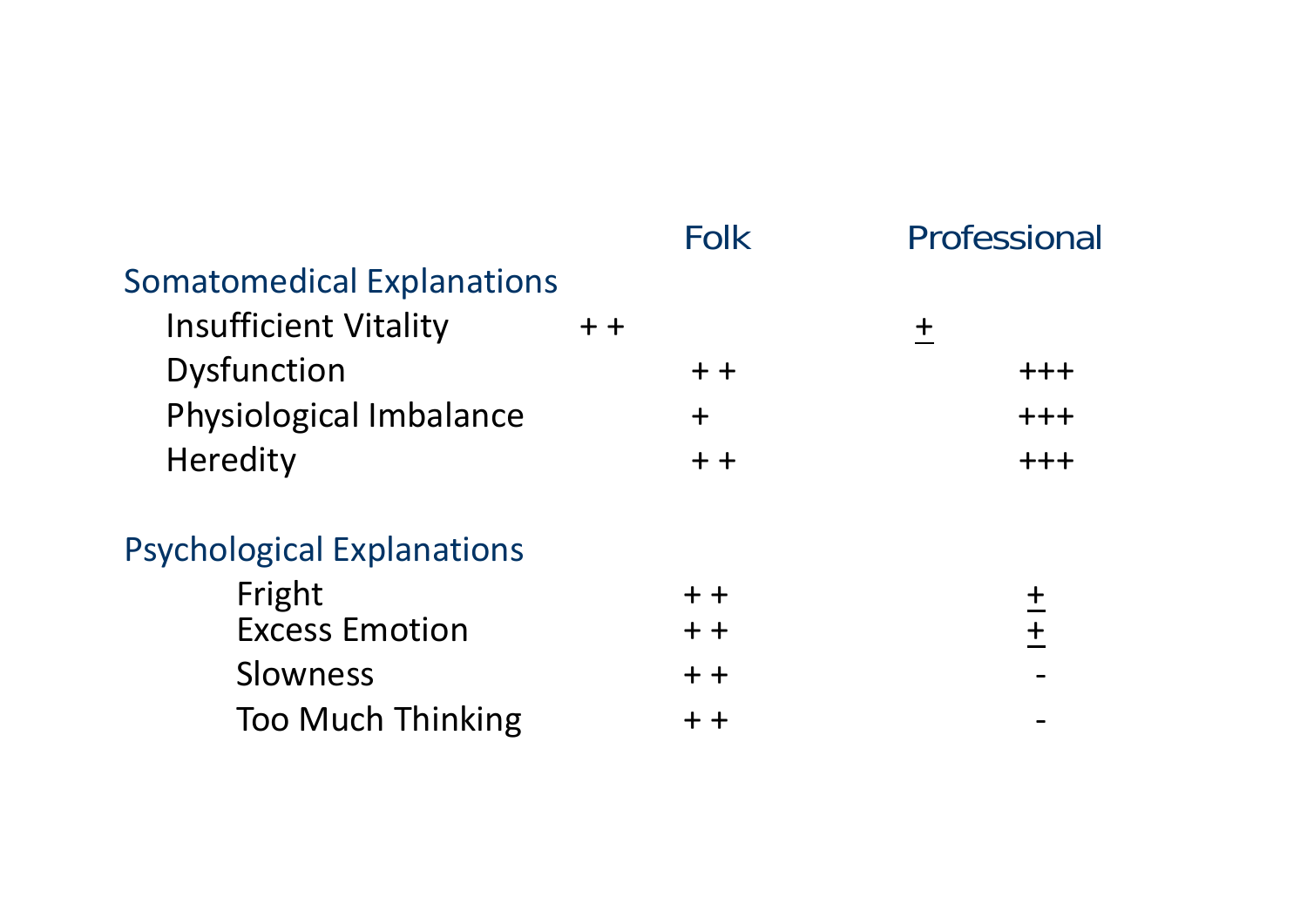| | Folk | Professional |
|---|---|---|
| **Somatomedical Explanations** | | |
| Insufficient Vitality | + + | ± |
| Dysfunction | + + | +++ |
| Physiological Imbalance | + | +++ |
| Heredity | + + | +++ |
| **Psychological Explanations** | | |
| Fright | + + | ± |
| Excess Emotion | + + | ± |
| Slowness | + + | - |
| Too Much Thinking | + + | - |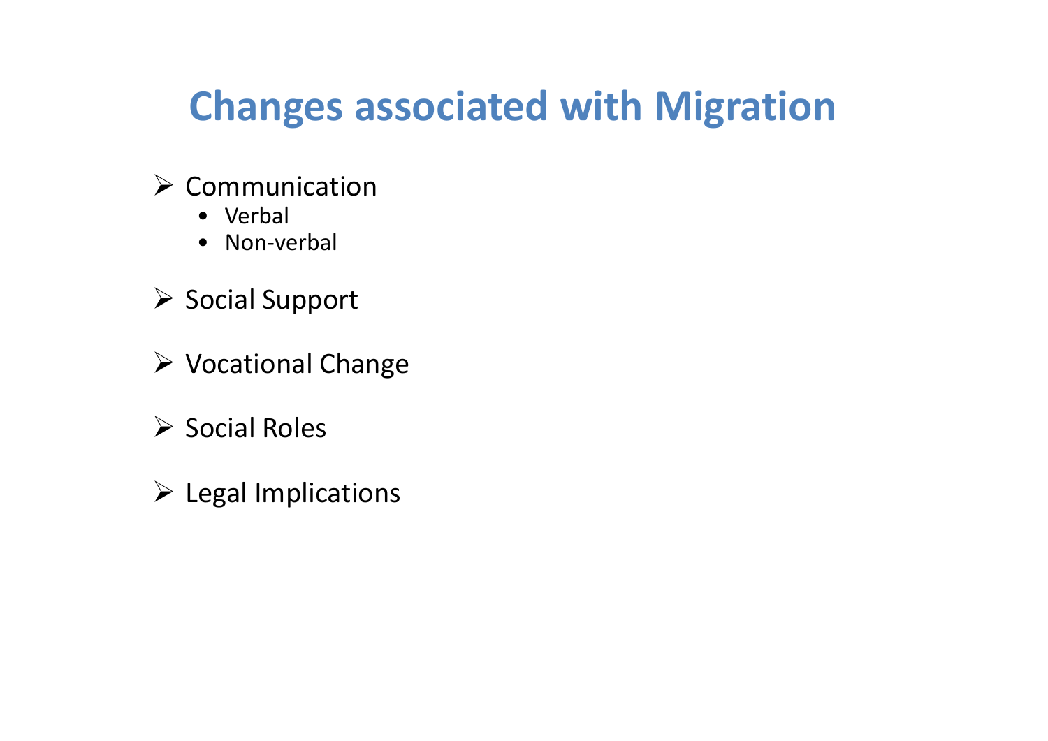# Changes associated with Migration

- Communication
  - Verbal
  - Non-verbal
- Social Support
- Vocational Change
- Social Roles
- Legal Implications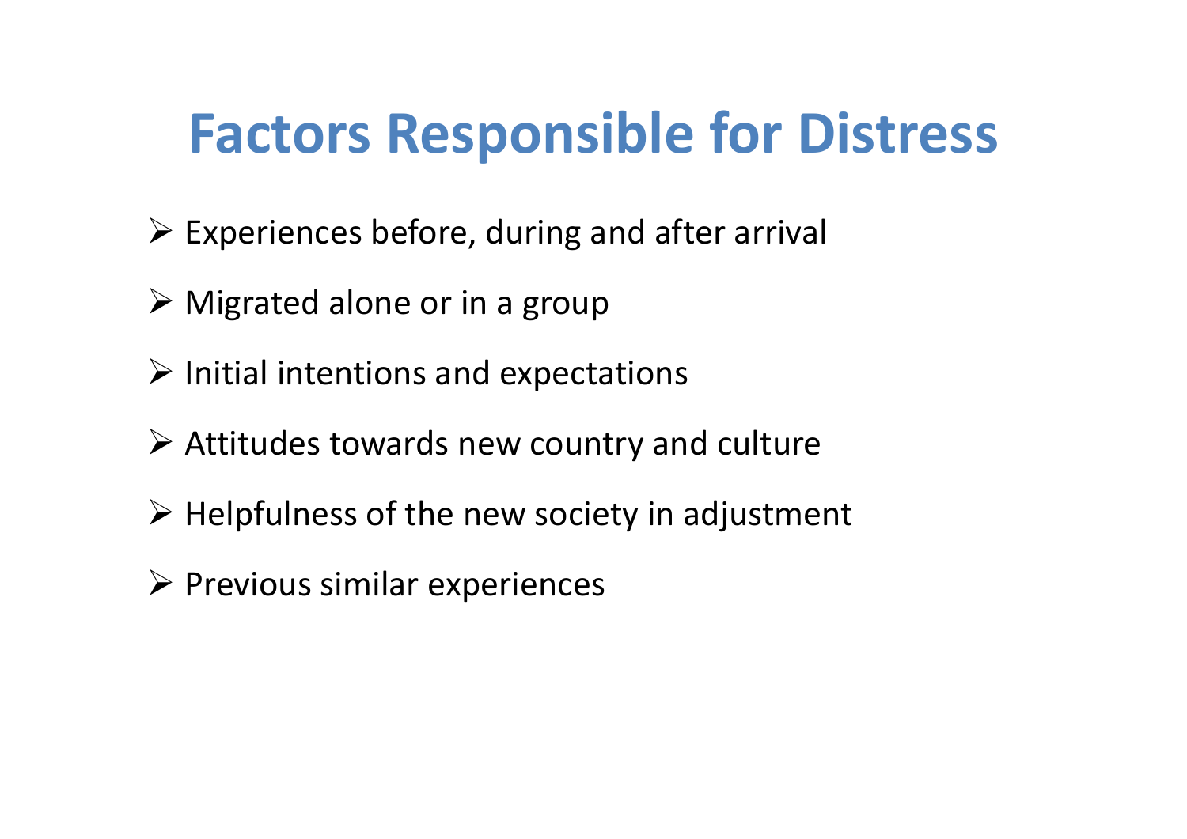# Factors Responsible for Distress

- Experiences before, during and after arrival
- Migrated alone or in a group
- Initial intentions and expectations
- Attitudes towards new country and culture
- Helpfulness of the new society in adjustment
- Previous similar experiences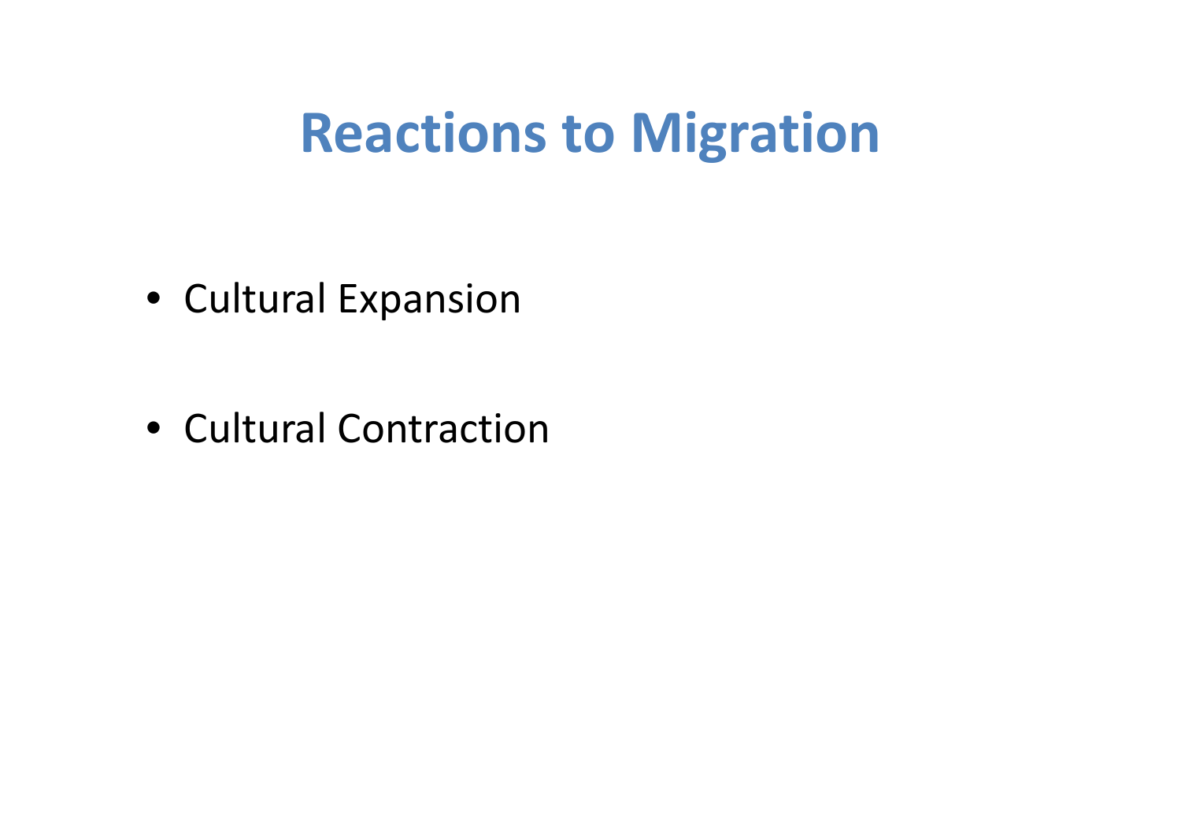# Reactions to Migration

- Cultural Expansion
- Cultural Contraction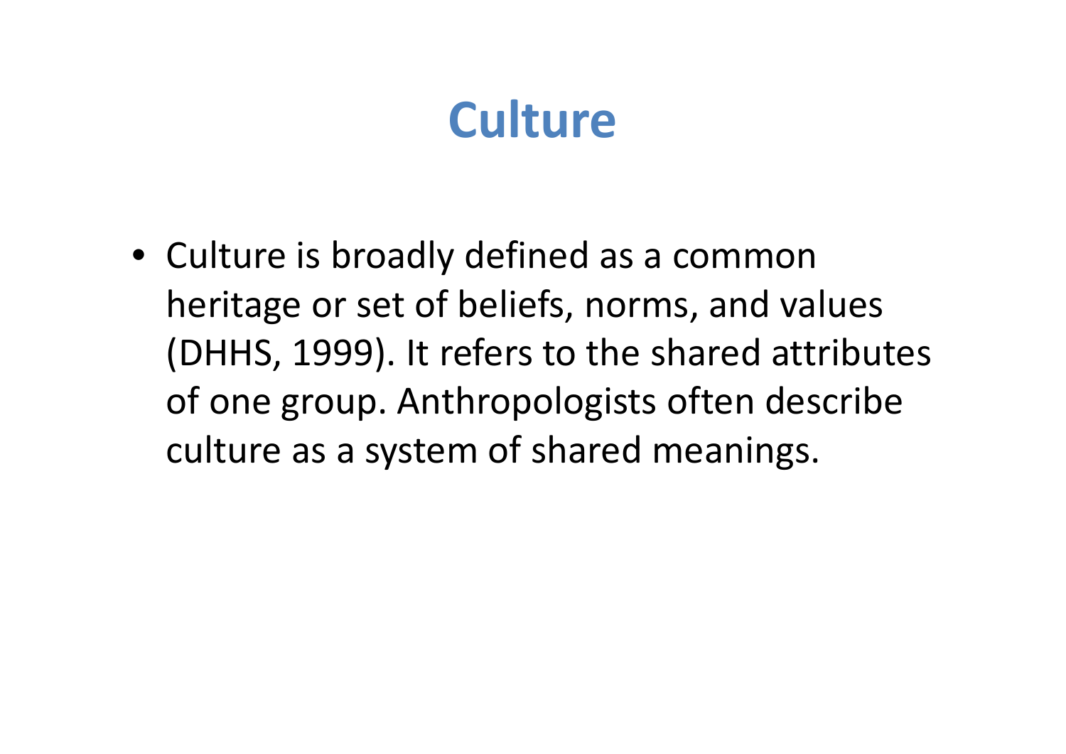# Culture

- Culture is broadly defined as a common heritage or set of beliefs, norms, and values (DHHS, 1999). It refers to the shared attributes of one group. Anthropologists often describe culture as a system of shared meanings.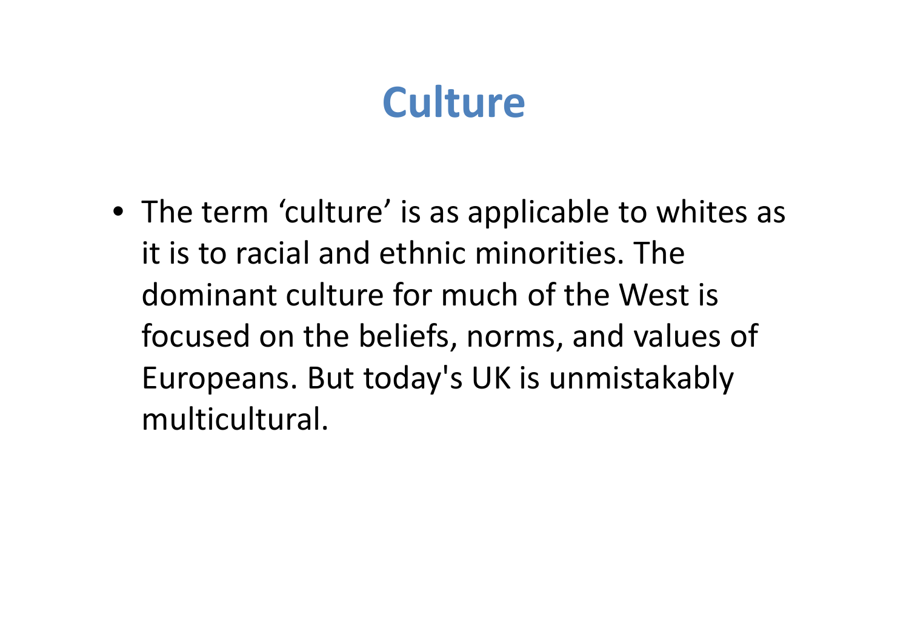# Culture

- The term ‘culture’ is as applicable to whites as it is to racial and ethnic minorities. The dominant culture for much of the West is focused on the beliefs, norms, and values of Europeans. But today's UK is unmistakably multicultural.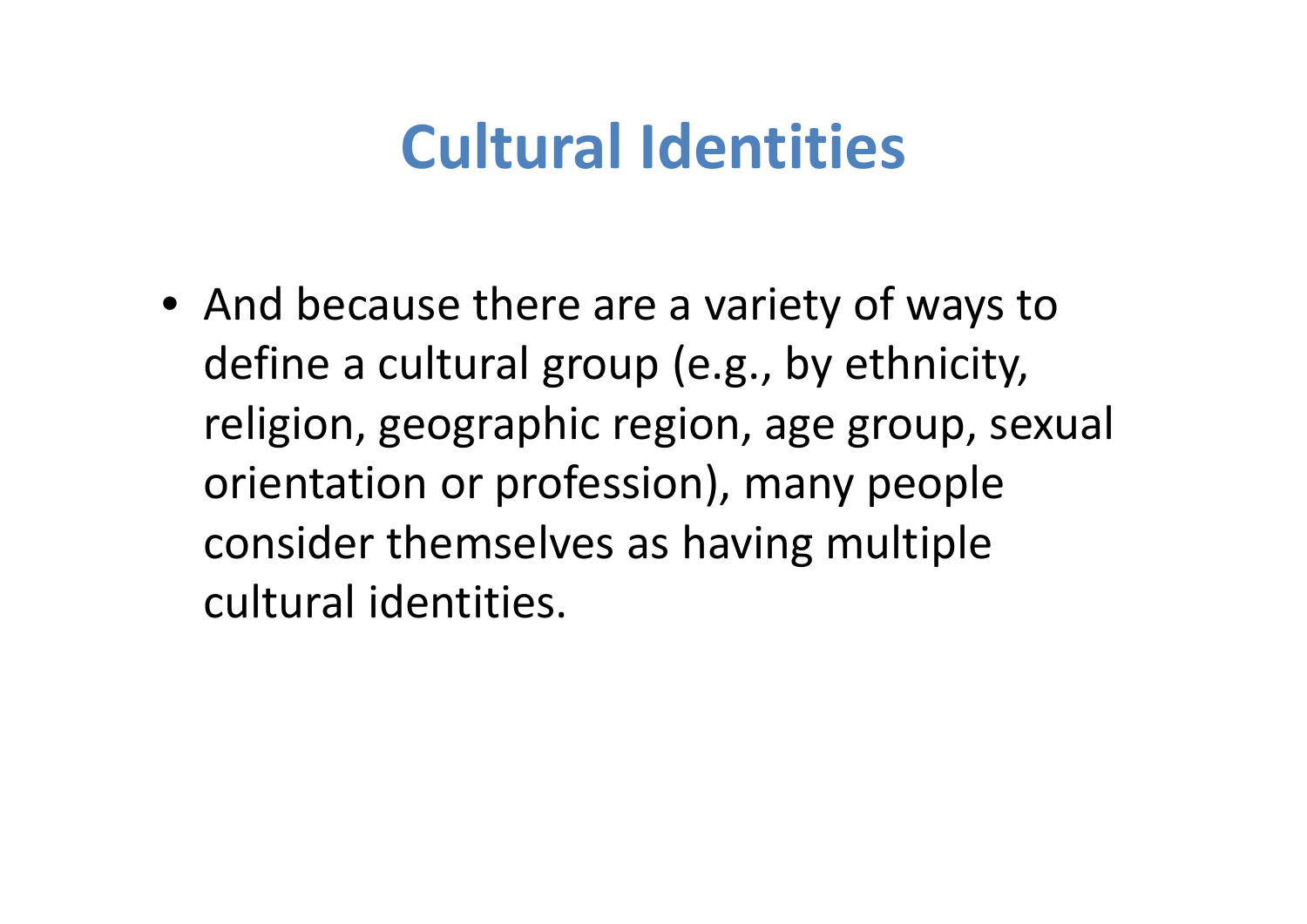# Cultural Identities

- And because there are a variety of ways to define a cultural group (e.g., by ethnicity, religion, geographic region, age group, sexual orientation or profession), many people consider themselves as having multiple cultural identities.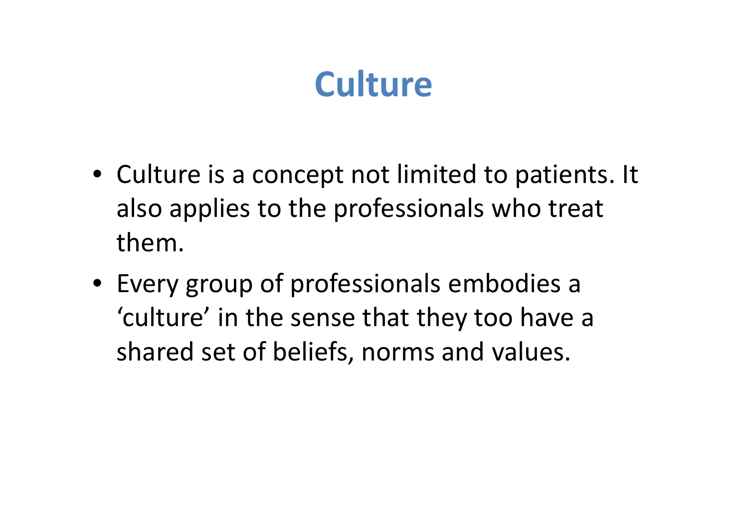# Culture

- Culture is a concept not limited to patients. It also applies to the professionals who treat them.
- Every group of professionals embodies a ‘culture’ in the sense that they too have a shared set of beliefs, norms and values.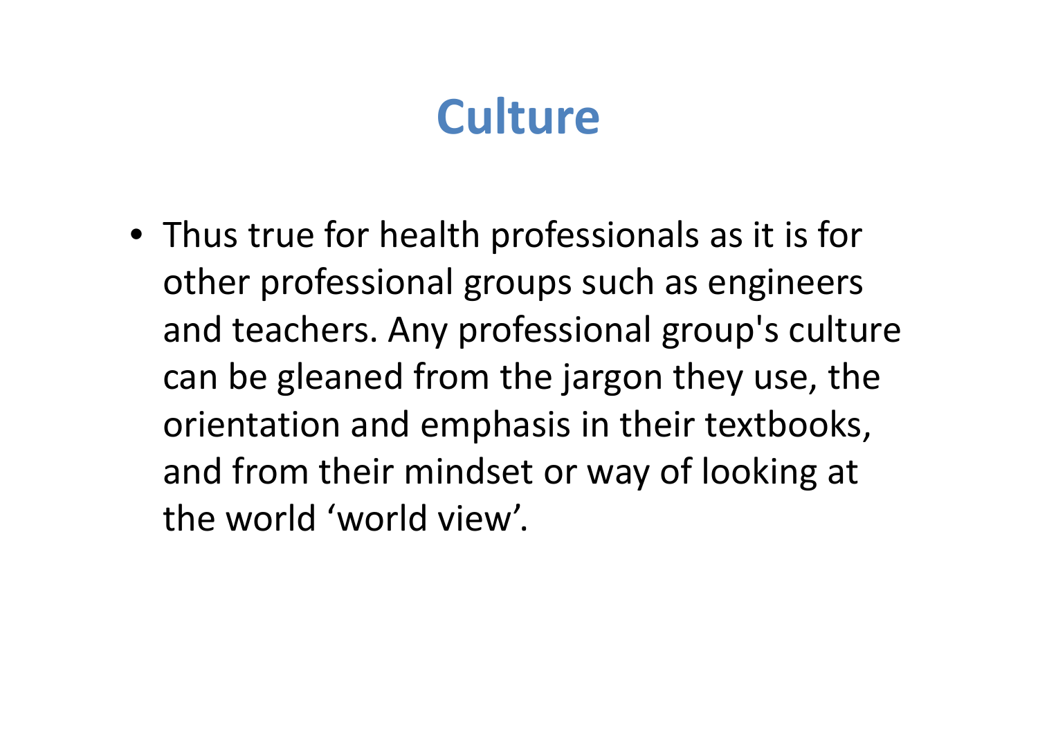# Culture

- Thus true for health professionals as it is for other professional groups such as engineers and teachers. Any professional group's culture can be gleaned from the jargon they use, the orientation and emphasis in their textbooks, and from their mindset or way of looking at the world ‘world view’.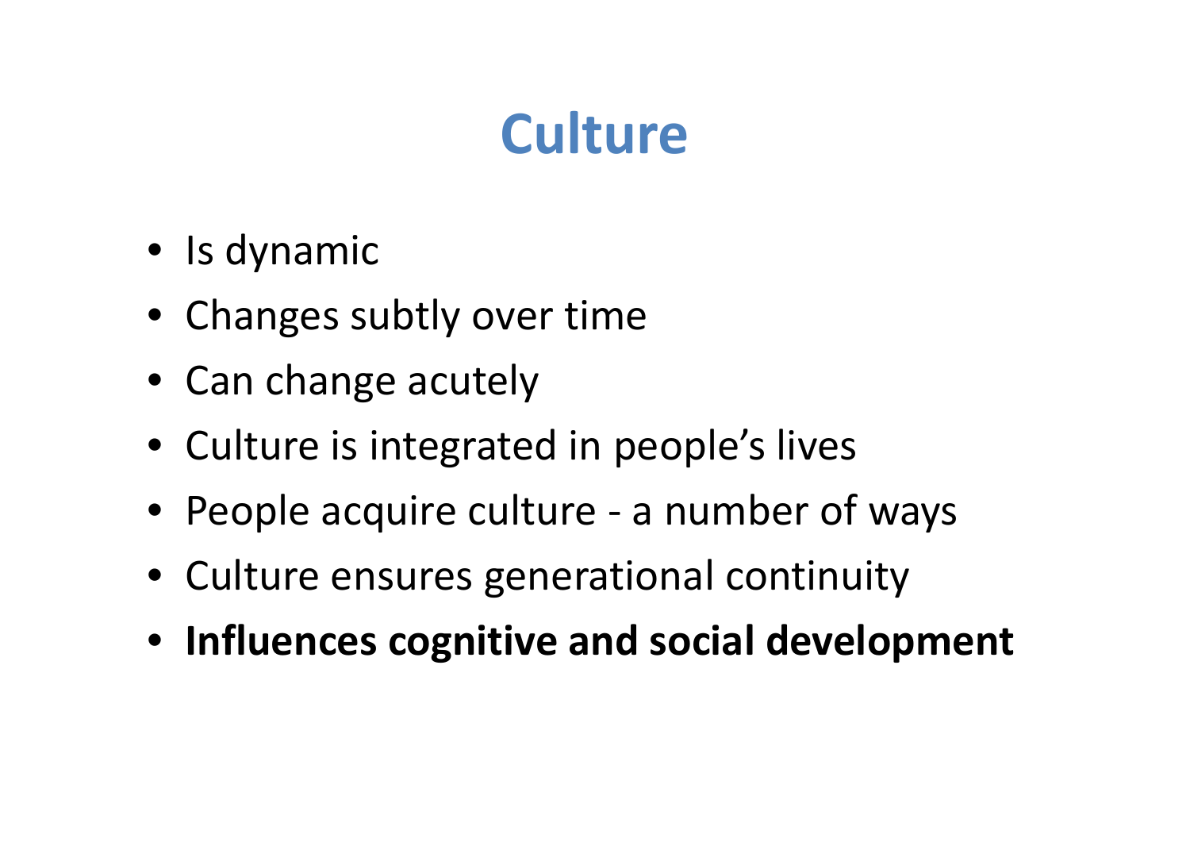# Culture

- Is dynamic
- Changes subtly over time
- Can change acutely
- Culture is integrated in people's lives
- People acquire culture - a number of ways
- Culture ensures generational continuity
- **Influences cognitive and social development**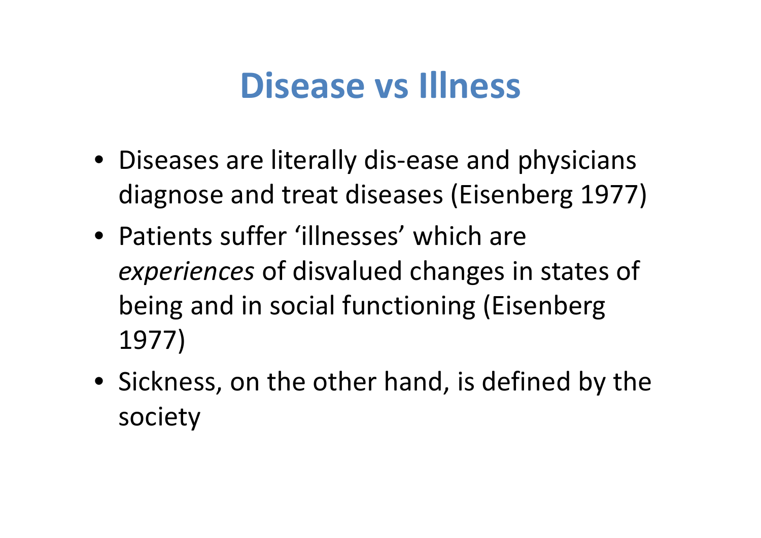# Disease vs Illness

- Diseases are literally dis-ease and physicians diagnose and treat diseases (Eisenberg 1977)
- Patients suffer 'illnesses' which are *experiences* of disvalued changes in states of being and in social functioning (Eisenberg 1977)
- Sickness, on the other hand, is defined by the society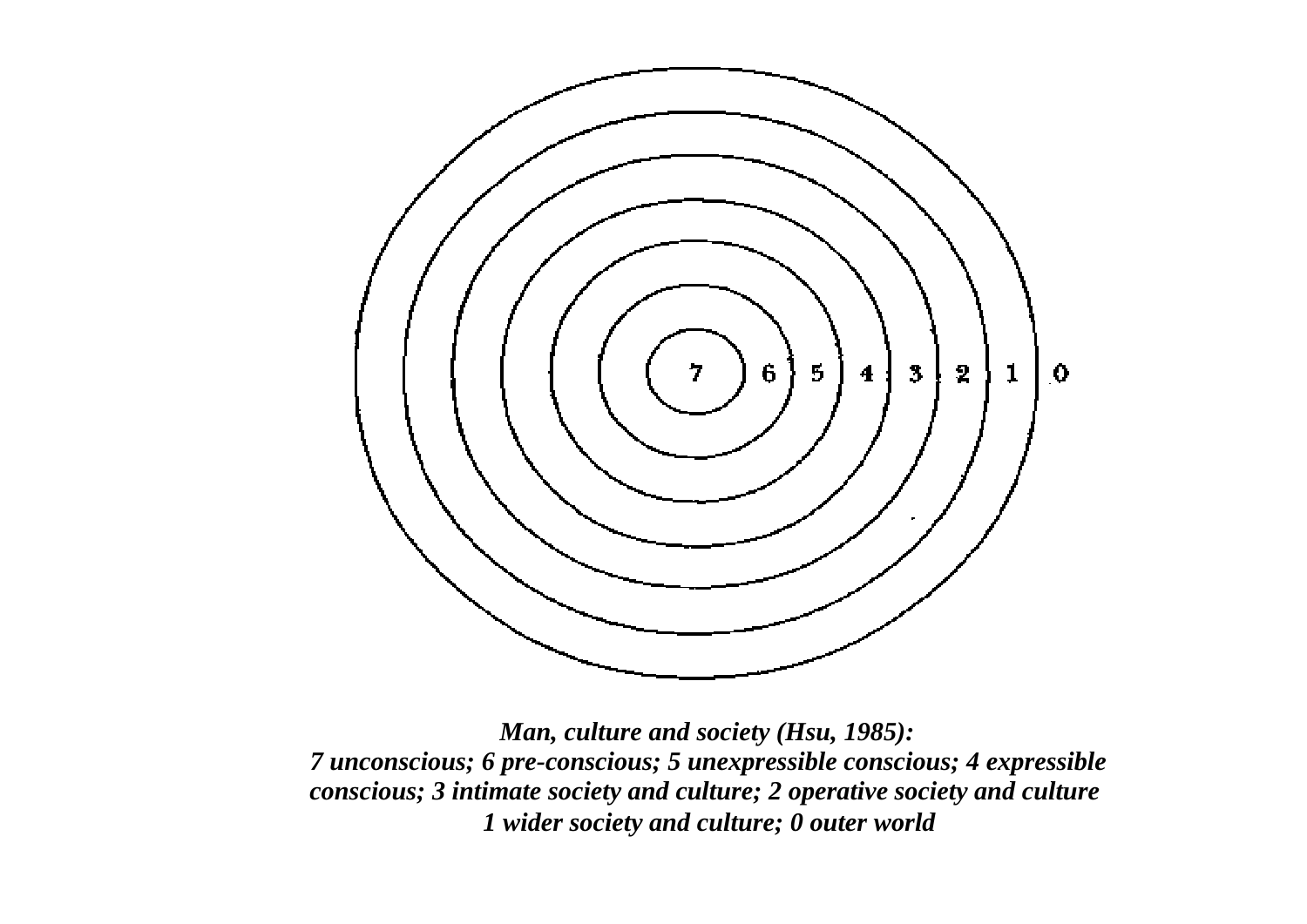7 6 5 4 3 2 1 0

*Man, culture and society (Hsu, 1985):*
*7 unconscious; 6 pre-conscious; 5 unexpressible conscious; 4 expressible conscious; 3 intimate society and culture; 2 operative society and culture 1 wider society and culture; 0 outer world*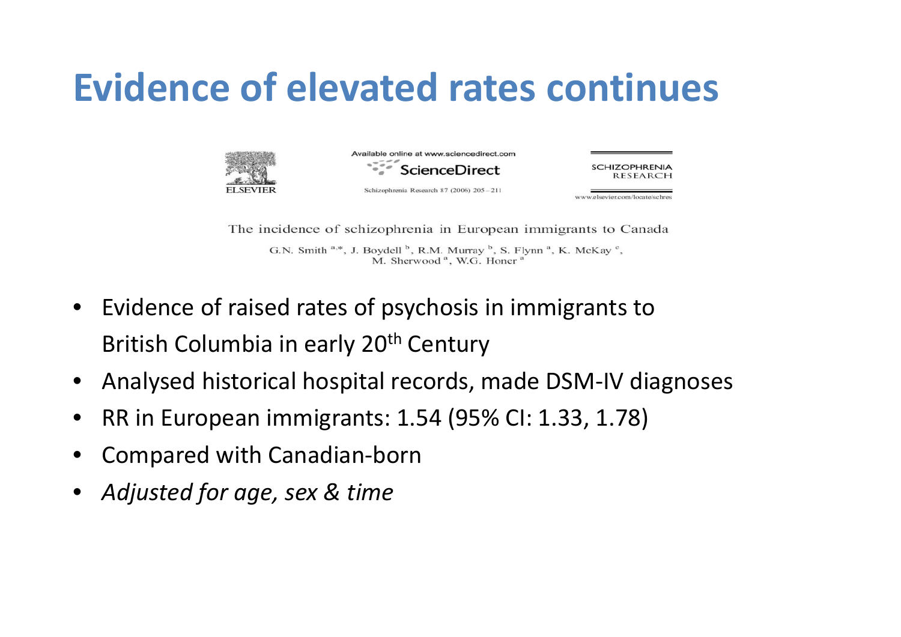# Evidence of elevated rates continues

Available online at www.sciencedirect.com

ScienceDirect

Schizophrenia Research 87 (2006) 205 – 211

SCHIZOPHRENIA RESEARCH

www.elsevier.com/locate/schres

The incidence of schizophrenia in European immigrants to Canada

G.N. Smith [a,*], J. Boydell [b], R.M. Murray [b], S. Flynn [a], K. McKay [c], M. Sherwood [a], W.G. Honer [a]

- Evidence of raised rates of psychosis in immigrants to British Columbia in early 20th Century
- Analysed historical hospital records, made DSM-IV diagnoses
- RR in European immigrants: 1.54 (95% CI: 1.33, 1.78)
- Compared with Canadian-born
- *Adjusted for age, sex & time*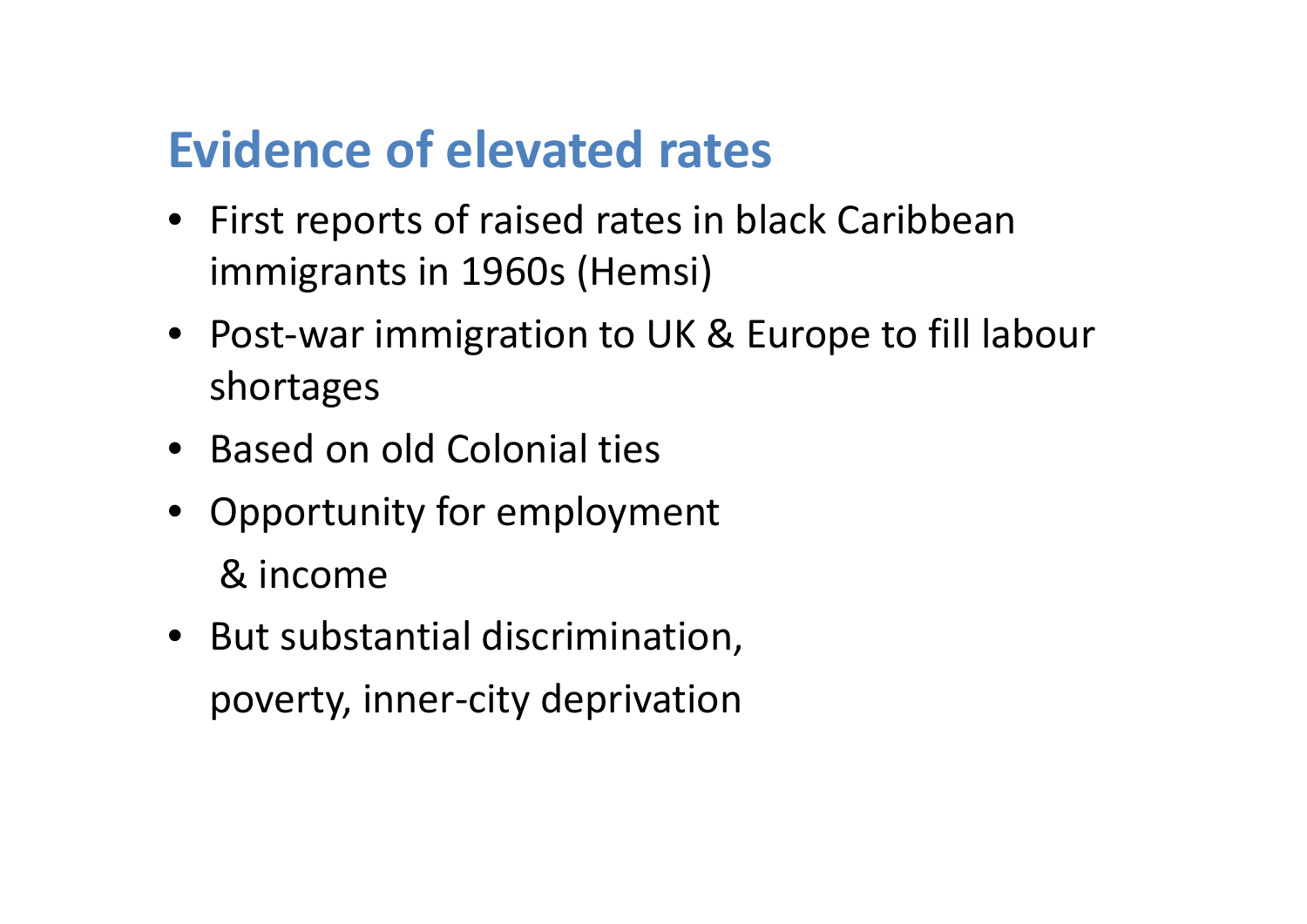## Evidence of elevated rates

- First reports of raised rates in black Caribbean immigrants in 1960s (Hemsi)
- Post-war immigration to UK & Europe to fill labour shortages
- Based on old Colonial ties
- Opportunity for employment & income
- But substantial discrimination, poverty, inner-city deprivation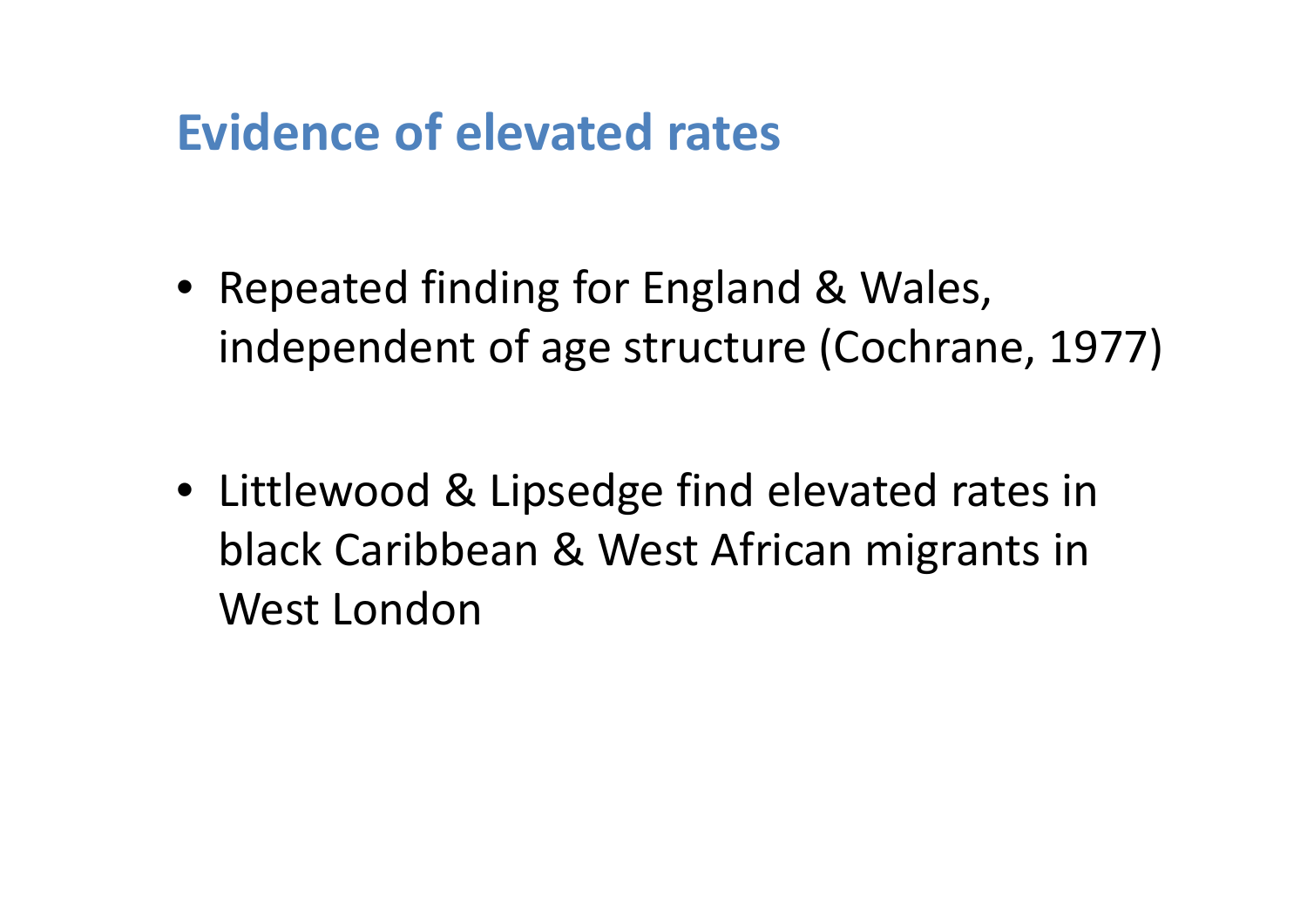## Evidence of elevated rates

- Repeated finding for England & Wales, independent of age structure (Cochrane, 1977)
- Littlewood & Lipsedge find elevated rates in black Caribbean & West African migrants in West London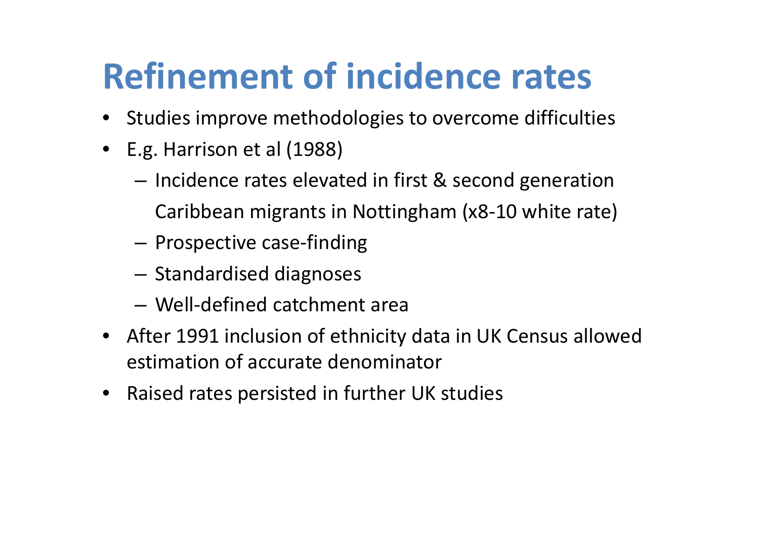# Refinement of incidence rates

- Studies improve methodologies to overcome difficulties
- E.g. Harrison et al (1988)
  - Incidence rates elevated in first & second generation Caribbean migrants in Nottingham (x8-10 white rate)
  - Prospective case-finding
  - Standardised diagnoses
  - Well-defined catchment area
- After 1991 inclusion of ethnicity data in UK Census allowed estimation of accurate denominator
- Raised rates persisted in further UK studies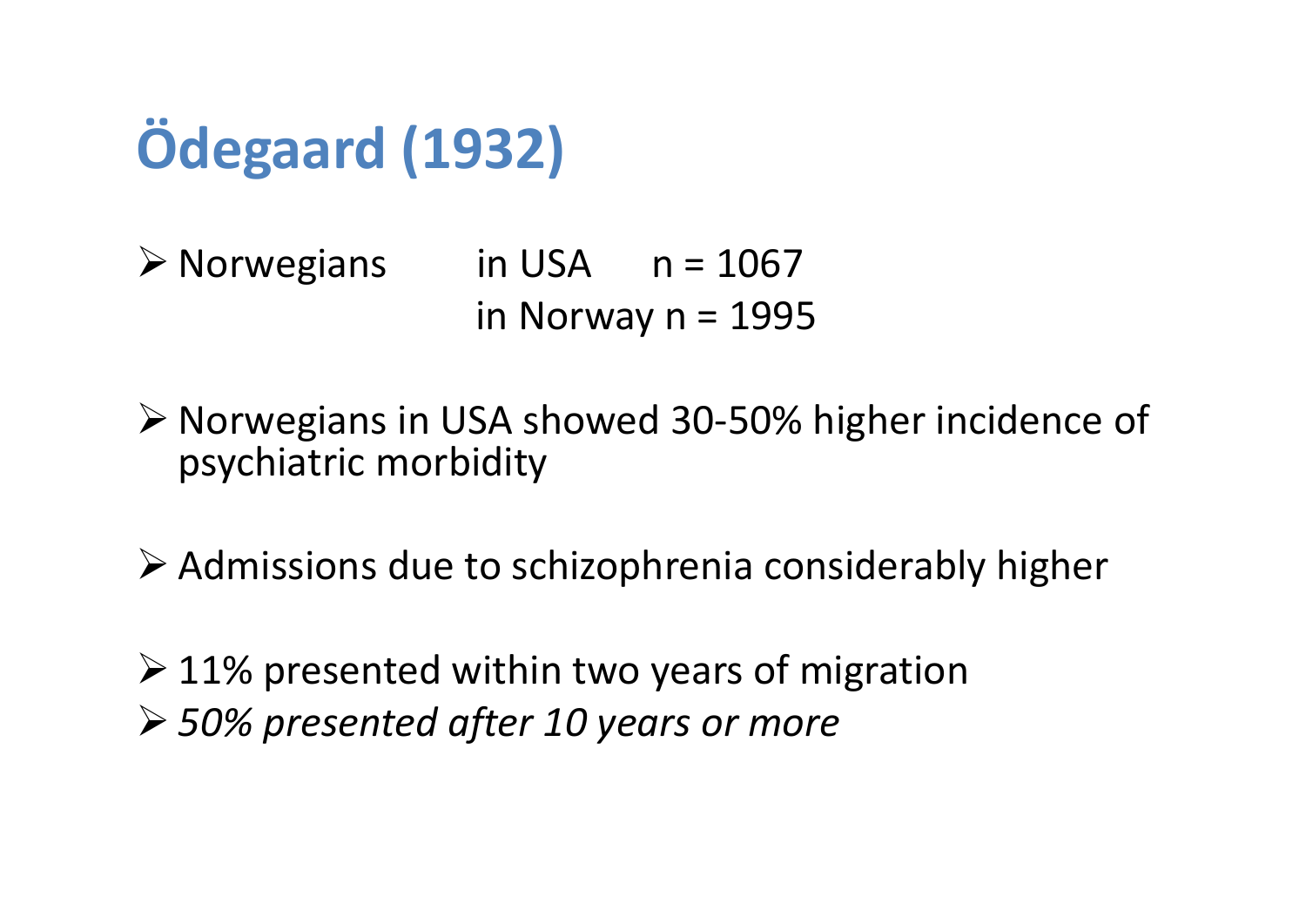# Ödegaard (1932)

- Norwegians in USA n = 1067
  in Norway n = 1995

- Norwegians in USA showed 30-50% higher incidence of psychiatric morbidity

- Admissions due to schizophrenia considerably higher

- 11% presented within two years of migration
- *50% presented after 10 years or more*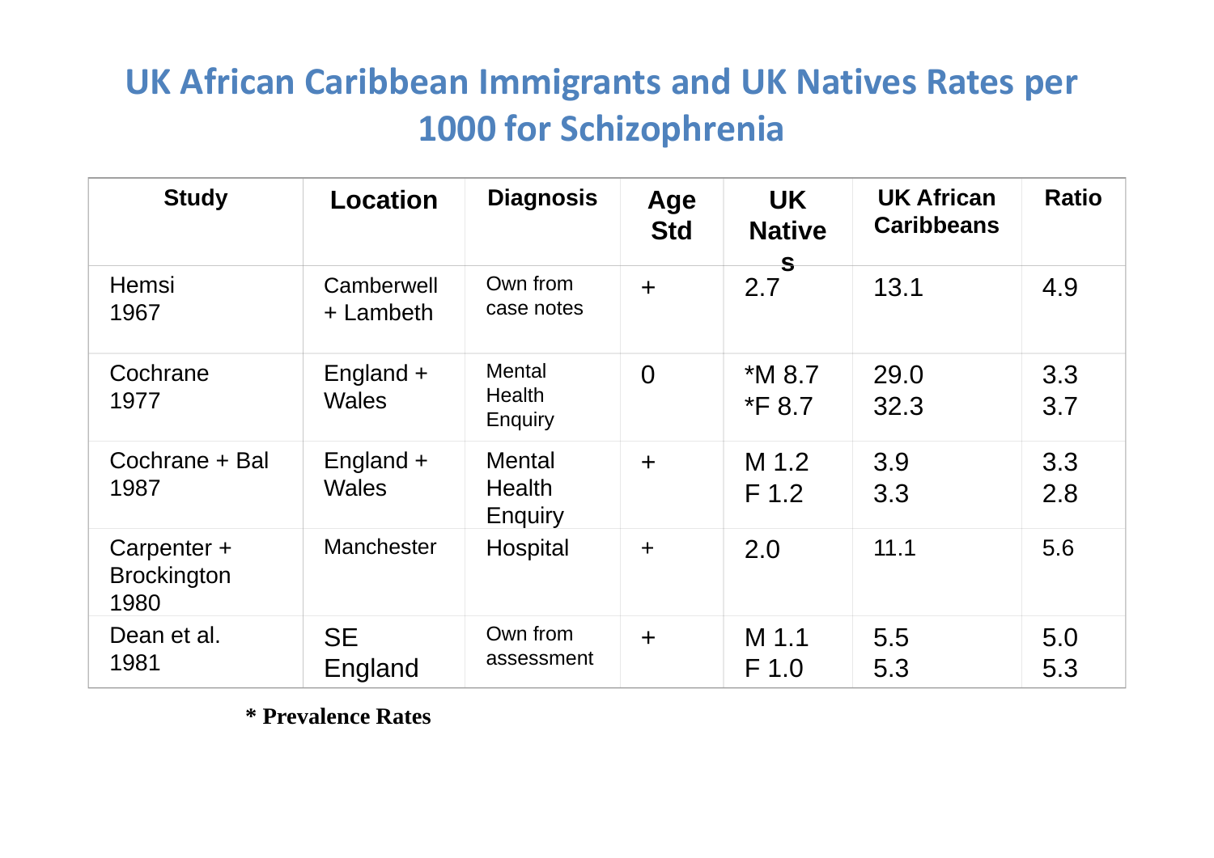# UK African Caribbean Immigrants and UK Natives Rates per 1000 for Schizophrenia

| Study | Location | Diagnosis | Age Std | UK Natives | UK African Caribbeans | Ratio |
|---|---|---|---|---|---|---|
| Hemsi 1967 | Camberwell + Lambeth | Own from case notes | + | 2.7 | 13.1 | 4.9 |
| Cochrane 1977 | England + Wales | Mental Health Enquiry | 0 | *M 8.7<br>*F 8.7 | 29.0<br>32.3 | 3.3<br>3.7 |
| Cochrane + Bal 1987 | England + Wales | Mental Health Enquiry | + | M 1.2<br>F 1.2 | 3.9<br>3.3 | 3.3<br>2.8 |
| Carpenter + Brockington 1980 | Manchester | Hospital | + | 2.0 | 11.1 | 5.6 |
| Dean et al. 1981 | SE England | Own from assessment | + | M 1.1<br>F 1.0 | 5.5<br>5.3 | 5.0<br>5.3 |

**\* Prevalence Rates**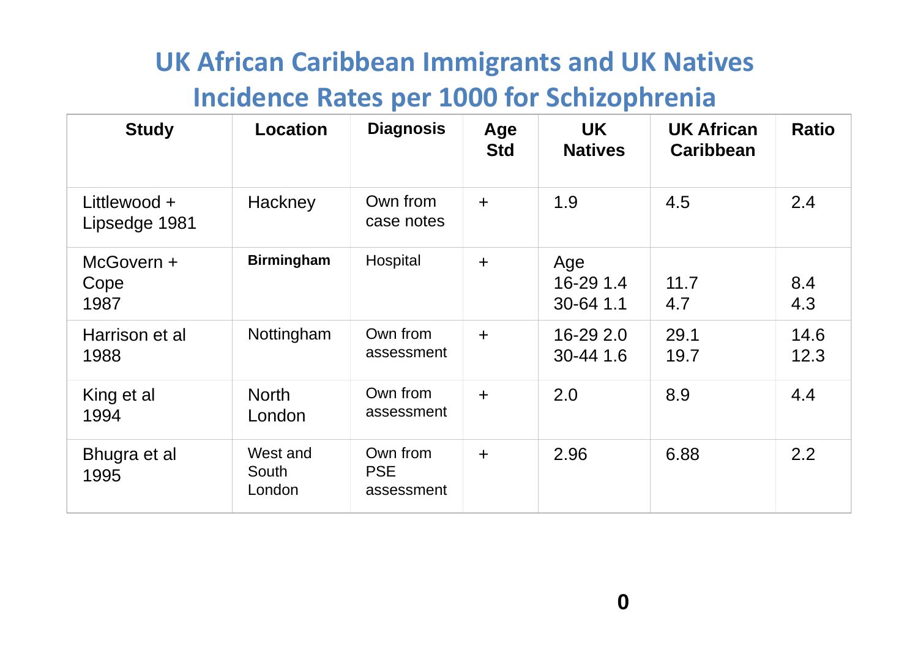# UK African Caribbean Immigrants and UK Natives Incidence Rates per 1000 for Schizophrenia

| Study | Location | Diagnosis | Age Std | UK Natives | UK African Caribbean | Ratio |
|---|---|---|---|---|---|---|
| Littlewood + Lipsedge 1981 | Hackney | Own from case notes | + | 1.9 | 4.5 | 2.4 |
| McGovern + Cope 1987 | **Birmingham** | Hospital | + | Age<br>16-29 1.4<br>30-64 1.1 | <br>11.7<br>4.7 | <br>8.4<br>4.3 |
| Harrison et al 1988 | Nottingham | Own from assessment | + | 16-29 2.0<br>30-44 1.6 | 29.1<br>19.7 | 14.6<br>12.3 |
| King et al 1994 | North London | Own from assessment | + | 2.0 | 8.9 | 4.4 |
| Bhugra et al 1995 | West and South London | Own from PSE assessment | + | 2.96 | 6.88 | 2.2 |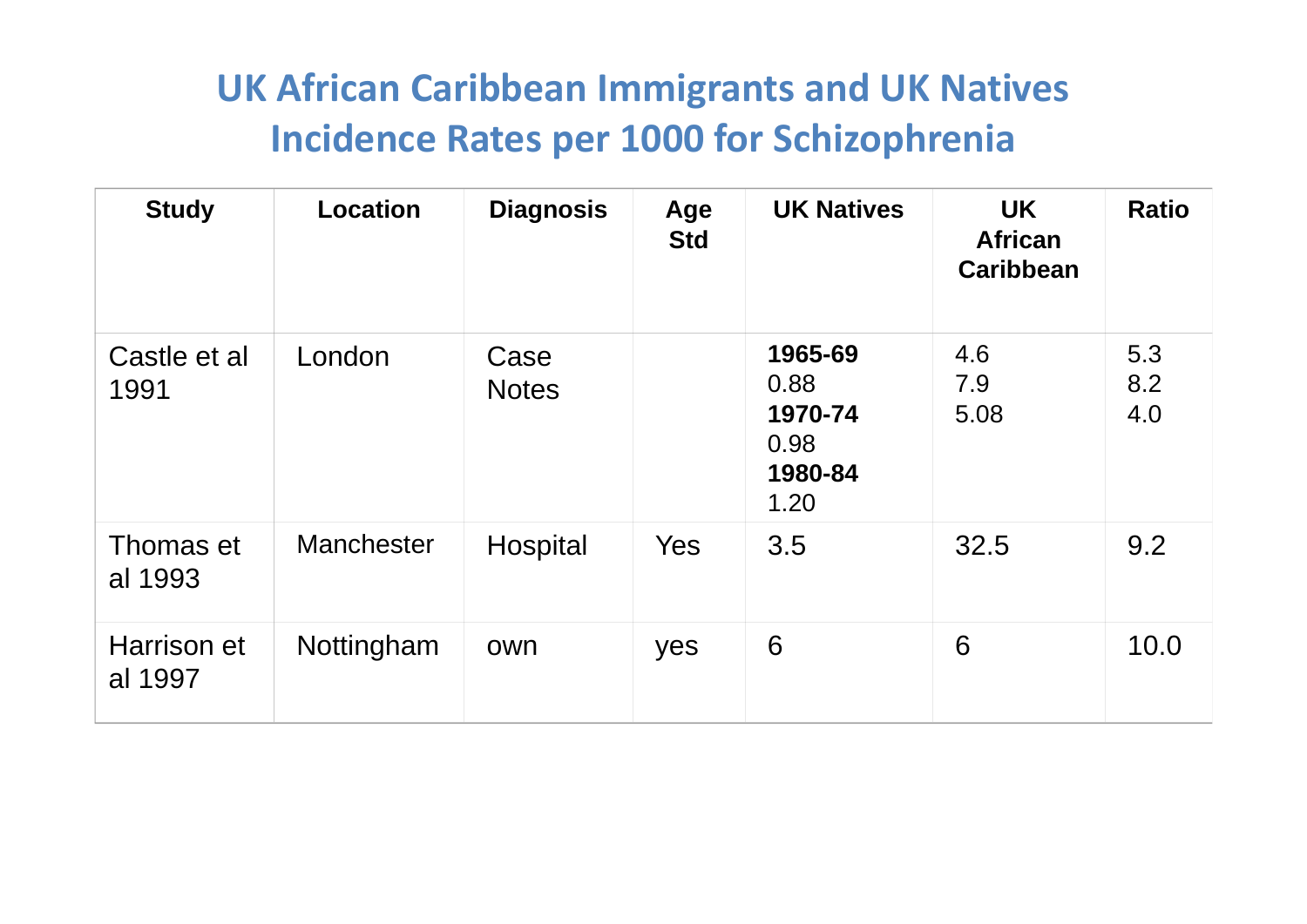# UK African Caribbean Immigrants and UK Natives Incidence Rates per 1000 for Schizophrenia

| Study | Location | Diagnosis | Age Std | UK Natives | UK African Caribbean | Ratio |
|---|---|---|---|---|---|---|
| Castle et al 1991 | London | Case Notes | | **1965-69** 0.88 **1970-74** 0.98 **1980-84** 1.20 | 4.6 7.9 5.08 | 5.3 8.2 4.0 |
| Thomas et al 1993 | Manchester | Hospital | Yes | 3.5 | 32.5 | 9.2 |
| Harrison et al 1997 | Nottingham | own | yes | 6 | 6 | 10.0 |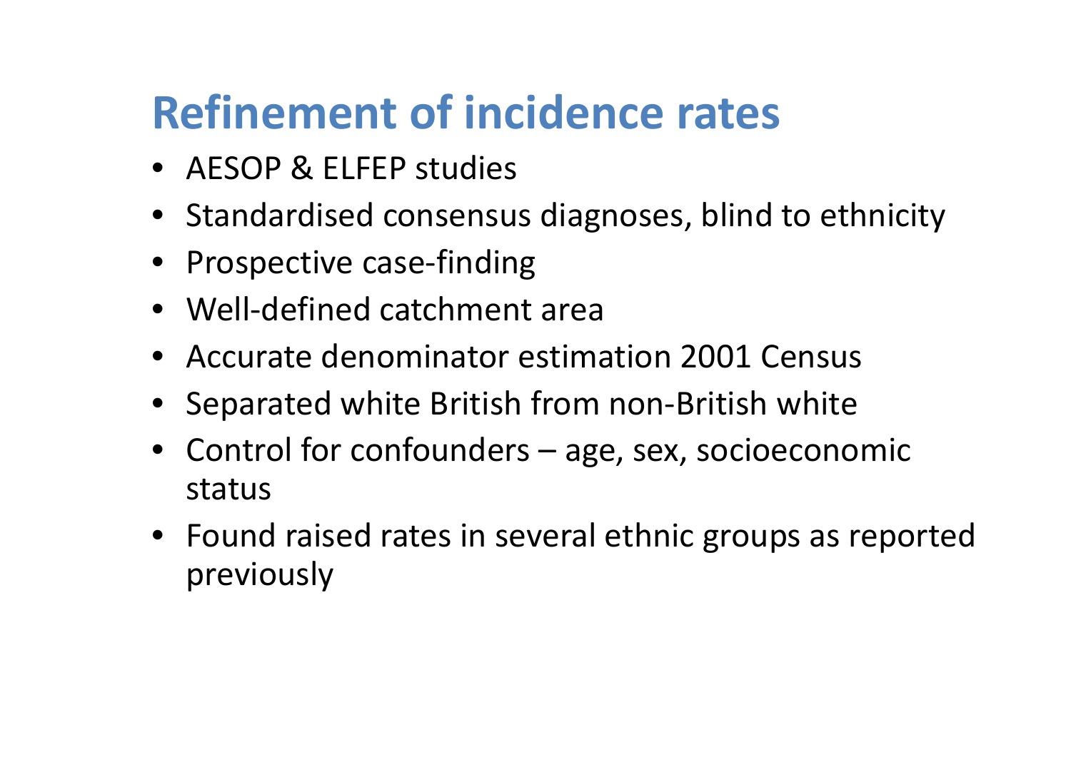# Refinement of incidence rates

- AESOP & ELFEP studies
- Standardised consensus diagnoses, blind to ethnicity
- Prospective case-finding
- Well-defined catchment area
- Accurate denominator estimation 2001 Census
- Separated white British from non-British white
- Control for confounders – age, sex, socioeconomic status
- Found raised rates in several ethnic groups as reported previously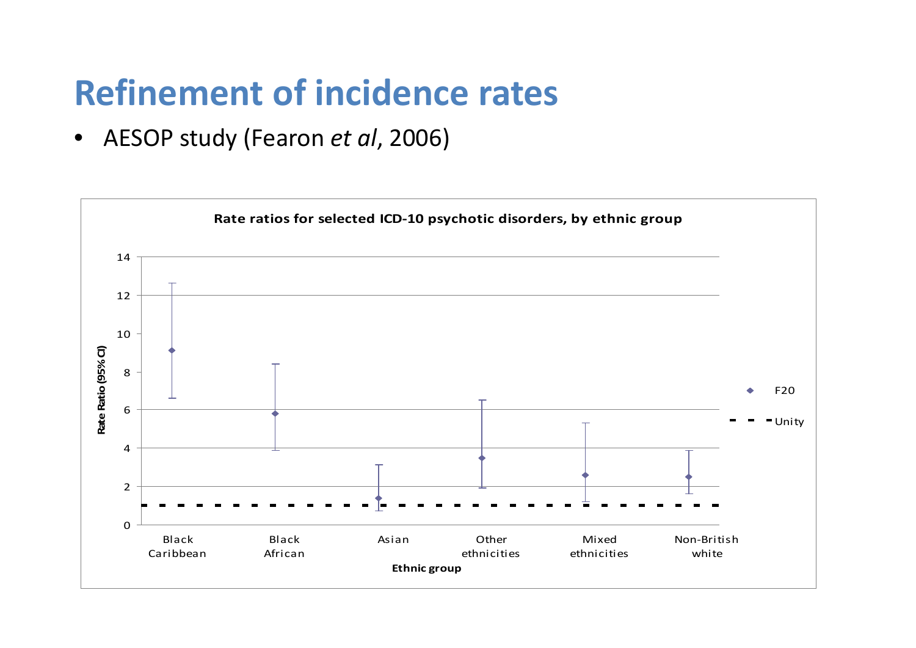# Refinement of incidence rates

- AESOP study (Fearon *et al*, 2006)

**Rate ratios for selected ICD-10 psychotic disorders, by ethnic group**

Rate Ratio (95% CI)

14
12
10
8
6
4
2
0

Black Caribbean | Black African | Asian | Other ethnicities | Mixed ethnicities | Non-British white

**Ethnic group**

◆ F20

- - Unity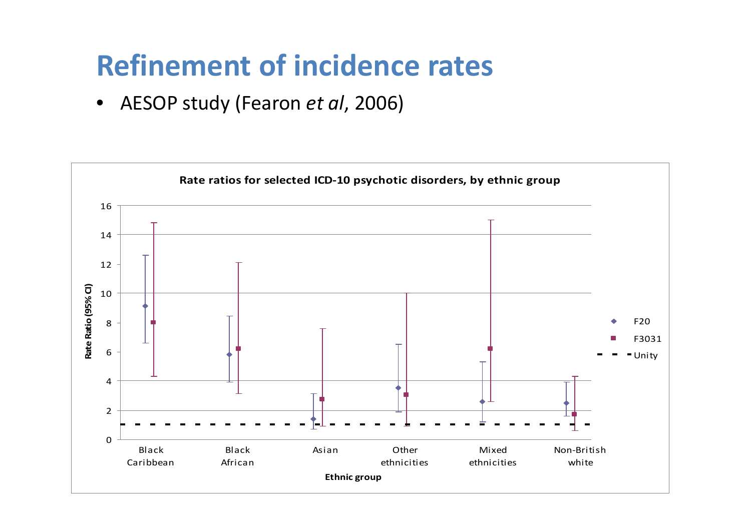# Refinement of incidence rates

- AESOP study (Fearon *et al*, 2006)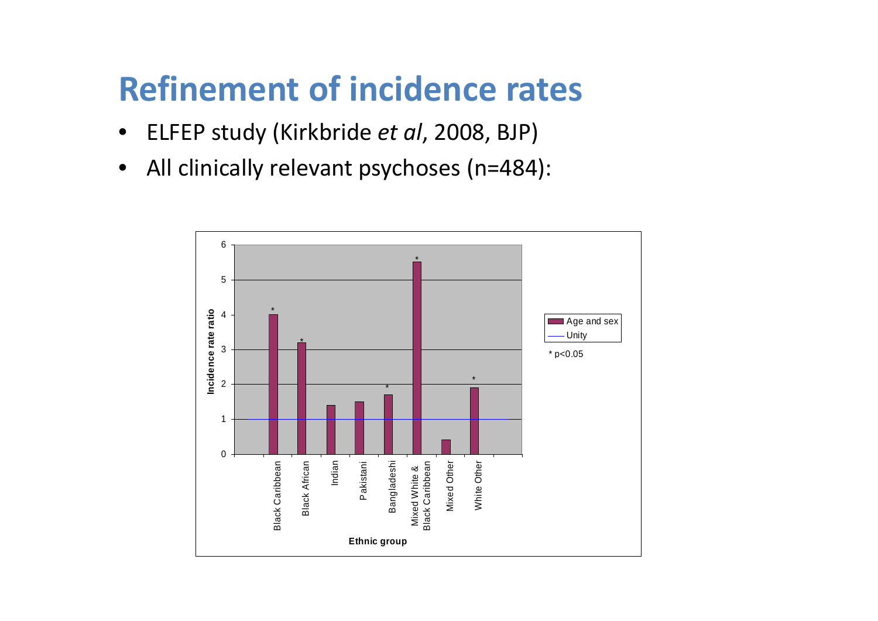# Refinement of incidence rates

- ELFEP study (Kirkbride *et al*, 2008, BJP)
- All clinically relevant psychoses (n=484):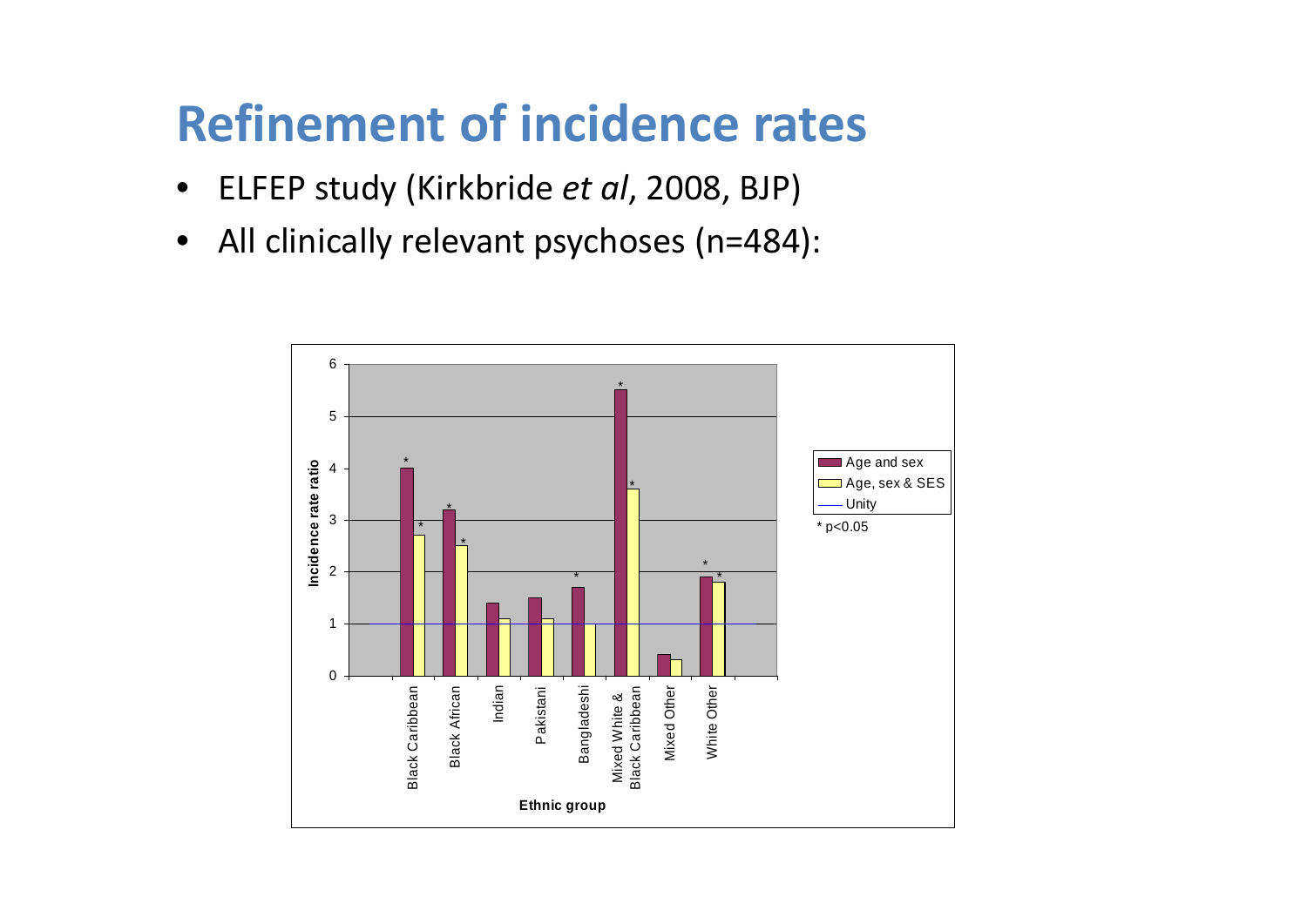# Refinement of incidence rates

- ELFEP study (Kirkbride *et al*, 2008, BJP)
- All clinically relevant psychoses (n=484):

| Ethnic group | Age and sex | Age, sex & SES |
|---|---|---|
| Black Caribbean | 4.0* | 2.7* |
| Black African | 3.2* | 2.5* |
| Indian | 1.4 | 1.1 |
| Pakistani | 1.5 | 1.1 |
| Bangladeshi | 1.7* | 1.0 |
| Mixed White & Black Caribbean | 5.5* | 3.6* |
| Mixed Other | 0.4 | 0.3 |
| White Other | 1.9* | 1.8* |

Incidence rate ratio by ethnic group; Unity = 1

* $p<0.05$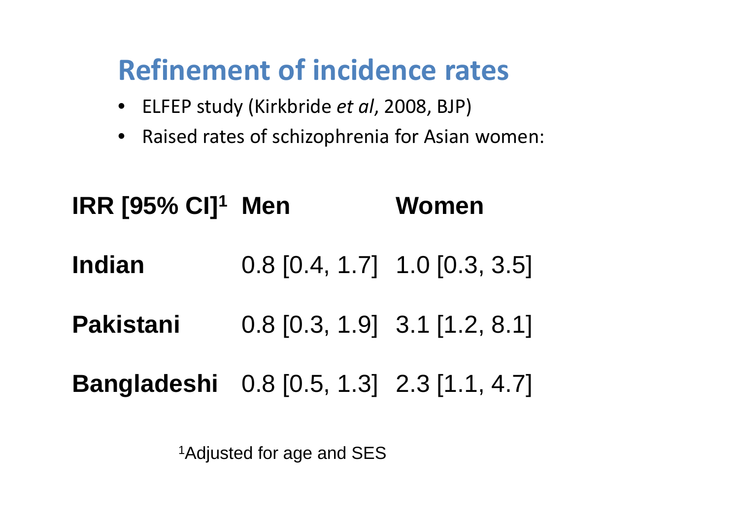# Refinement of incidence rates

- ELFEP study (Kirkbride *et al*, 2008, BJP)
- Raised rates of schizophrenia for Asian women:

| IRR [95% CI][1] | Men | Women |
|---|---|---|
| **Indian** | 0.8 [0.4, 1.7] | 1.0 [0.3, 3.5] |
| **Pakistani** | 0.8 [0.3, 1.9] | 3.1 [1.2, 8.1] |
| **Bangladeshi** | 0.8 [0.5, 1.3] | 2.3 [1.1, 4.7] |

[1]Adjusted for age and SES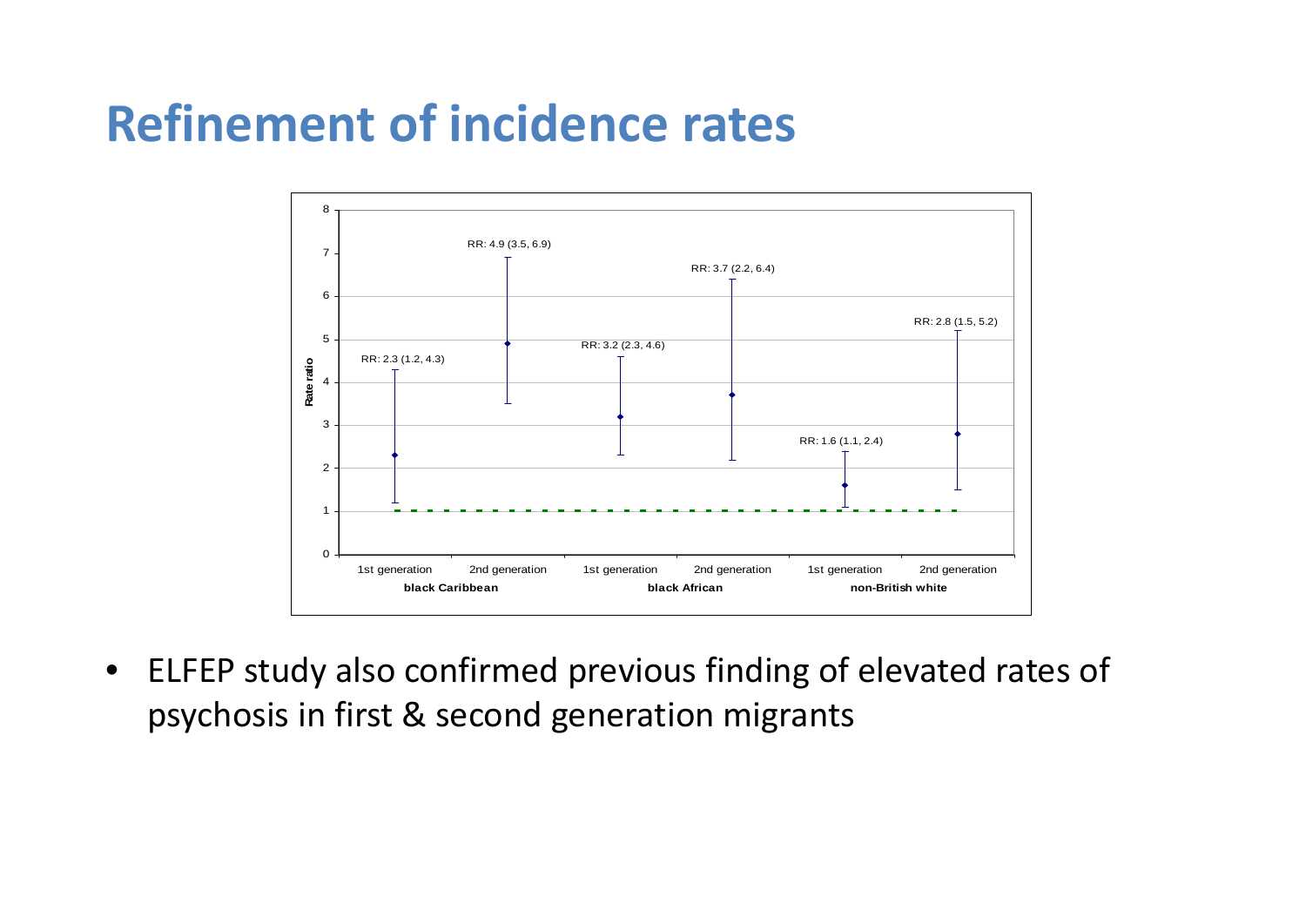# Refinement of incidence rates

- ELFEP study also confirmed previous finding of elevated rates of psychosis in first & second generation migrants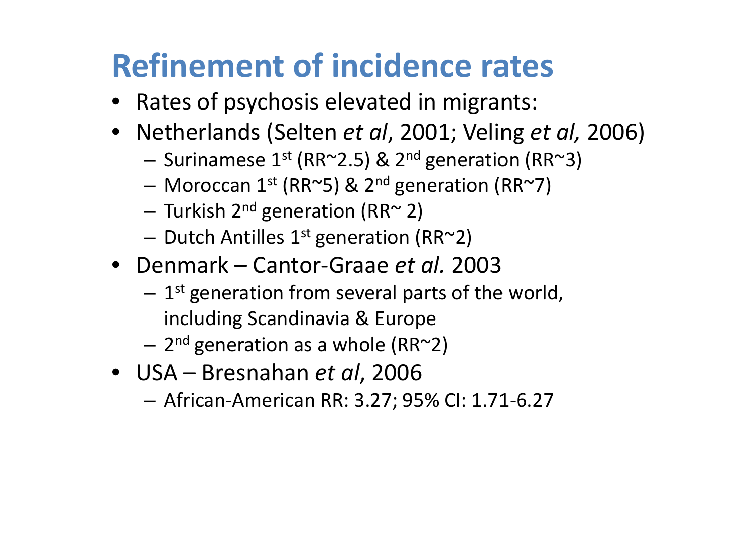# Refinement of incidence rates

- Rates of psychosis elevated in migrants:
- Netherlands (Selten *et al*, 2001; Veling *et al,* 2006)
  - Surinamese 1st (RR~2.5) & 2nd generation (RR~3)
  - Moroccan 1st (RR~5) & 2nd generation (RR~7)
  - Turkish 2nd generation (RR~ 2)
  - Dutch Antilles 1st generation (RR~2)
- Denmark – Cantor-Graae *et al.* 2003
  - 1st generation from several parts of the world, including Scandinavia & Europe
  - 2nd generation as a whole (RR~2)
- USA – Bresnahan *et al*, 2006
  - African-American RR: 3.27; 95% CI: 1.71-6.27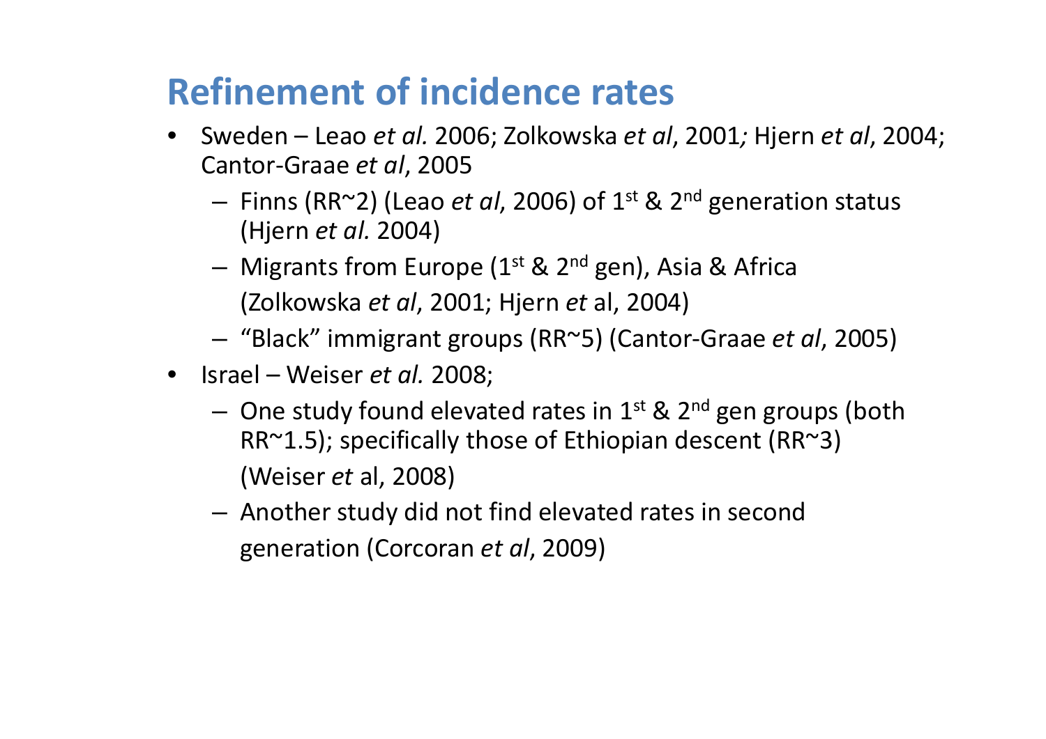# Refinement of incidence rates

- Sweden – Leao *et al.* 2006; Zolkowska *et al*, 2001*;* Hjern *et al*, 2004; Cantor-Graae *et al*, 2005
  - Finns (RR~2) (Leao *et al*, 2006) of 1st & 2nd generation status (Hjern *et al.* 2004)
  - Migrants from Europe (1st & 2nd gen), Asia & Africa (Zolkowska *et al*, 2001; Hjern *et* al, 2004)
  - “Black” immigrant groups (RR~5) (Cantor-Graae *et al*, 2005)
- Israel – Weiser *et al.* 2008;
  - One study found elevated rates in 1st & 2nd gen groups (both RR~1.5); specifically those of Ethiopian descent (RR~3) (Weiser *et* al, 2008)
  - Another study did not find elevated rates in second generation (Corcoran *et al*, 2009)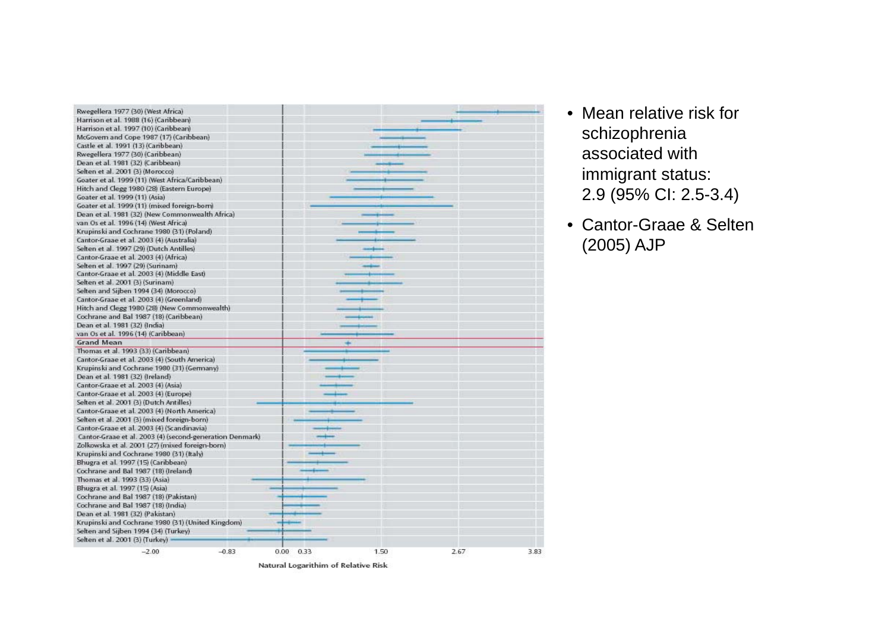- Mean relative risk for schizophrenia associated with immigrant status: 2.9 (95% CI: 2.5-3.4)
- Cantor-Graae & Selten (2005) AJP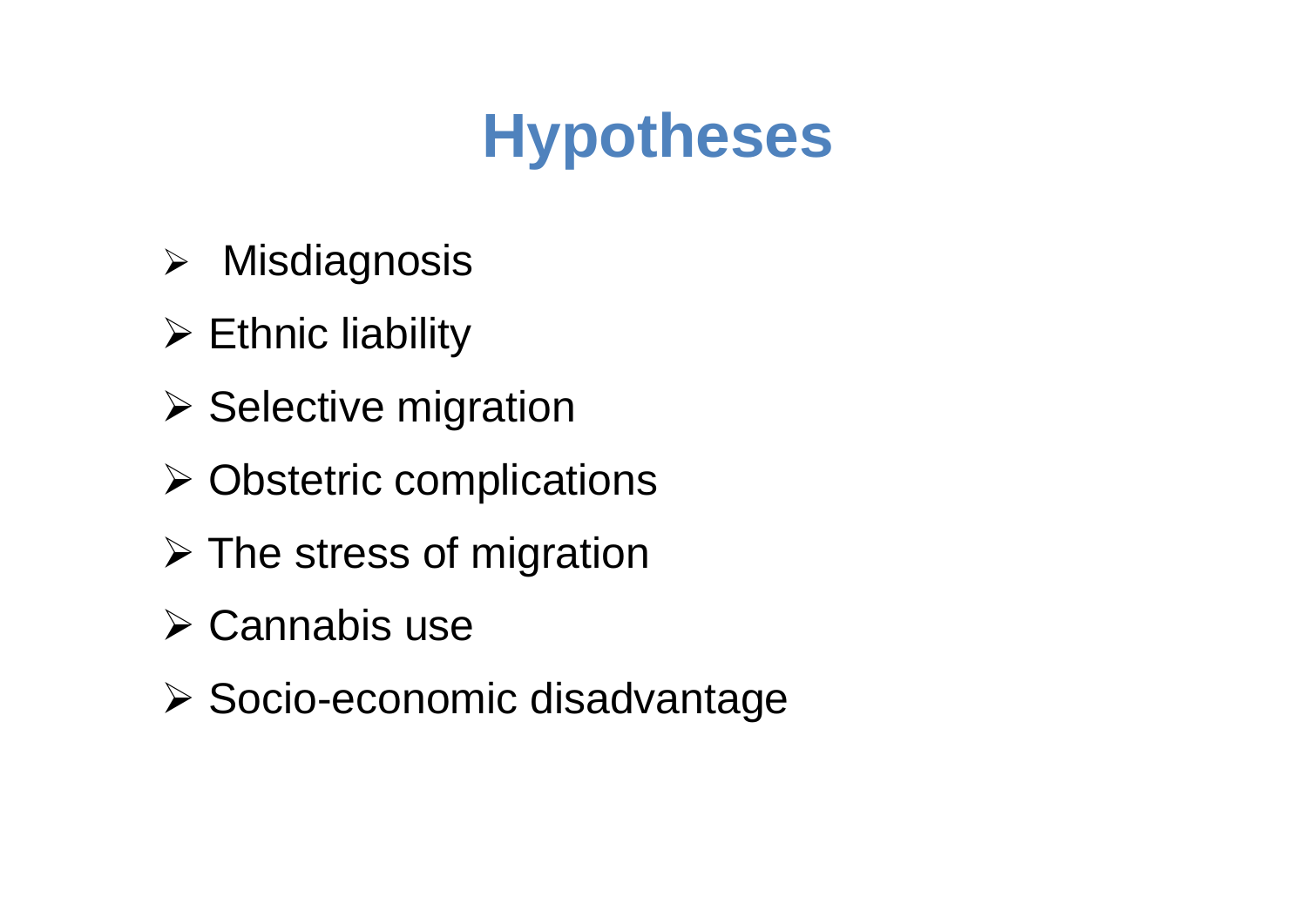# Hypotheses

- Misdiagnosis
- Ethnic liability
- Selective migration
- Obstetric complications
- The stress of migration
- Cannabis use
- Socio-economic disadvantage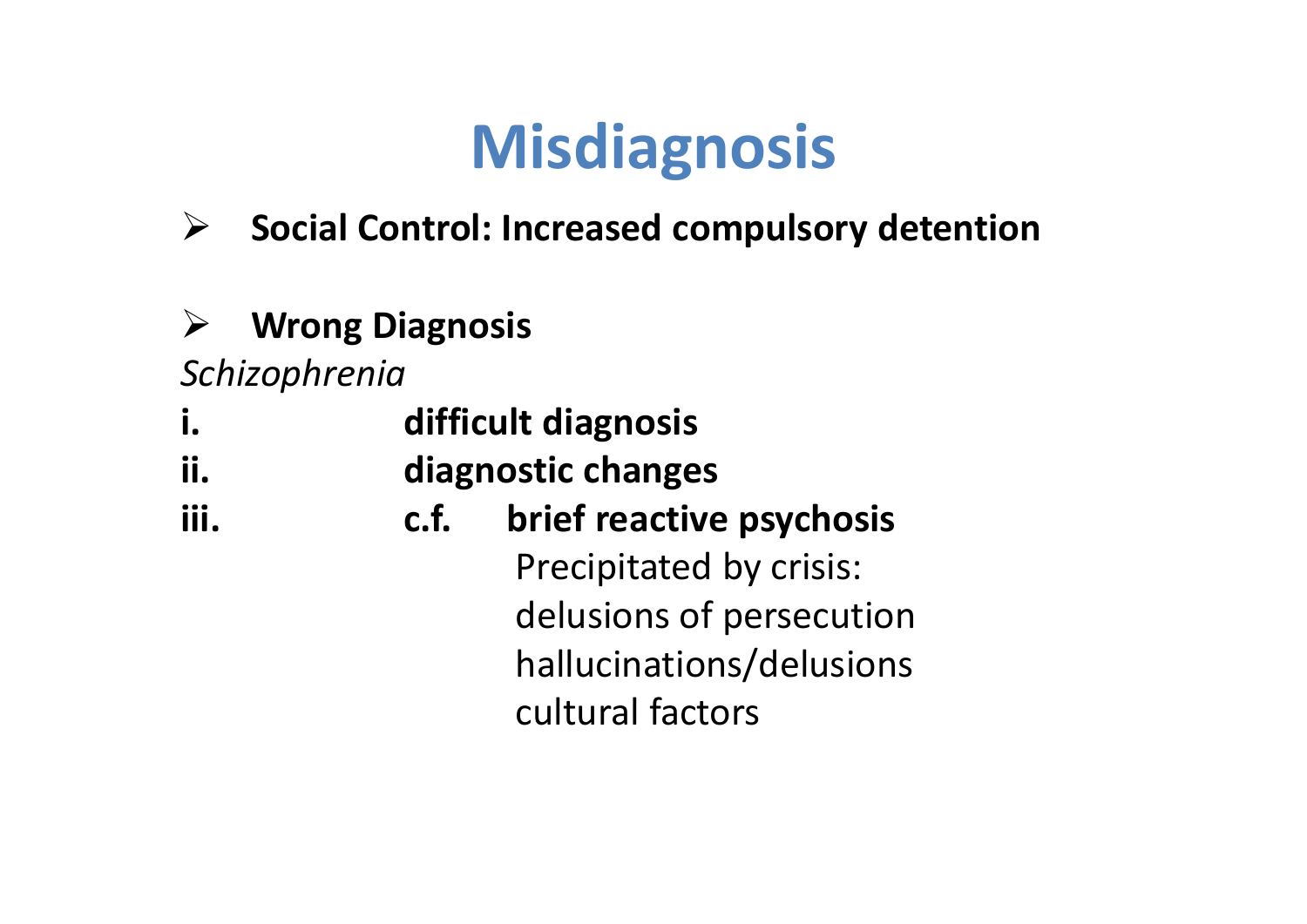# Misdiagnosis

- **Social Control: Increased compulsory detention**

- **Wrong Diagnosis**

*Schizophrenia*

i. **difficult diagnosis**

ii. **diagnostic changes**

iii. **c.f. brief reactive psychosis**

Precipitated by crisis:
delusions of persecution
hallucinations/delusions
cultural factors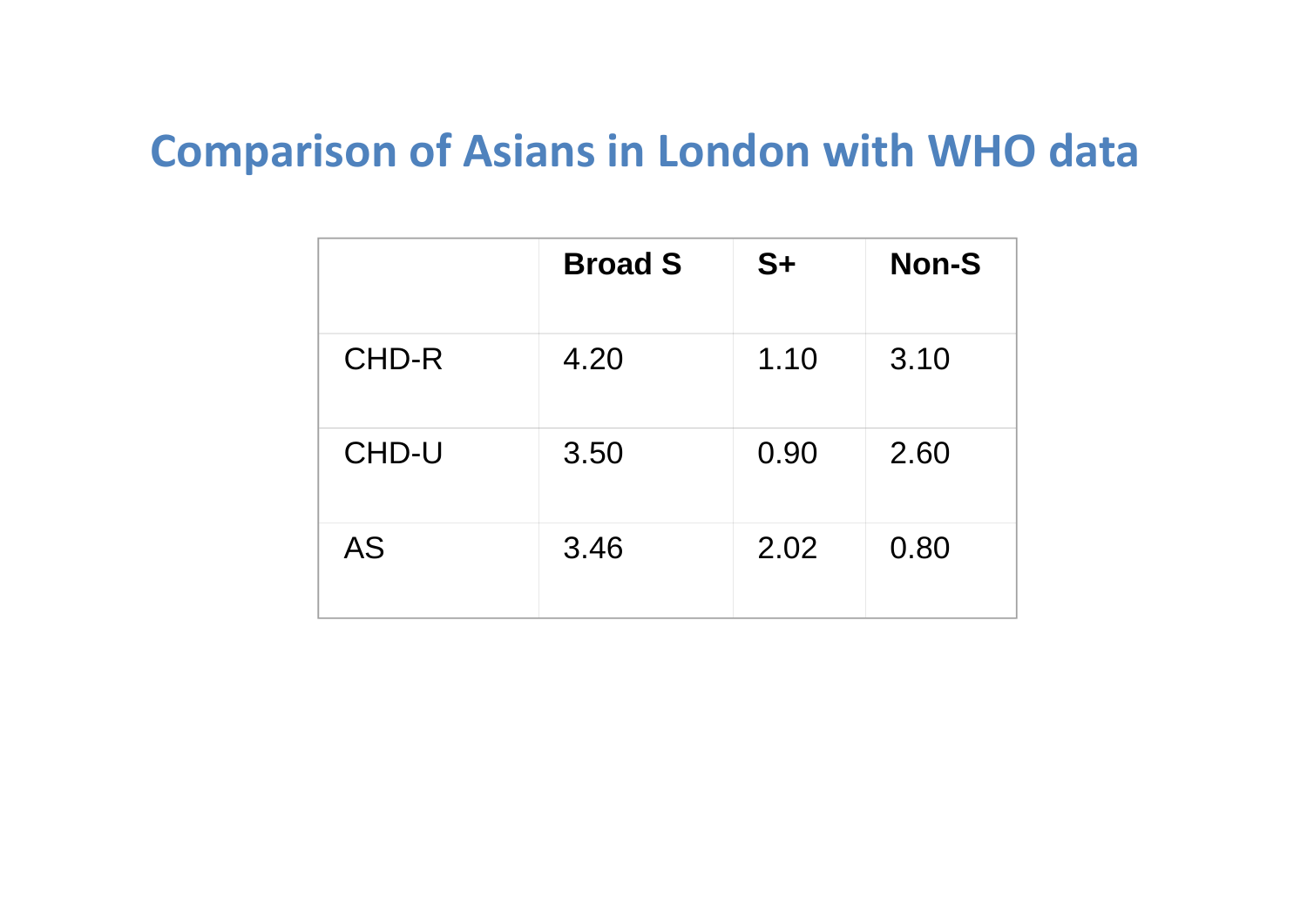# Comparison of Asians in London with WHO data

| | Broad S | S+ | Non-S |
|---|---|---|---|
| CHD-R | 4.20 | 1.10 | 3.10 |
| CHD-U | 3.50 | 0.90 | 2.60 |
| AS | 3.46 | 2.02 | 0.80 |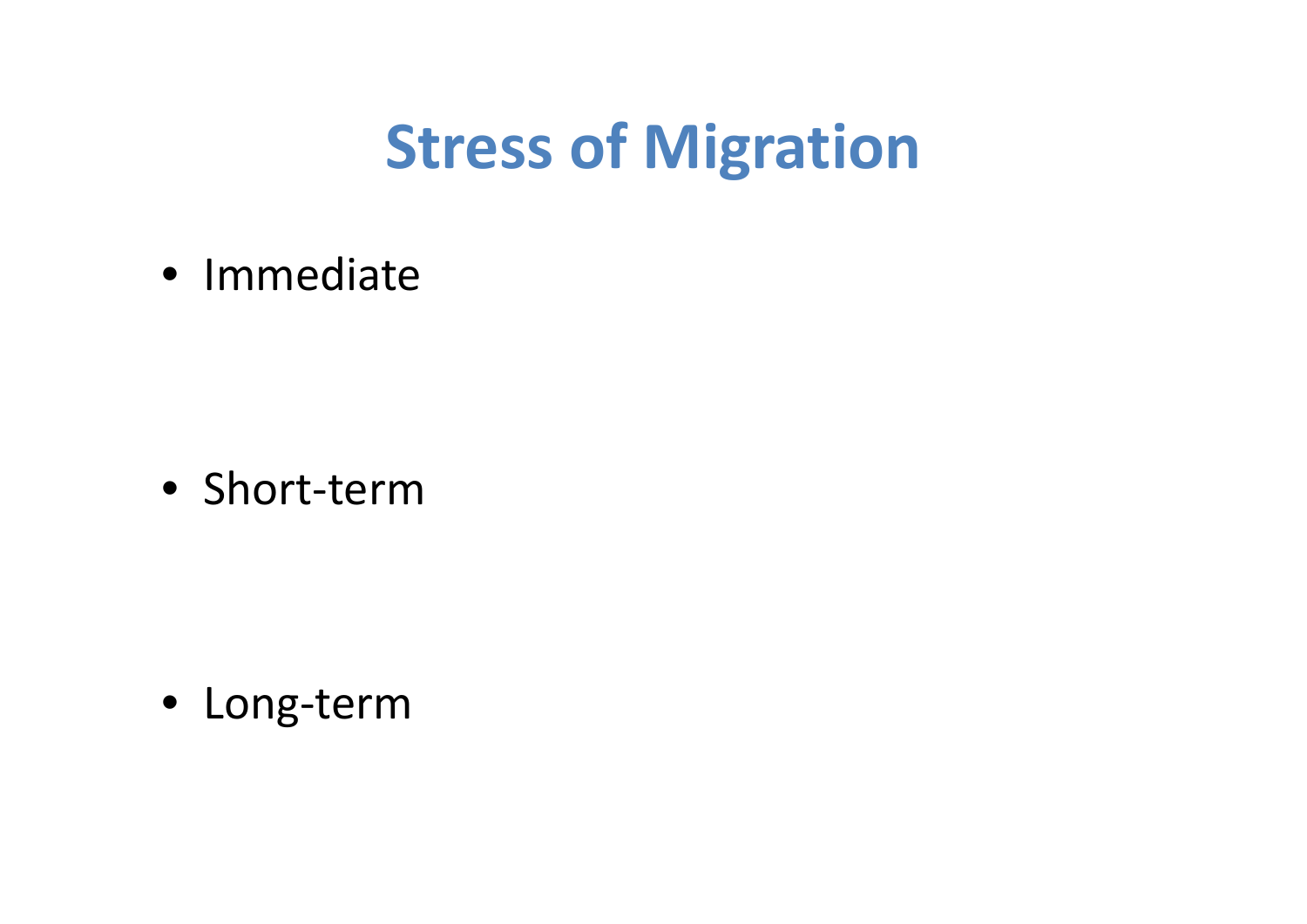# Stress of Migration

- Immediate

- Short-term

- Long-term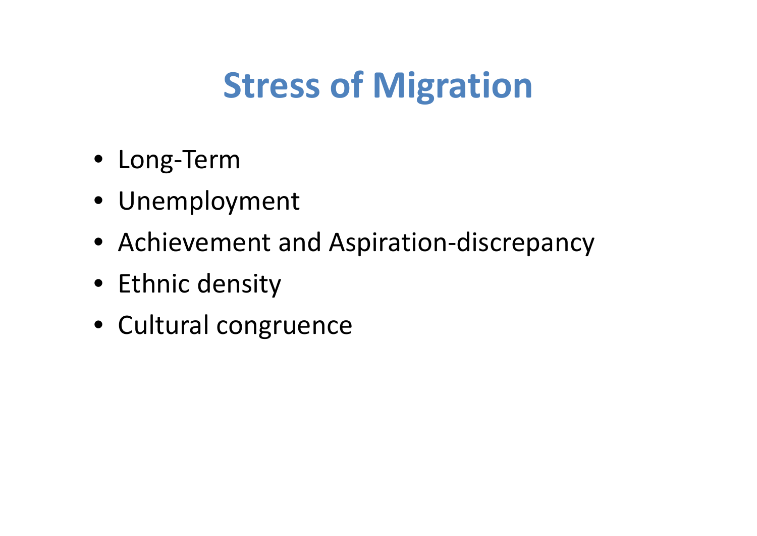# Stress of Migration

- Long-Term
- Unemployment
- Achievement and Aspiration-discrepancy
- Ethnic density
- Cultural congruence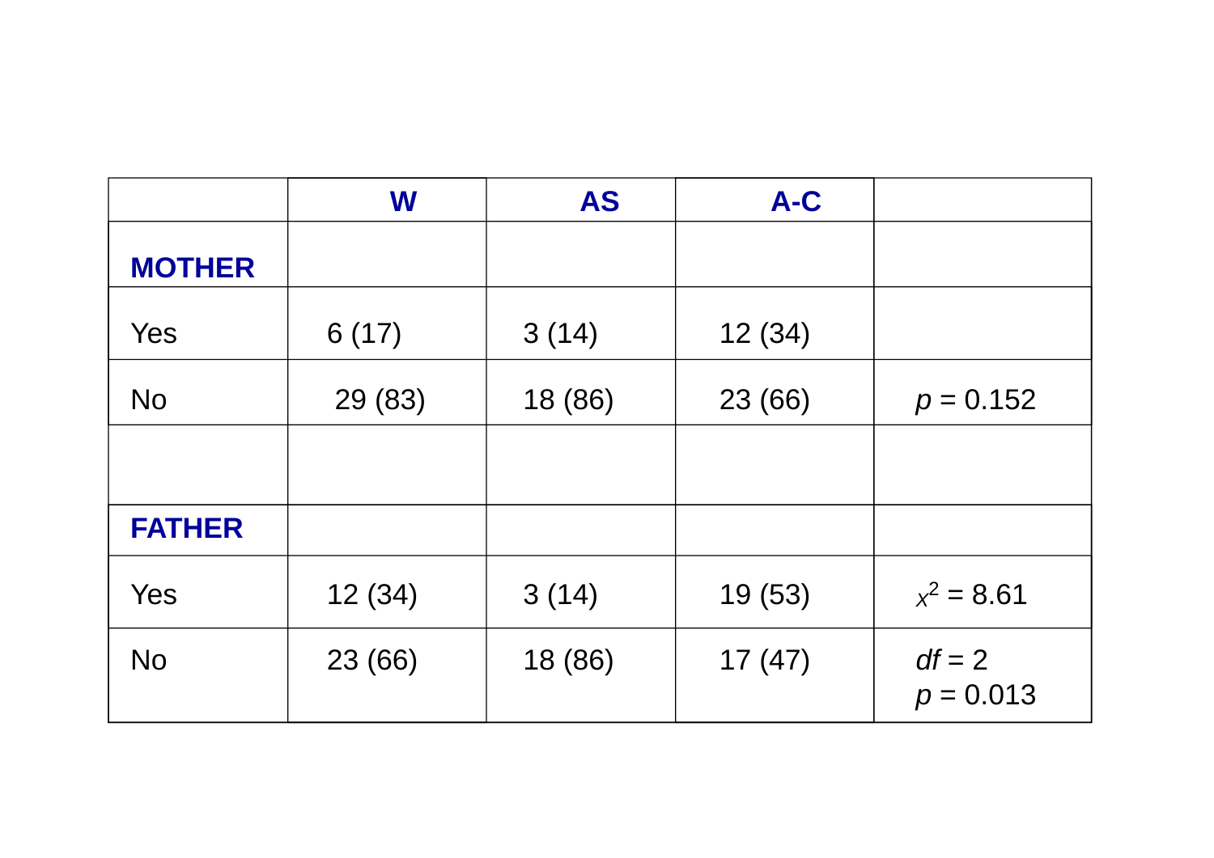| | **W** | **AS** | **A-C** | |
|---|---|---|---|---|
| **MOTHER** | | | | |
| Yes | 6 (17) | 3 (14) | 12 (34) | |
| No | 29 (83) | 18 (86) | 23 (66) | $p = 0.152$ |
| | | | | |
| **FATHER** | | | | |
| Yes | 12 (34) | 3 (14) | 19 (53) | $x^2 = 8.61$ |
| No | 23 (66) | 18 (86) | 17 (47) | $df = 2$ $p = 0.013$ |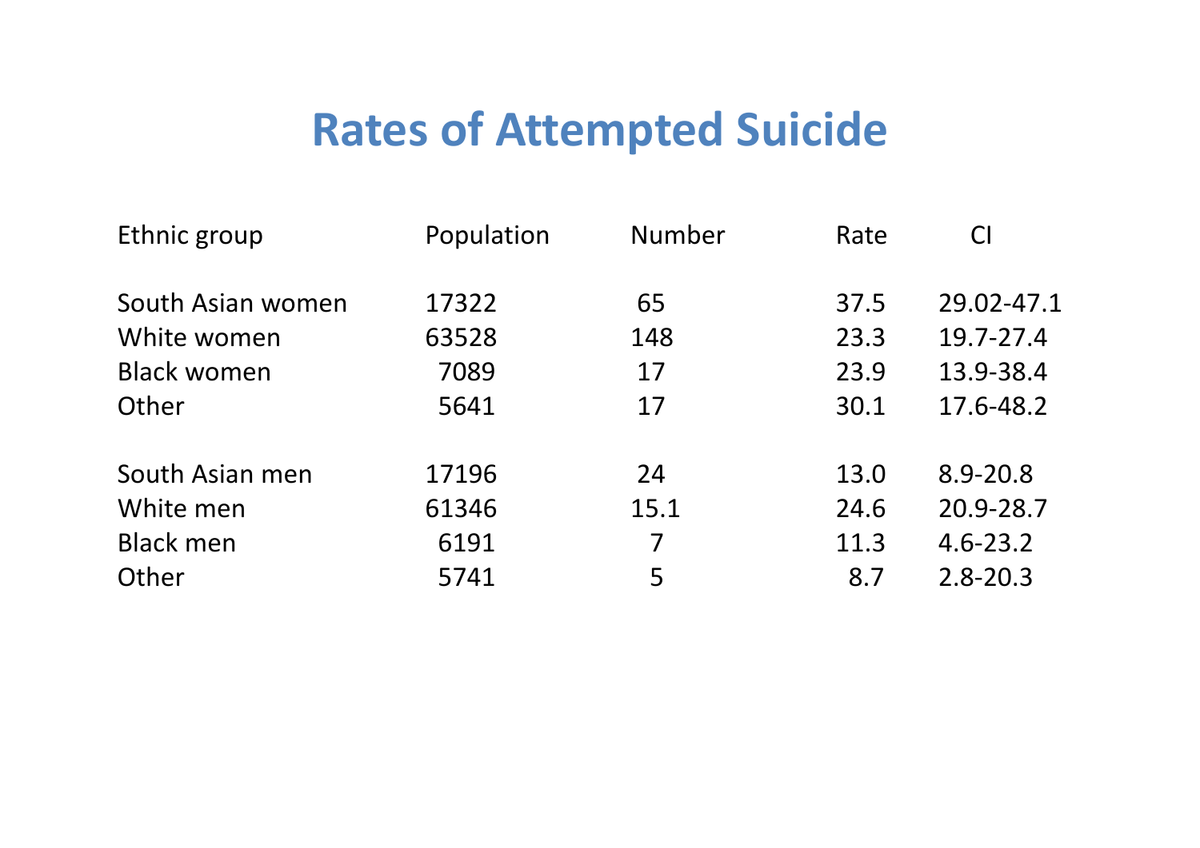# Rates of Attempted Suicide

| Ethnic group | Population | Number | Rate | CI |
|---|---|---|---|---|
| South Asian women | 17322 | 65 | 37.5 | 29.02-47.1 |
| White women | 63528 | 148 | 23.3 | 19.7-27.4 |
| Black women | 7089 | 17 | 23.9 | 13.9-38.4 |
| Other | 5641 | 17 | 30.1 | 17.6-48.2 |
| | | | | |
| South Asian men | 17196 | 24 | 13.0 | 8.9-20.8 |
| White men | 61346 | 15.1 | 24.6 | 20.9-28.7 |
| Black men | 6191 | 7 | 11.3 | 4.6-23.2 |
| Other | 5741 | 5 | 8.7 | 2.8-20.3 |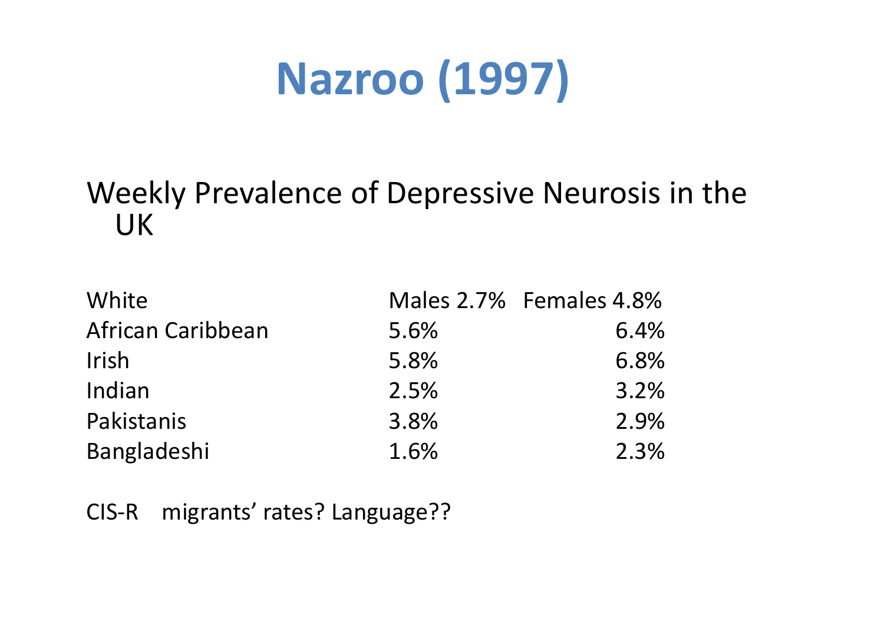# Nazroo (1997)

Weekly Prevalence of Depressive Neurosis in the UK

| | Males | Females |
|---|---|---|
| White | 2.7% | 4.8% |
| African Caribbean | 5.6% | 6.4% |
| Irish | 5.8% | 6.8% |
| Indian | 2.5% | 3.2% |
| Pakistanis | 3.8% | 2.9% |
| Bangladeshi | 1.6% | 2.3% |

CIS-R migrants' rates? Language??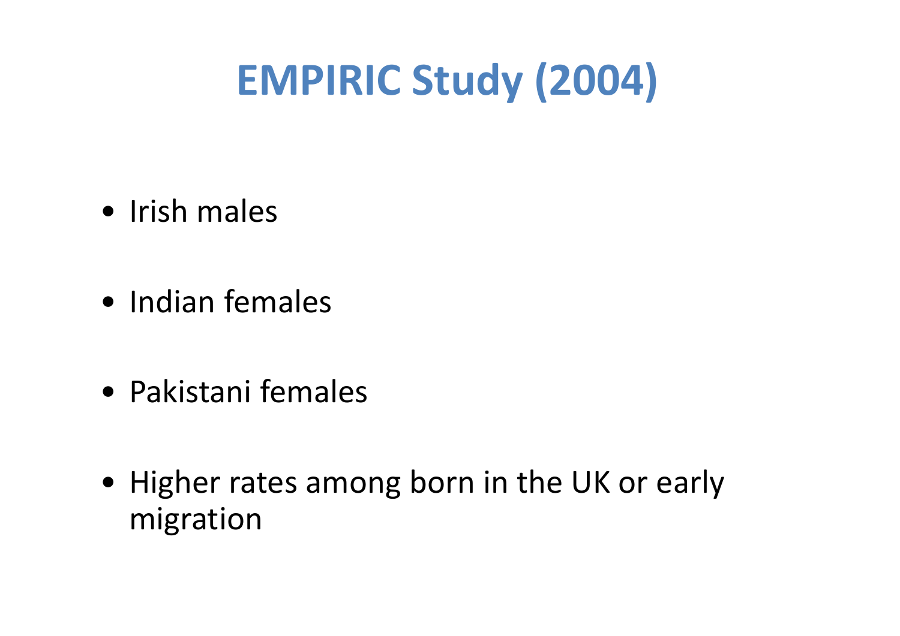# EMPIRIC Study (2004)

- Irish males
- Indian females
- Pakistani females
- Higher rates among born in the UK or early migration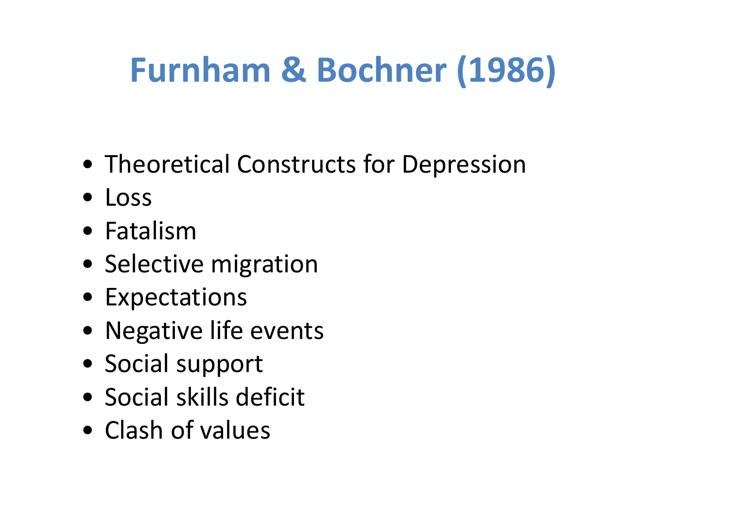# Furnham & Bochner (1986)

- Theoretical Constructs for Depression
- Loss
- Fatalism
- Selective migration
- Expectations
- Negative life events
- Social support
- Social skills deficit
- Clash of values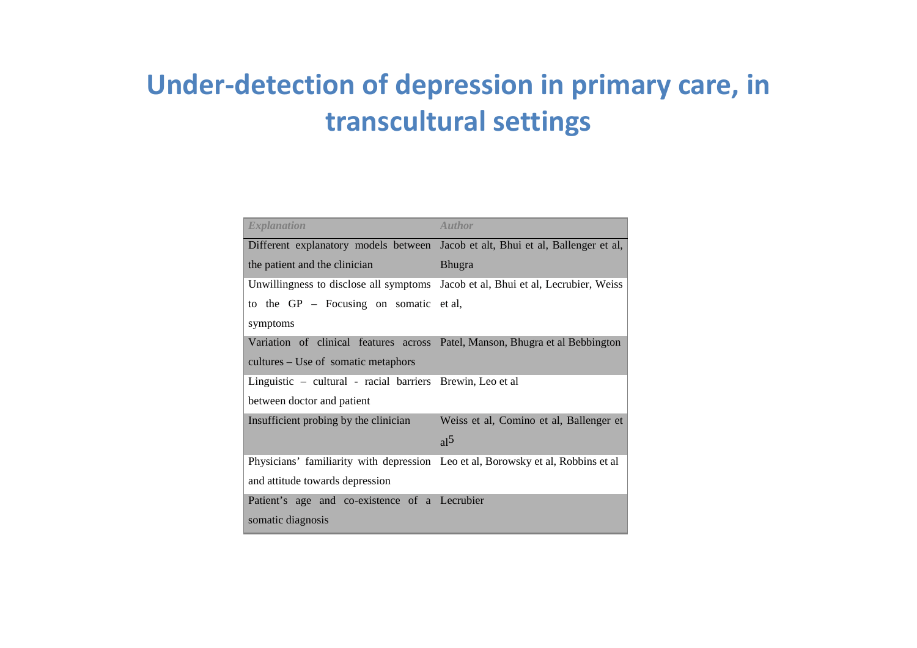# Under-detection of depression in primary care, in transcultural settings

| *Explanation* | *Author* |
|---|---|
| Different explanatory models between the patient and the clinician | Jacob et alt, Bhui et al, Ballenger et al, Bhugra |
| Unwillingness to disclose all symptoms to the GP – Focusing on somatic symptoms | Jacob et al, Bhui et al, Lecrubier, Weiss et al, |
| Variation of clinical features across cultures – Use of somatic metaphors | Patel, Manson, Bhugra et al Bebbington |
| Linguistic – cultural - racial barriers between doctor and patient | Brewin, Leo et al |
| Insufficient probing by the clinician | Weiss et al, Comino et al, Ballenger et al[5] |
| Physicians' familiarity with depression and attitude towards depression | Leo et al, Borowsky et al, Robbins et al |
| Patient's age and co-existence of a somatic diagnosis | Lecrubier |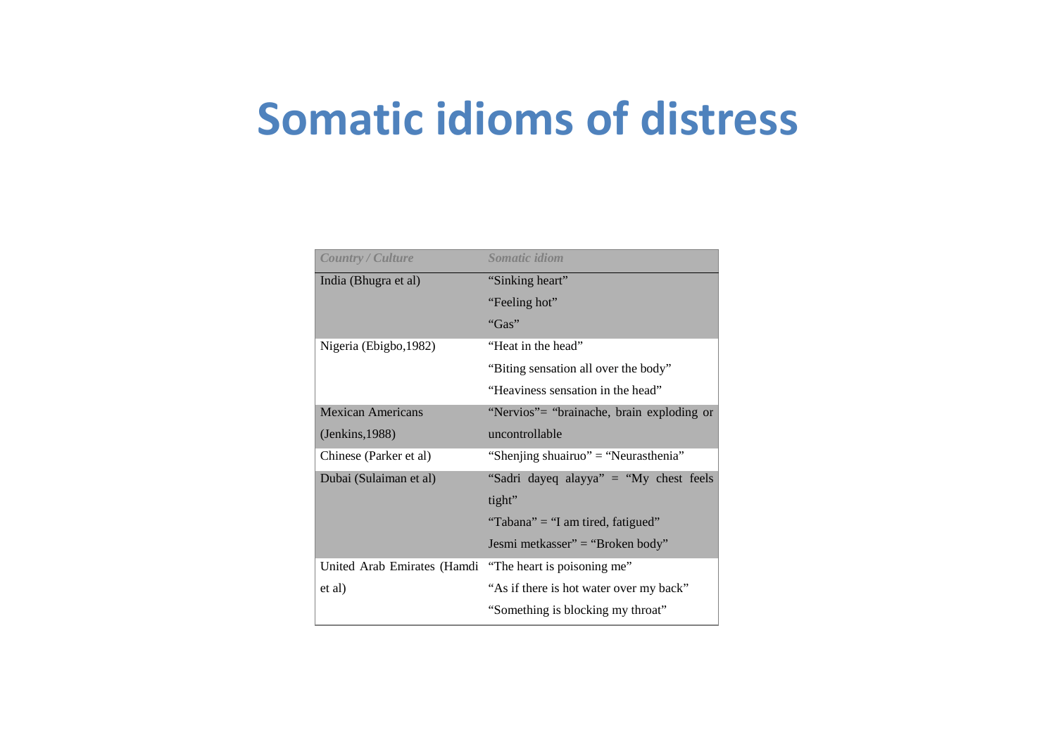# Somatic idioms of distress

| *Country / Culture* | *Somatic idiom* |
|---|---|
| India (Bhugra et al) | "Sinking heart" |
| | "Feeling hot" |
| | "Gas" |
| Nigeria (Ebigbo,1982) | "Heat in the head" |
| | "Biting sensation all over the body" |
| | "Heaviness sensation in the head" |
| Mexican Americans (Jenkins,1988) | "Nervios"= "brainache, brain exploding or uncontrollable |
| Chinese (Parker et al) | "Shenjing shuairuo" = "Neurasthenia" |
| Dubai (Sulaiman et al) | "Sadri dayeq alayya" = "My chest feels tight" |
| | "Tabana" = "I am tired, fatigued" |
| | Jesmi metkasser" = "Broken body" |
| United Arab Emirates (Hamdi et al) | "The heart is poisoning me" |
| | "As if there is hot water over my back" |
| | "Something is blocking my throat" |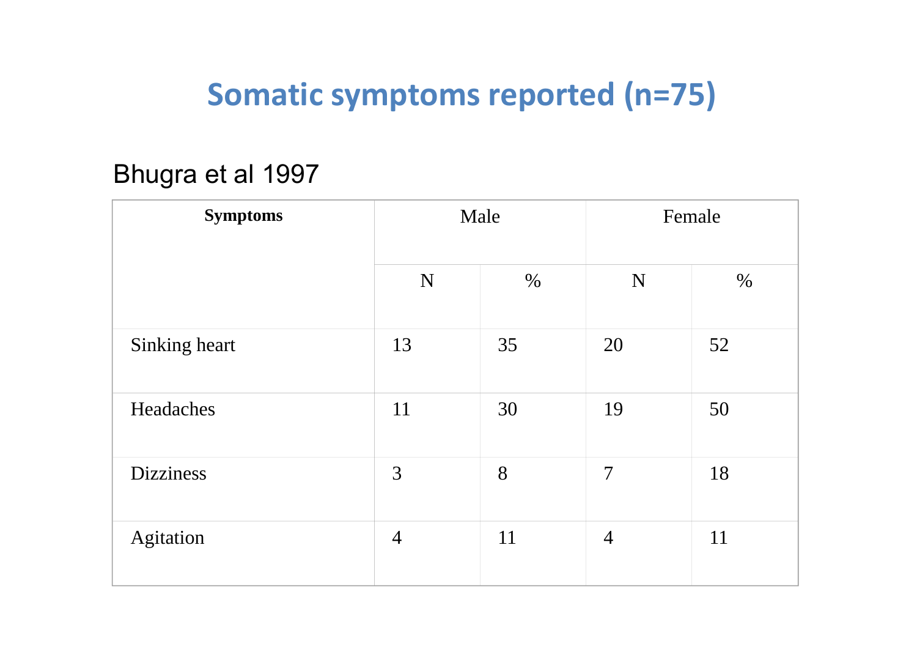# Somatic symptoms reported (n=75)

Bhugra et al 1997

| **Symptoms** | Male | | Female | |
|---|---|---|---|---|
| | N | % | N | % |
| Sinking heart | 13 | 35 | 20 | 52 |
| Headaches | 11 | 30 | 19 | 50 |
| Dizziness | 3 | 8 | 7 | 18 |
| Agitation | 4 | 11 | 4 | 11 |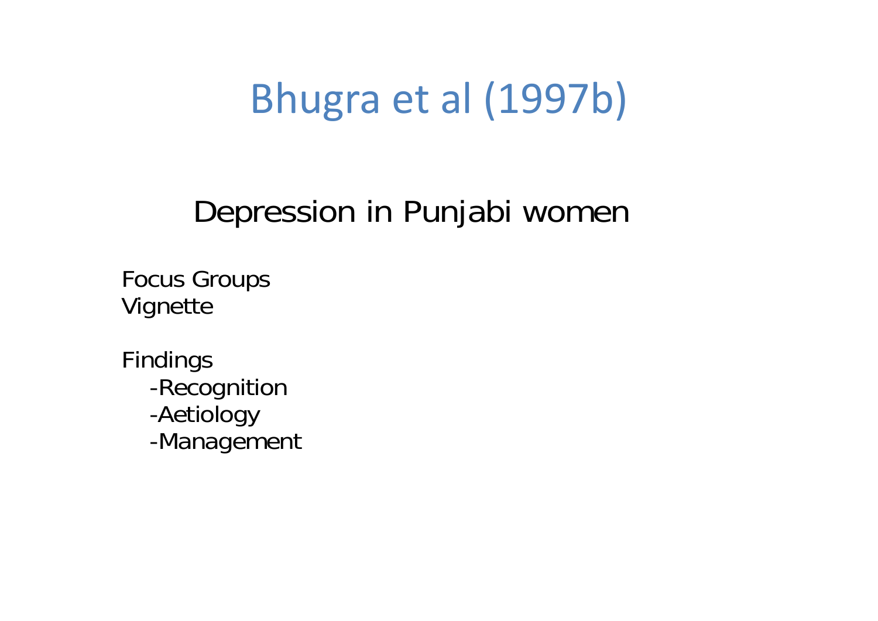# Bhugra et al (1997b)

## Depression in Punjabi women

Focus Groups
Vignette

Findings
- -Recognition
- -Aetiology
- -Management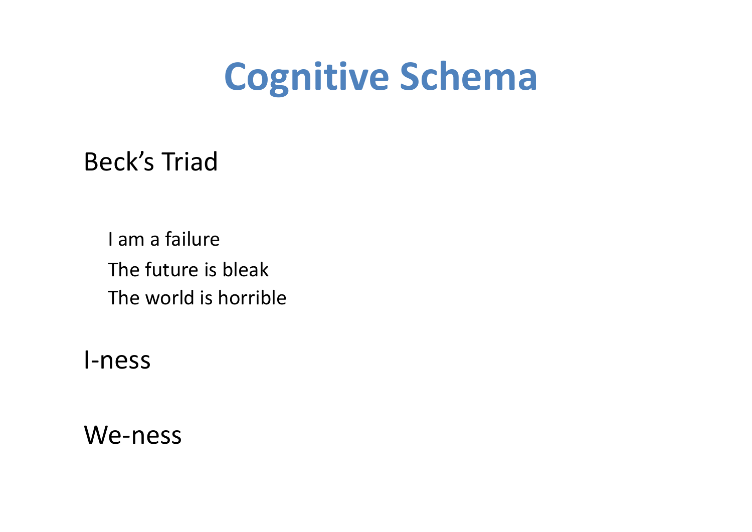# Cognitive Schema

Beck's Triad

- I am a failure
- The future is bleak
- The world is horrible

I-ness

We-ness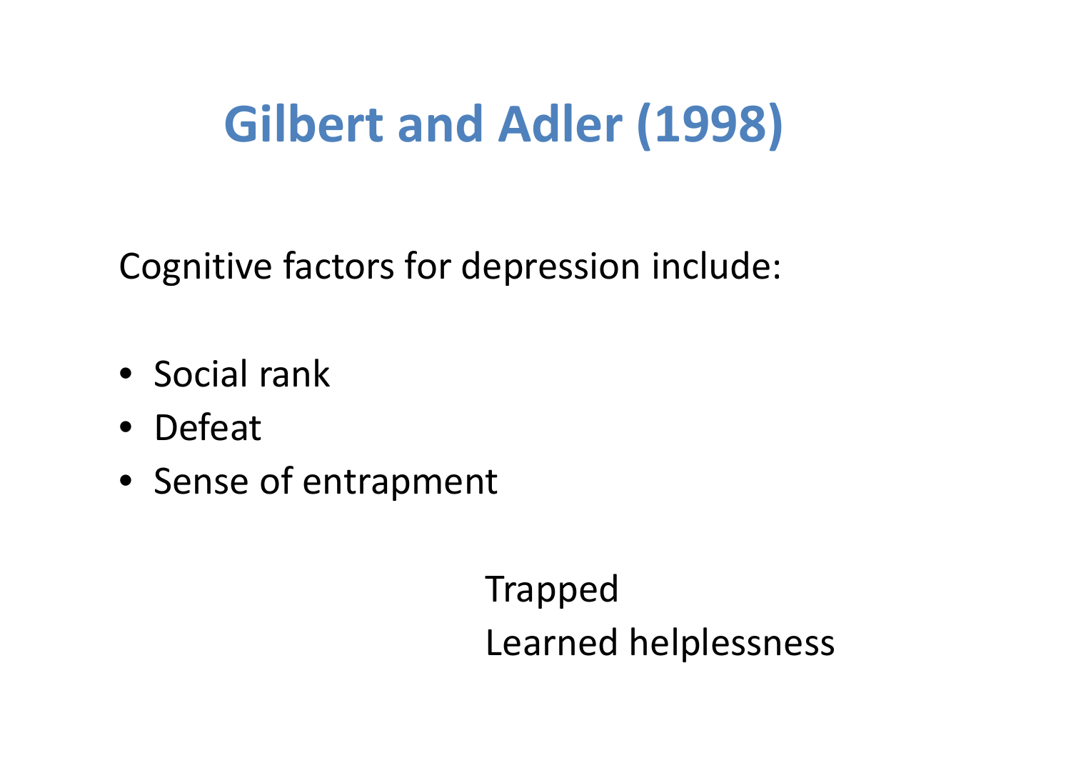# Gilbert and Adler (1998)

Cognitive factors for depression include:

- Social rank
- Defeat
- Sense of entrapment

Trapped

Learned helplessness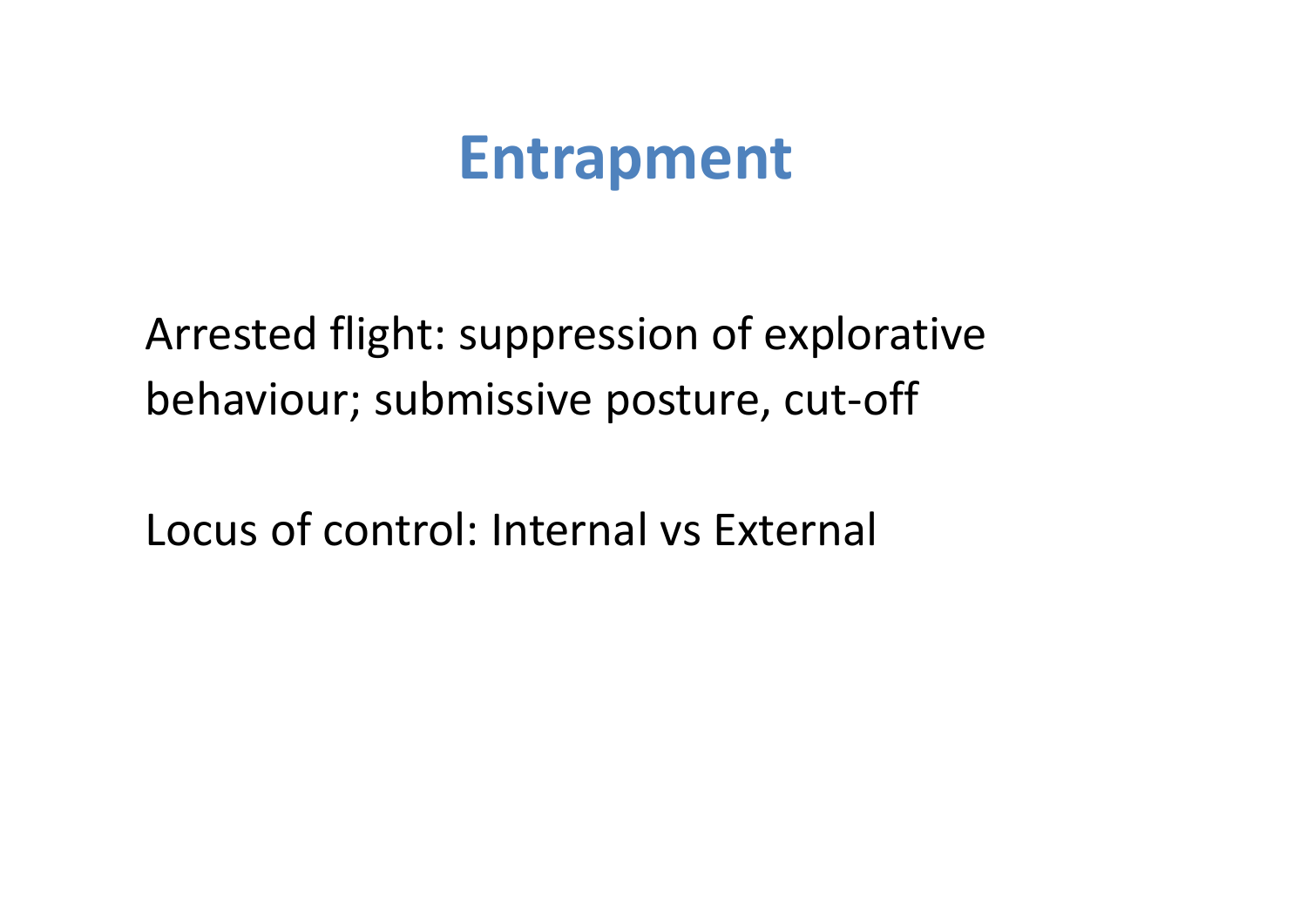# Entrapment

Arrested flight: suppression of explorative behaviour; submissive posture, cut-off

Locus of control: Internal vs External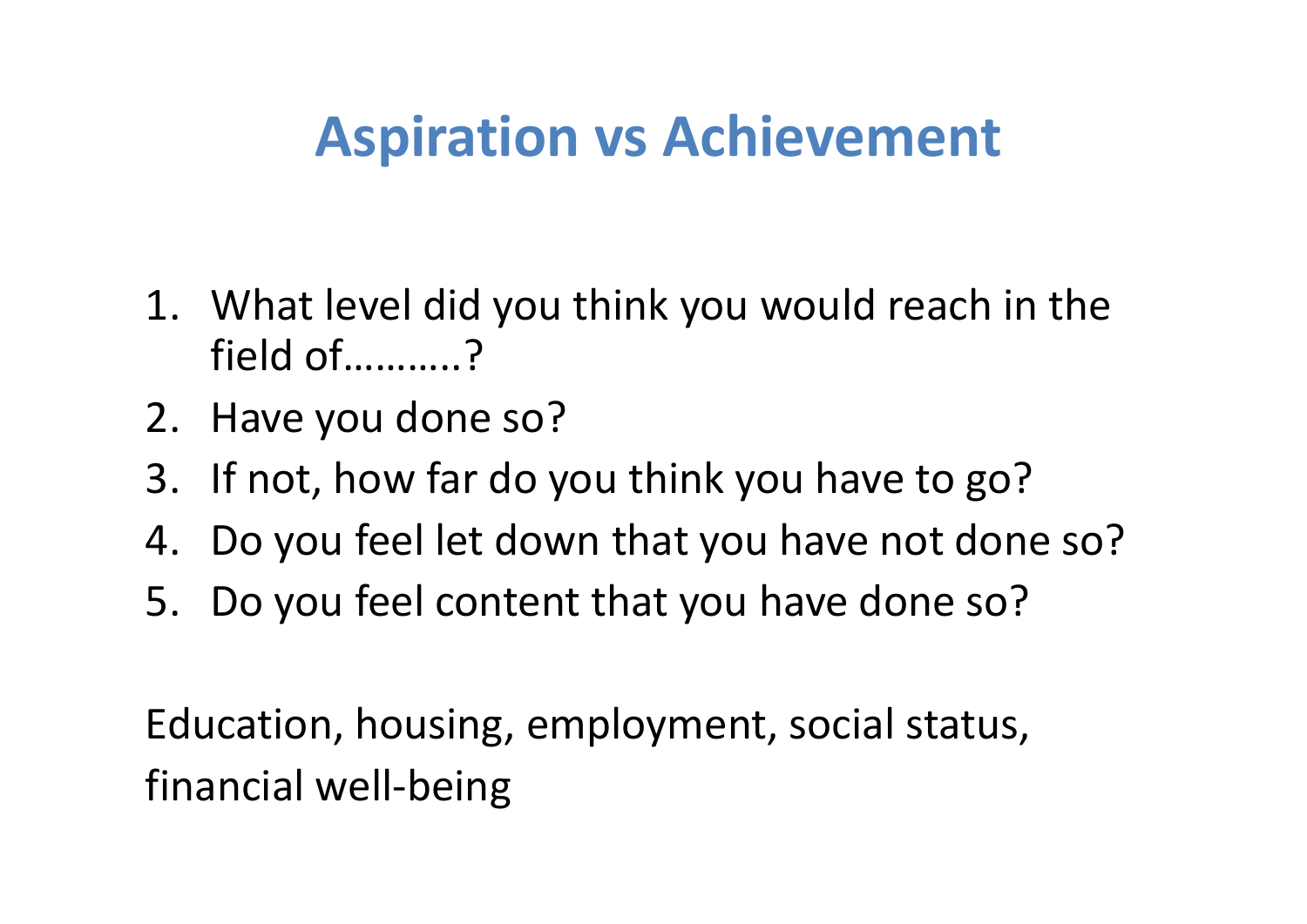# Aspiration vs Achievement

1. What level did you think you would reach in the field of……….?
2. Have you done so?
3. If not, how far do you think you have to go?
4. Do you feel let down that you have not done so?
5. Do you feel content that you have done so?

Education, housing, employment, social status, financial well-being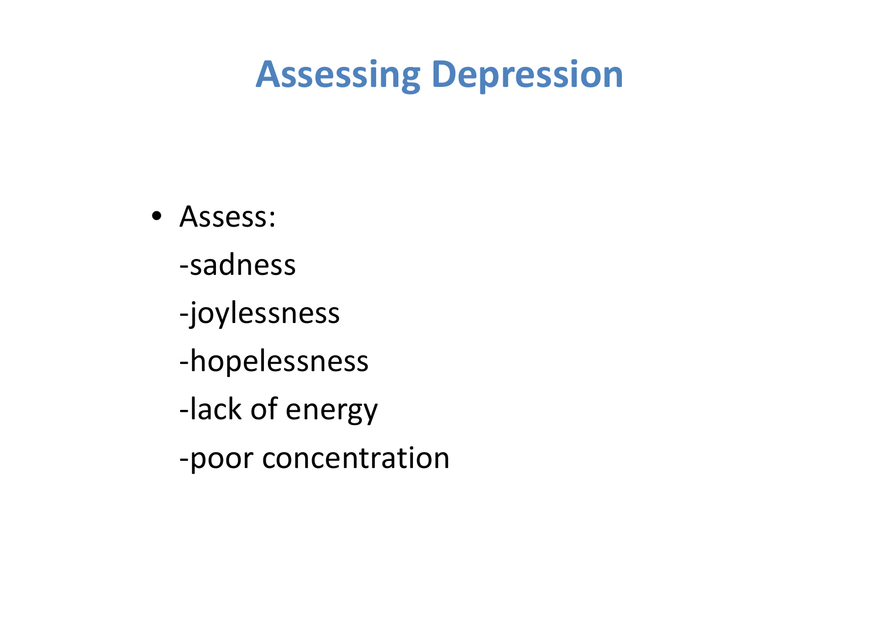# Assessing Depression

- Assess:

  -sadness

  -joylessness

  -hopelessness

  -lack of energy

  -poor concentration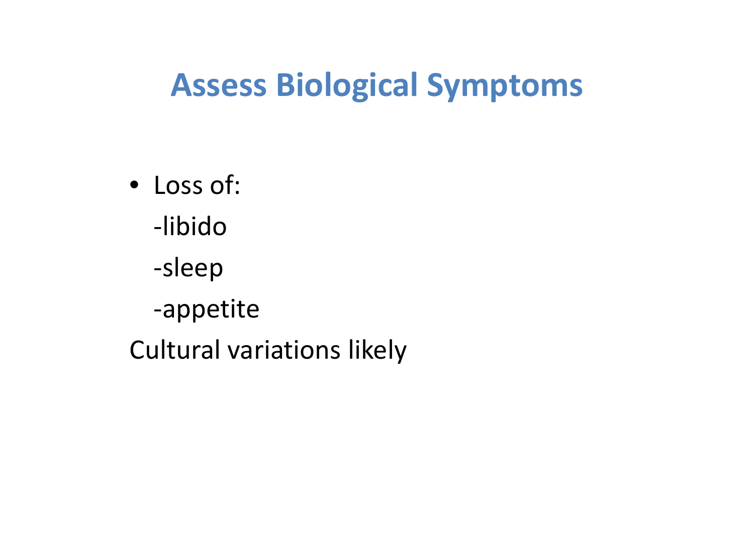# Assess Biological Symptoms

- Loss of:

  -libido

  -sleep

  -appetite

Cultural variations likely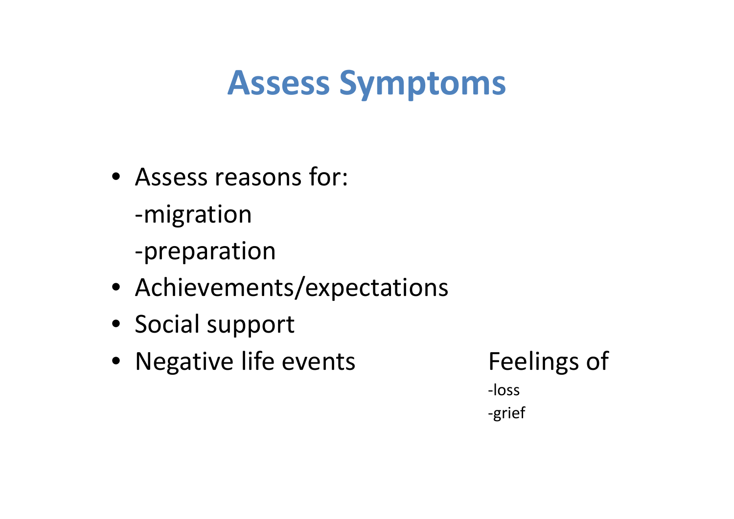# Assess Symptoms

- Assess reasons for:
  - -migration
  - -preparation
- Achievements/expectations
- Social support
- Negative life events

Feelings of

-loss

-grief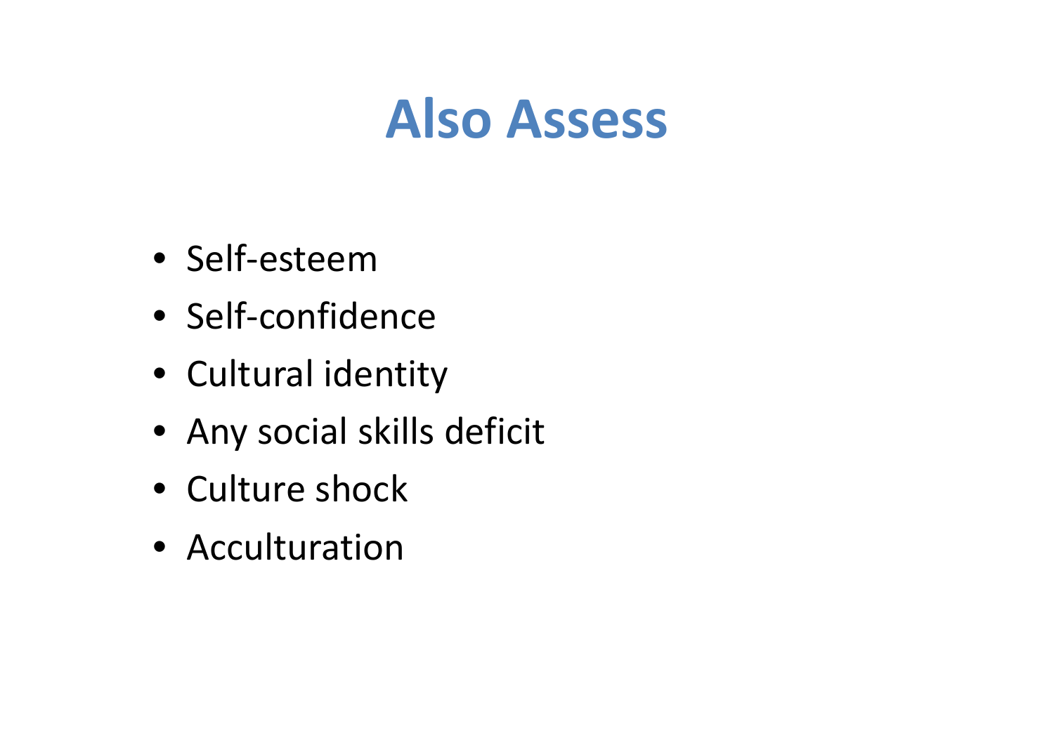# Also Assess

- Self-esteem
- Self-confidence
- Cultural identity
- Any social skills deficit
- Culture shock
- Acculturation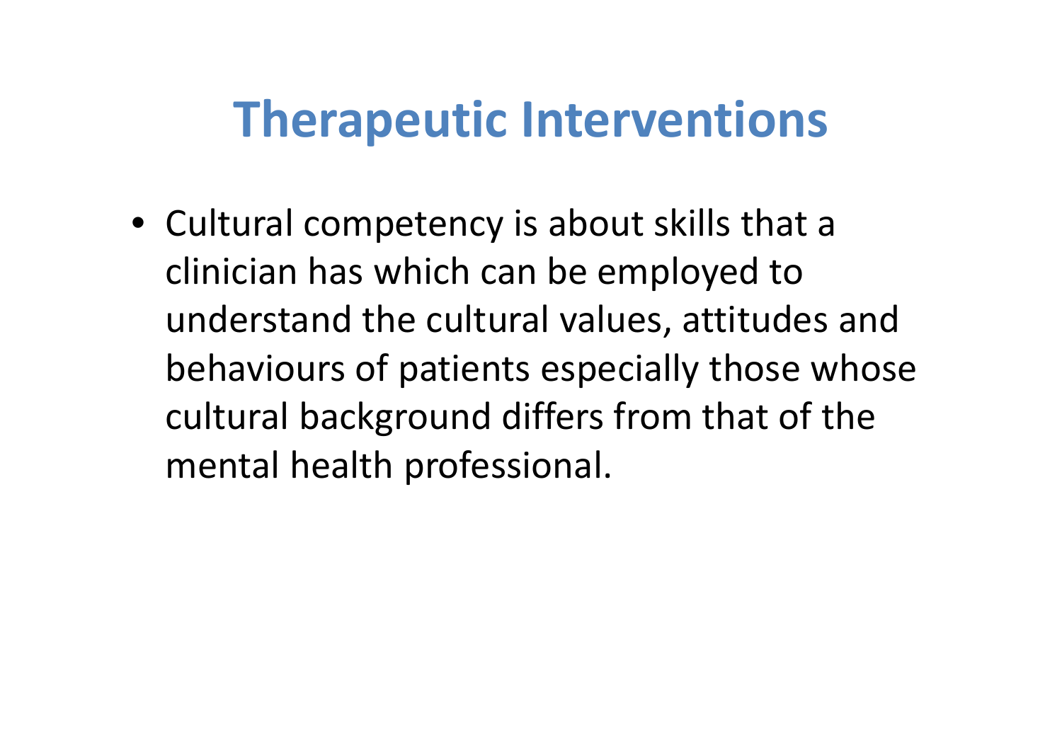# Therapeutic Interventions

- Cultural competency is about skills that a clinician has which can be employed to understand the cultural values, attitudes and behaviours of patients especially those whose cultural background differs from that of the mental health professional.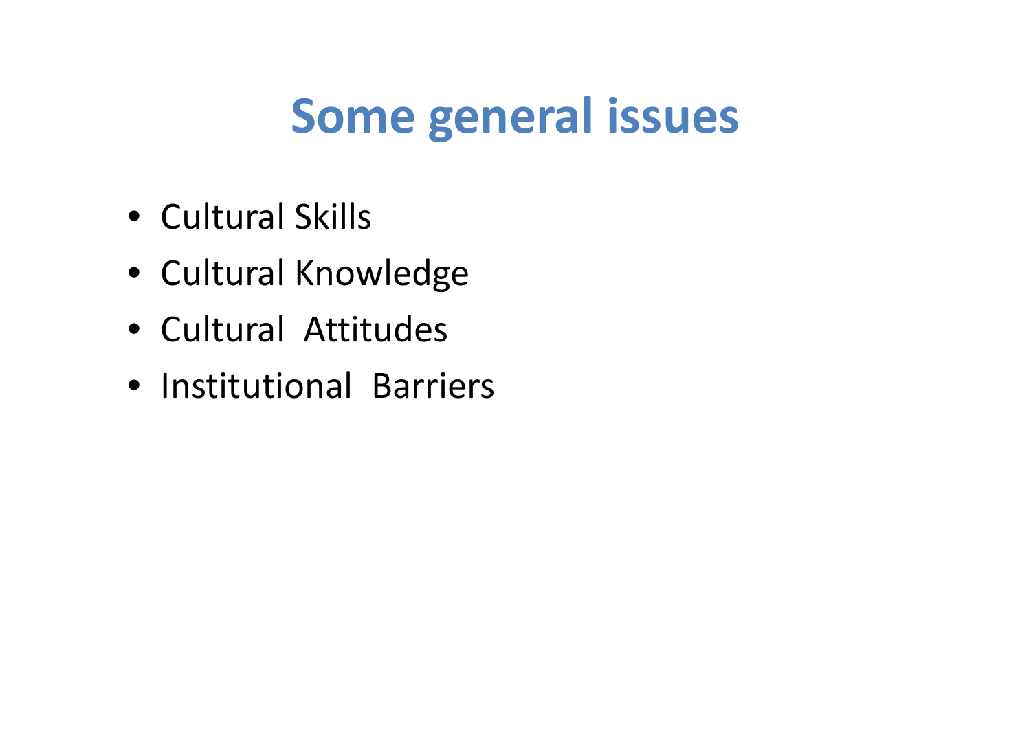# Some general issues

- Cultural Skills
- Cultural Knowledge
- Cultural Attitudes
- Institutional Barriers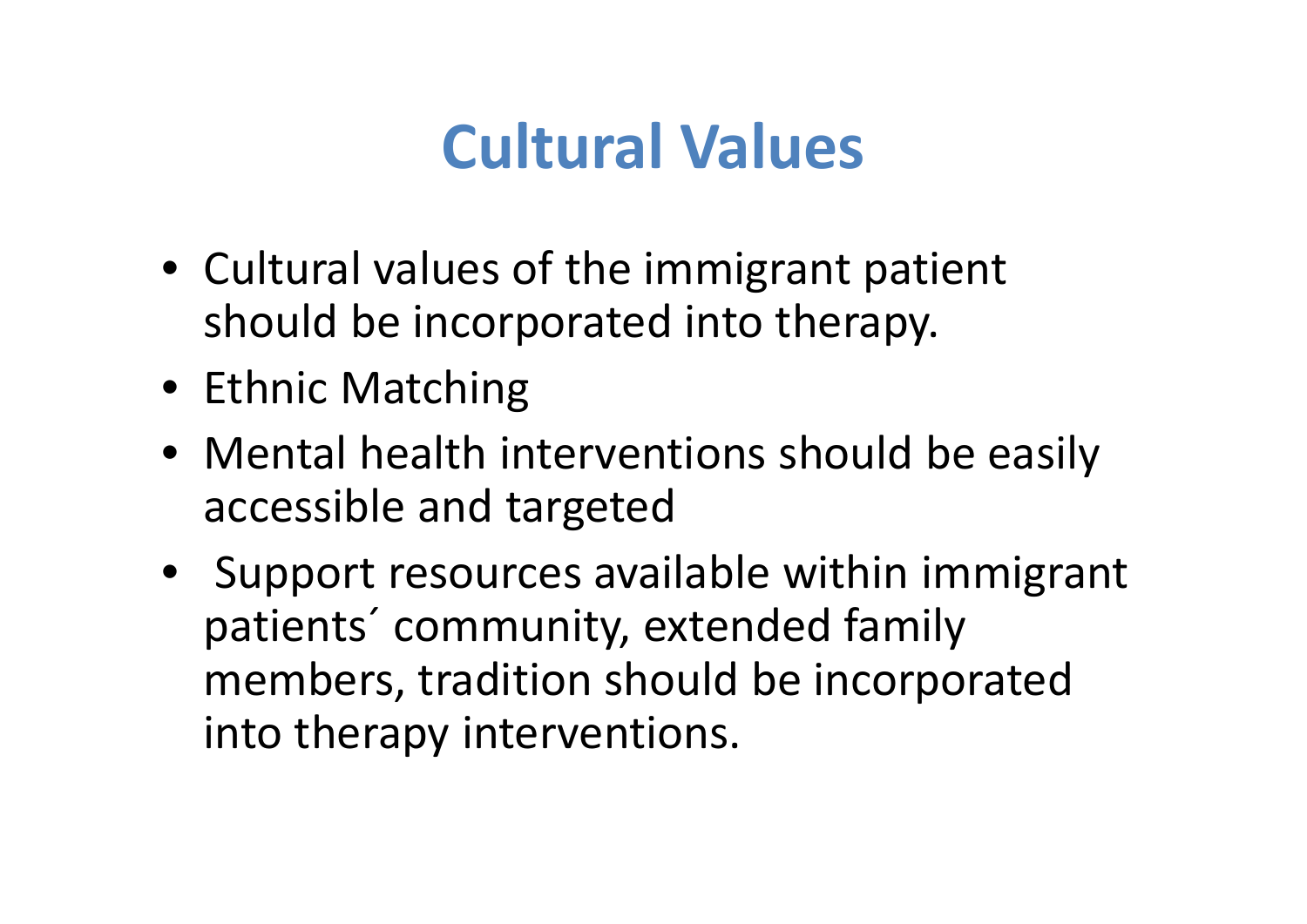# Cultural Values

- Cultural values of the immigrant patient should be incorporated into therapy.
- Ethnic Matching
- Mental health interventions should be easily accessible and targeted
- Support resources available within immigrant patients´ community, extended family members, tradition should be incorporated into therapy interventions.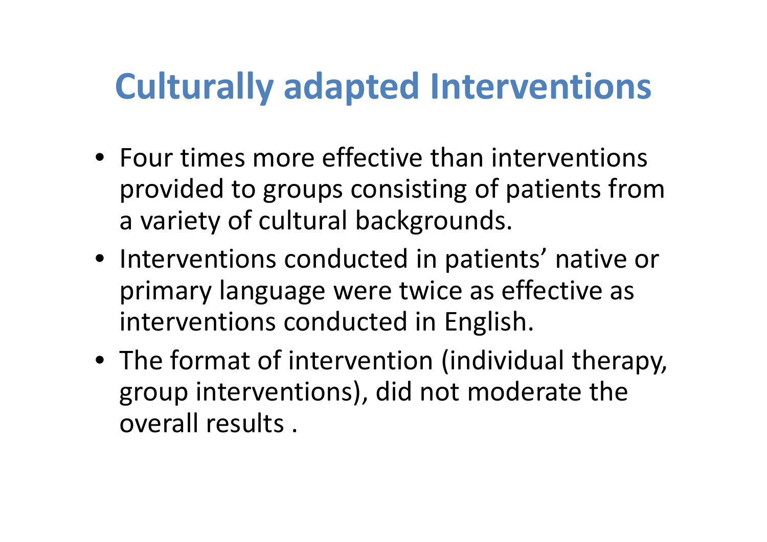# Culturally adapted Interventions

- Four times more effective than interventions provided to groups consisting of patients from a variety of cultural backgrounds.
- Interventions conducted in patients' native or primary language were twice as effective as interventions conducted in English.
- The format of intervention (individual therapy, group interventions), did not moderate the overall results .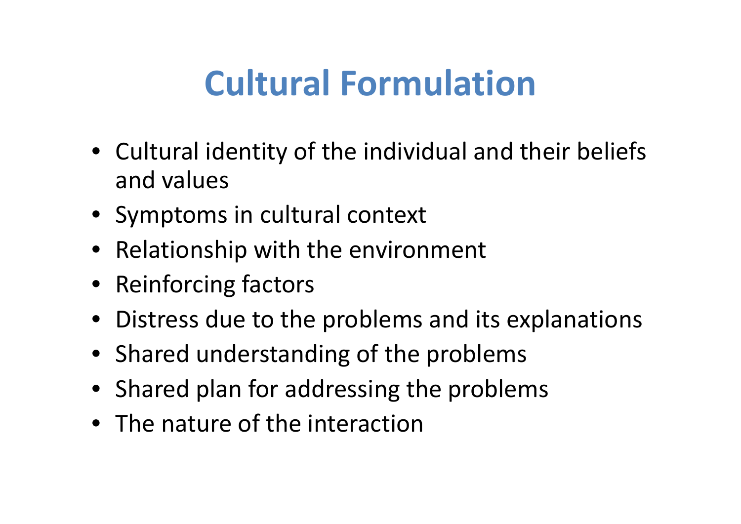# Cultural Formulation

- Cultural identity of the individual and their beliefs and values
- Symptoms in cultural context
- Relationship with the environment
- Reinforcing factors
- Distress due to the problems and its explanations
- Shared understanding of the problems
- Shared plan for addressing the problems
- The nature of the interaction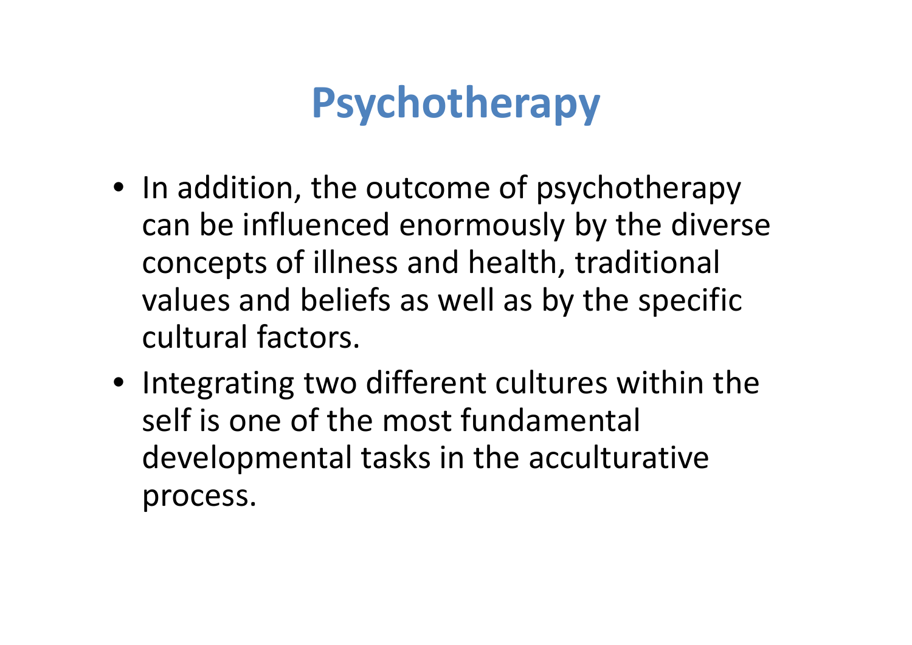# Psychotherapy

- In addition, the outcome of psychotherapy can be influenced enormously by the diverse concepts of illness and health, traditional values and beliefs as well as by the specific cultural factors.
- Integrating two different cultures within the self is one of the most fundamental developmental tasks in the acculturative process.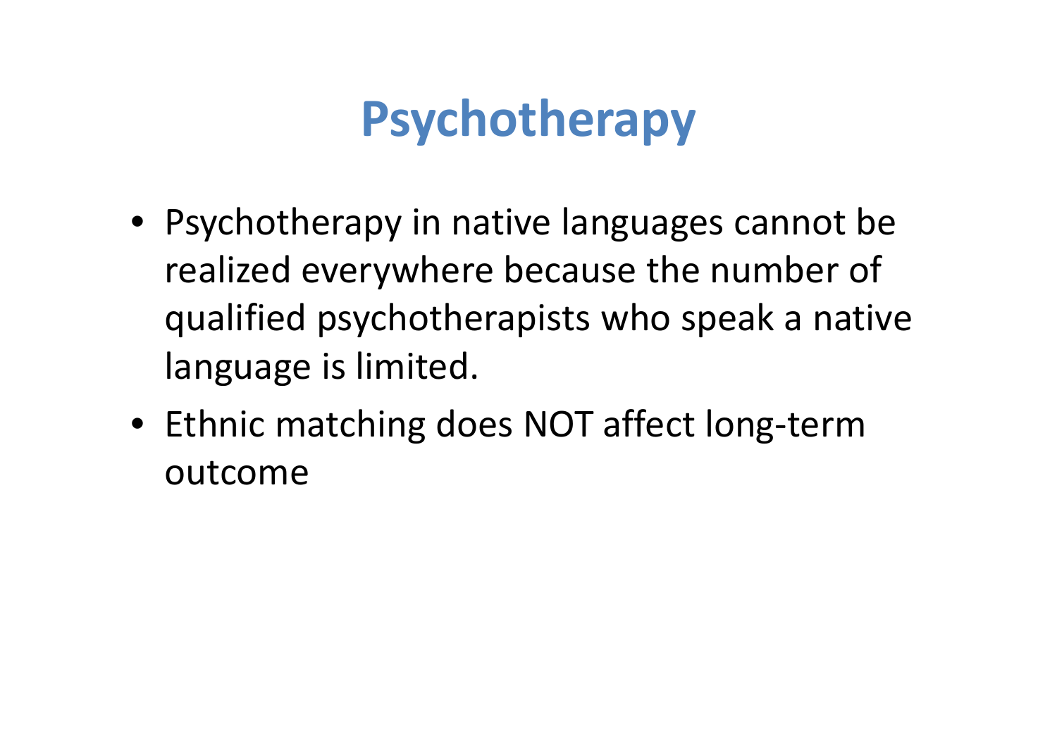# Psychotherapy

- Psychotherapy in native languages cannot be realized everywhere because the number of qualified psychotherapists who speak a native language is limited.
- Ethnic matching does NOT affect long-term outcome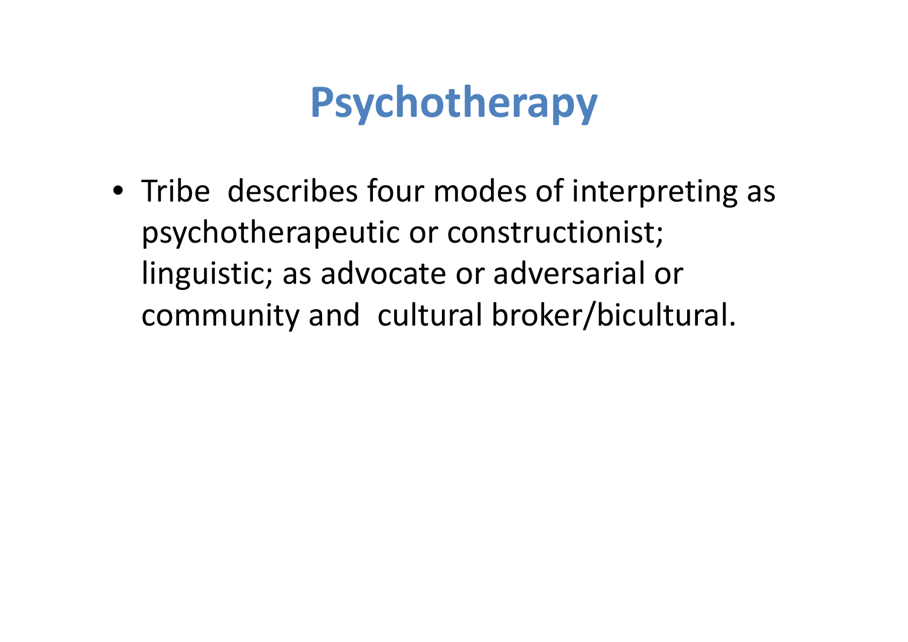# Psychotherapy

- Tribe describes four modes of interpreting as psychotherapeutic or constructionist; linguistic; as advocate or adversarial or community and cultural broker/bicultural.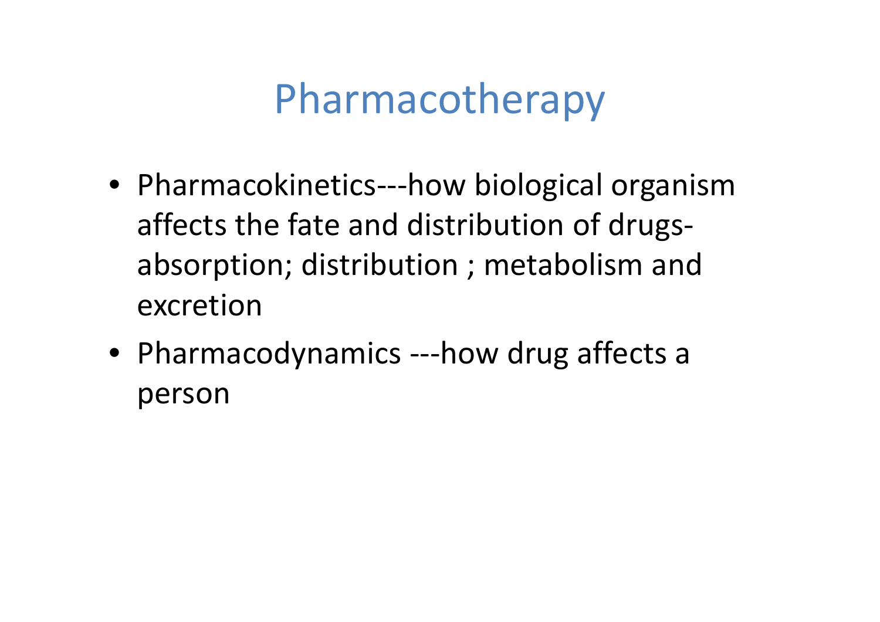# Pharmacotherapy

- Pharmacokinetics---how biological organism affects the fate and distribution of drugs- absorption; distribution ; metabolism and excretion
- Pharmacodynamics ---how drug affects a person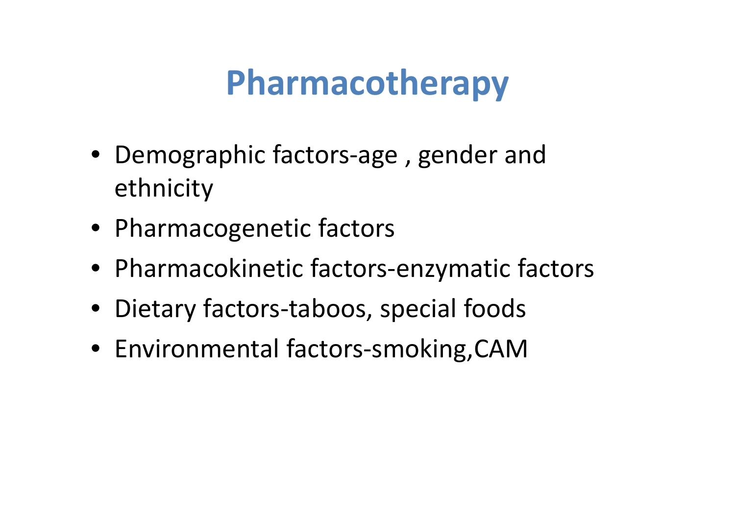# Pharmacotherapy

- Demographic factors-age , gender and ethnicity
- Pharmacogenetic factors
- Pharmacokinetic factors-enzymatic factors
- Dietary factors-taboos, special foods
- Environmental factors-smoking,CAM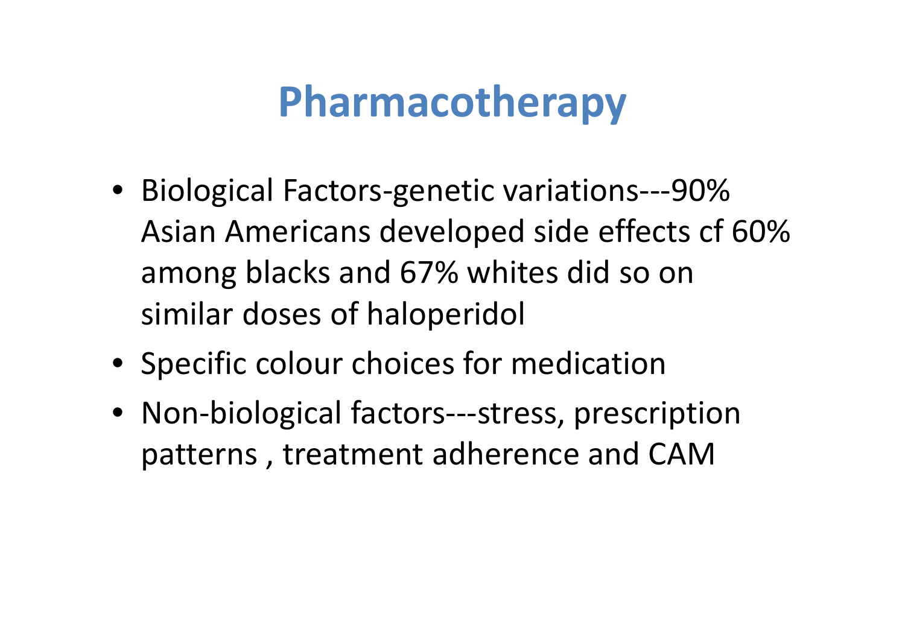# Pharmacotherapy

- Biological Factors-genetic variations---90% Asian Americans developed side effects cf 60% among blacks and 67% whites did so on similar doses of haloperidol
- Specific colour choices for medication
- Non-biological factors---stress, prescription patterns , treatment adherence and CAM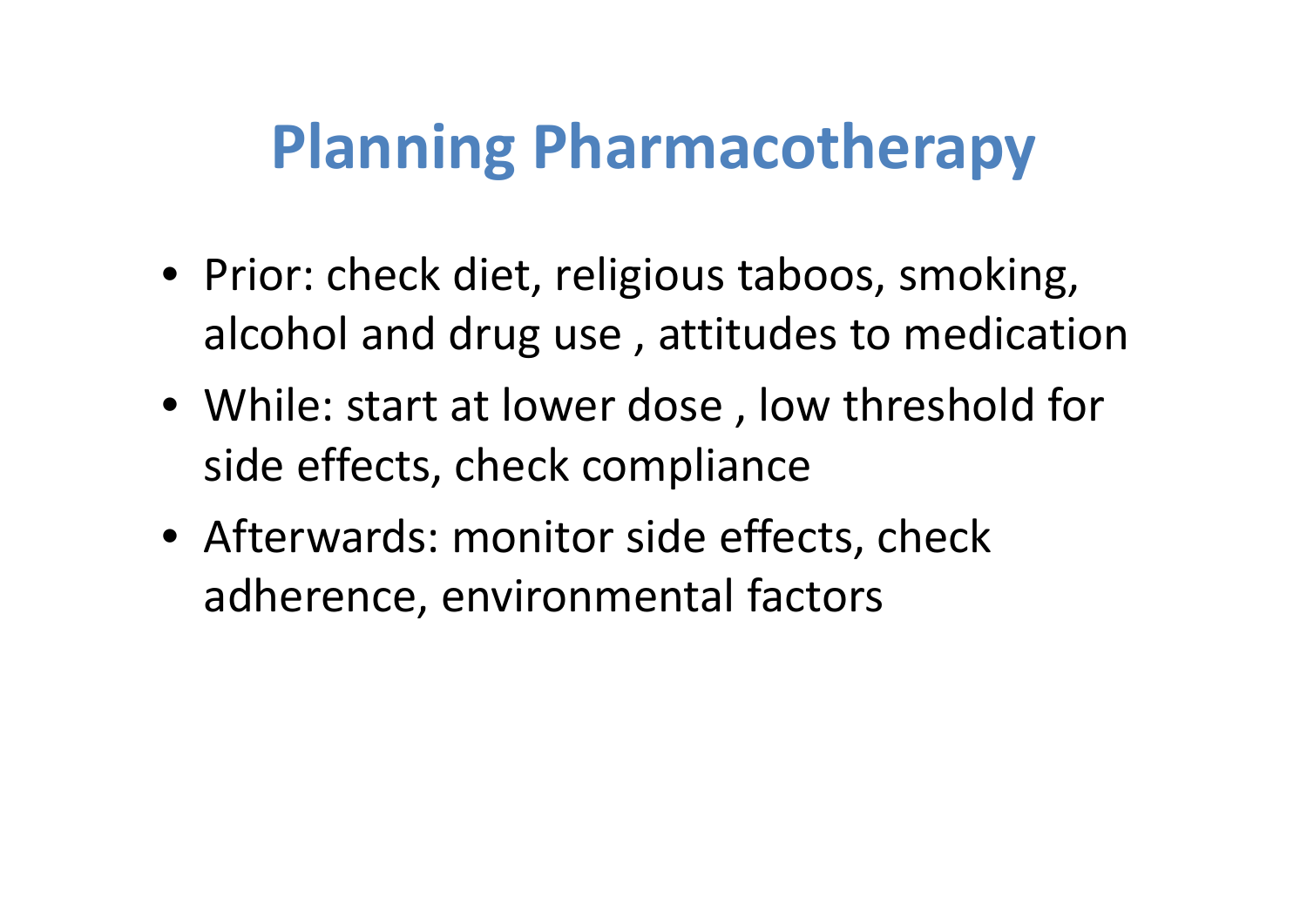# Planning Pharmacotherapy

- Prior: check diet, religious taboos, smoking, alcohol and drug use , attitudes to medication
- While: start at lower dose , low threshold for side effects, check compliance
- Afterwards: monitor side effects, check adherence, environmental factors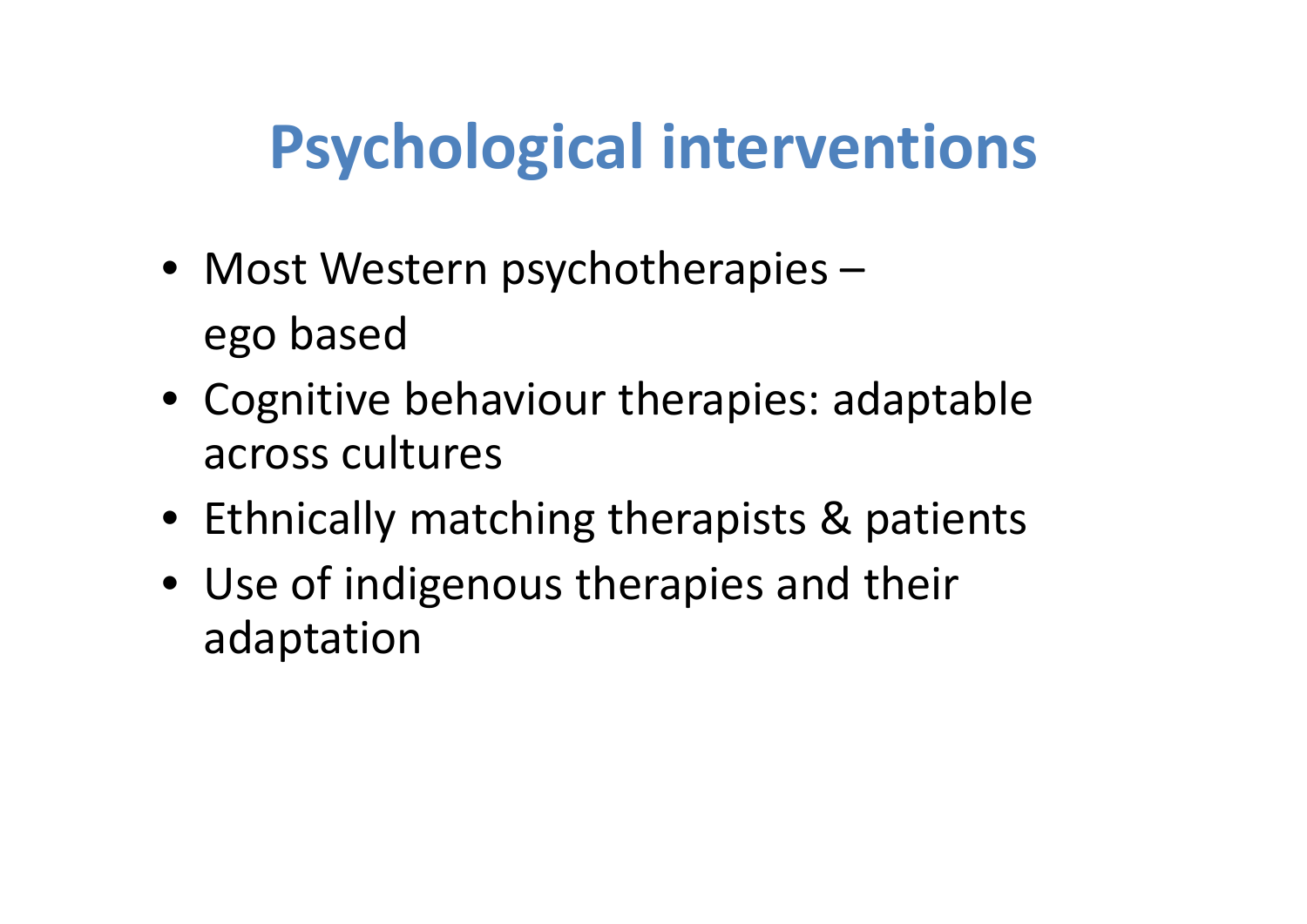# Psychological interventions

- Most Western psychotherapies – ego based
- Cognitive behaviour therapies: adaptable across cultures
- Ethnically matching therapists & patients
- Use of indigenous therapies and their adaptation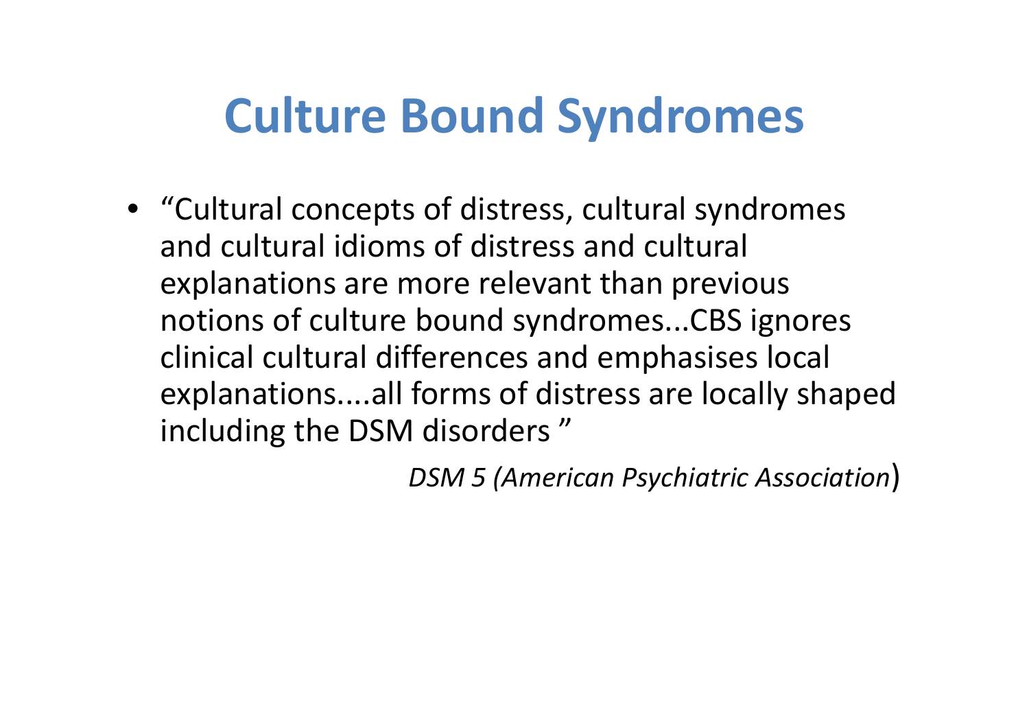# Culture Bound Syndromes

- "Cultural concepts of distress, cultural syndromes and cultural idioms of distress and cultural explanations are more relevant than previous notions of culture bound syndromes...CBS ignores clinical cultural differences and emphasises local explanations....all forms of distress are locally shaped including the DSM disorders "

*DSM 5 (American Psychiatric Association*)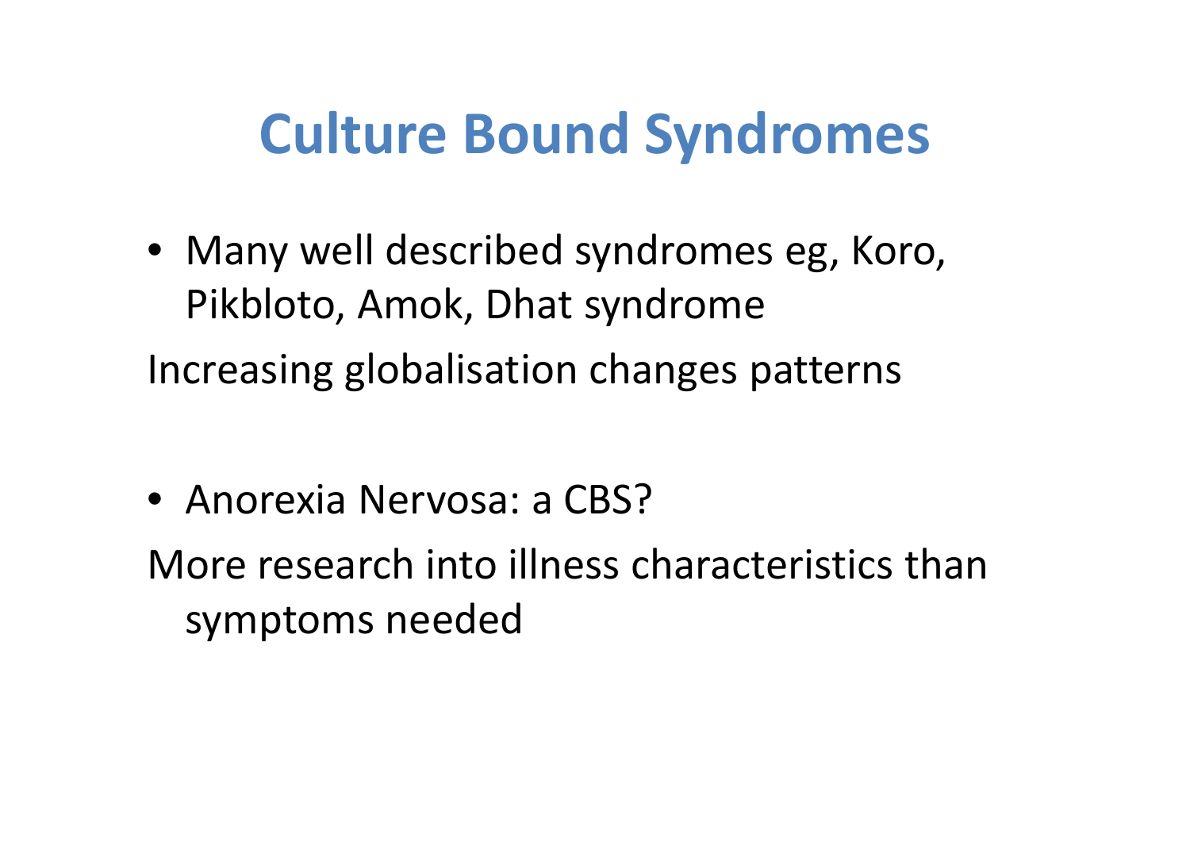# Culture Bound Syndromes

- Many well described syndromes eg, Koro, Pikbloto, Amok, Dhat syndrome

Increasing globalisation changes patterns

- Anorexia Nervosa: a CBS?

More research into illness characteristics than symptoms needed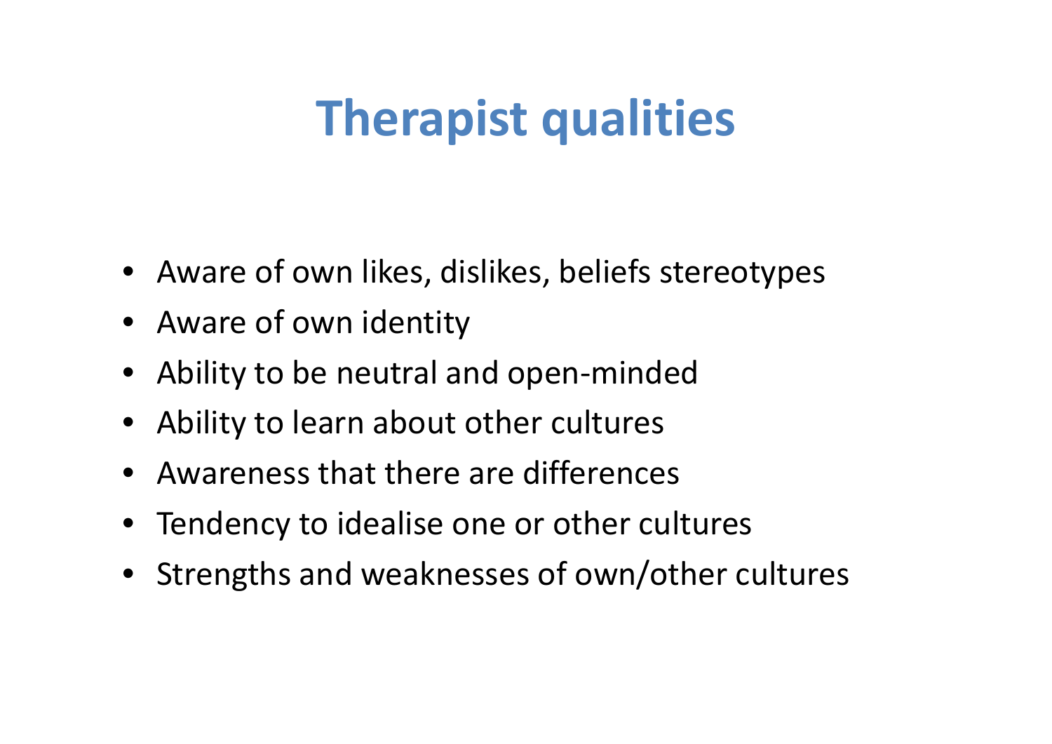# Therapist qualities

- Aware of own likes, dislikes, beliefs stereotypes
- Aware of own identity
- Ability to be neutral and open-minded
- Ability to learn about other cultures
- Awareness that there are differences
- Tendency to idealise one or other cultures
- Strengths and weaknesses of own/other cultures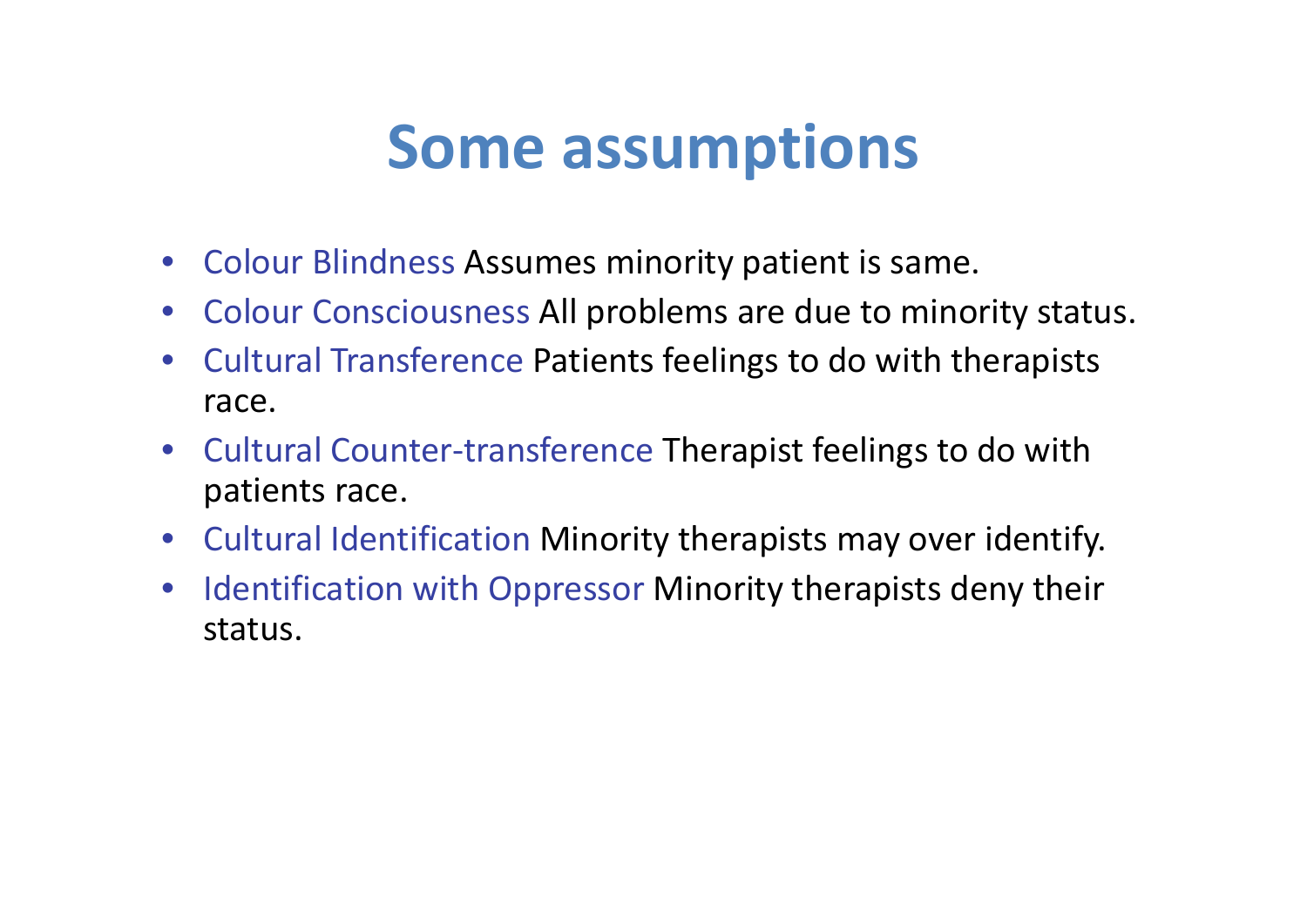# Some assumptions

- Colour Blindness Assumes minority patient is same.
- Colour Consciousness All problems are due to minority status.
- Cultural Transference Patients feelings to do with therapists race.
- Cultural Counter-transference Therapist feelings to do with patients race.
- Cultural Identification Minority therapists may over identify.
- Identification with Oppressor Minority therapists deny their status.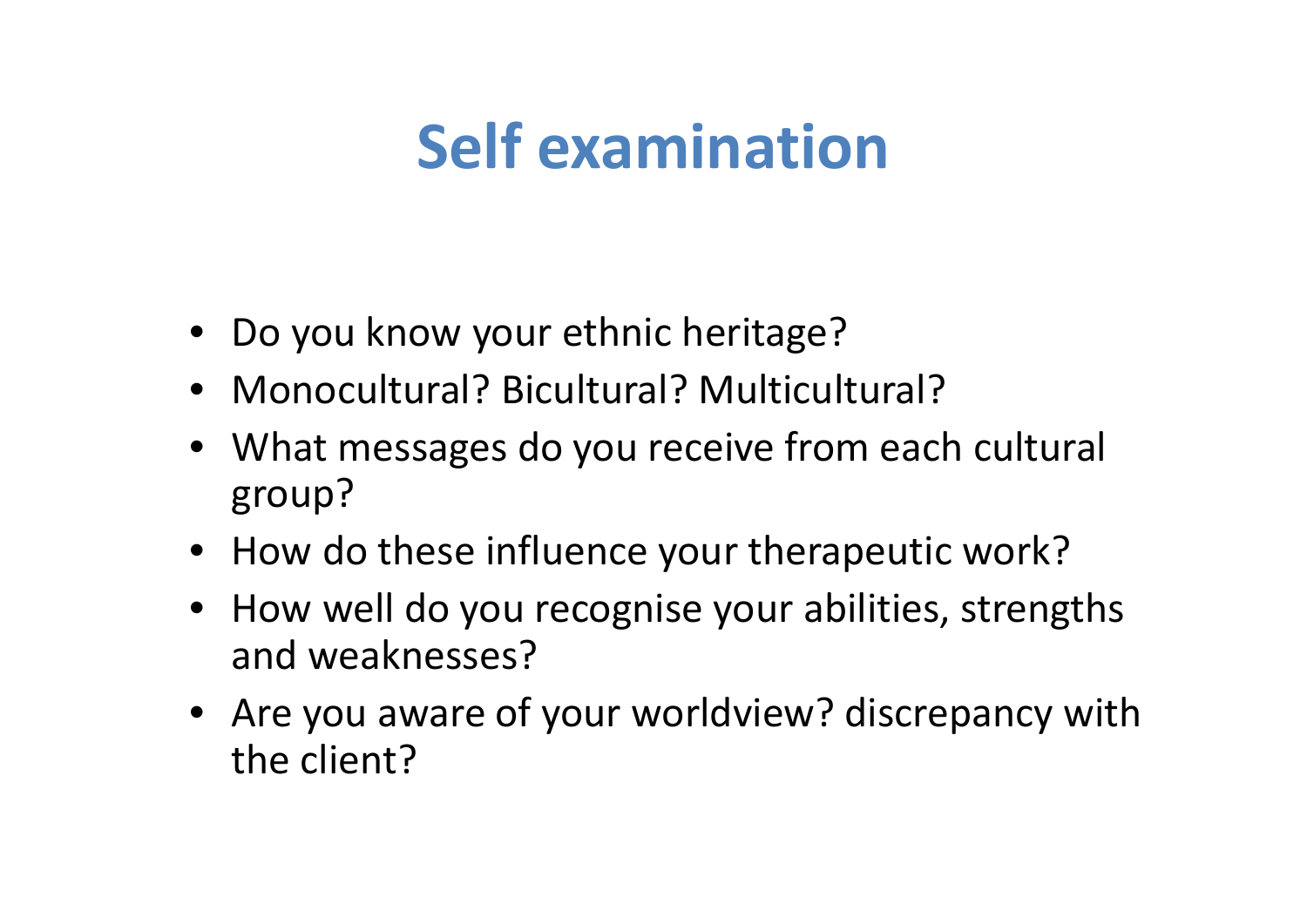# Self examination

- Do you know your ethnic heritage?
- Monocultural? Bicultural? Multicultural?
- What messages do you receive from each cultural group?
- How do these influence your therapeutic work?
- How well do you recognise your abilities, strengths and weaknesses?
- Are you aware of your worldview? discrepancy with the client?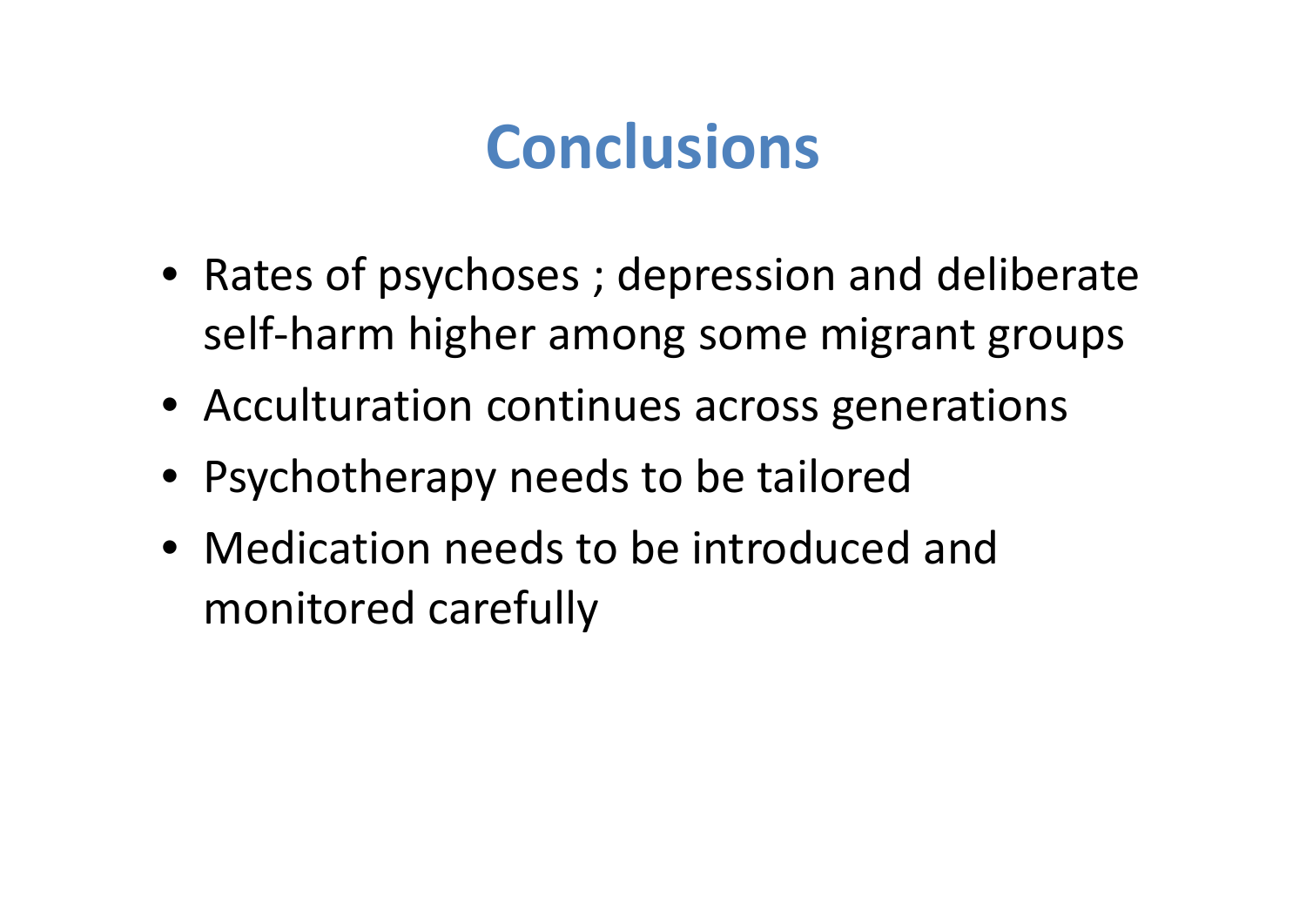# Conclusions

- Rates of psychoses ; depression and deliberate self-harm higher among some migrant groups
- Acculturation continues across generations
- Psychotherapy needs to be tailored
- Medication needs to be introduced and monitored carefully